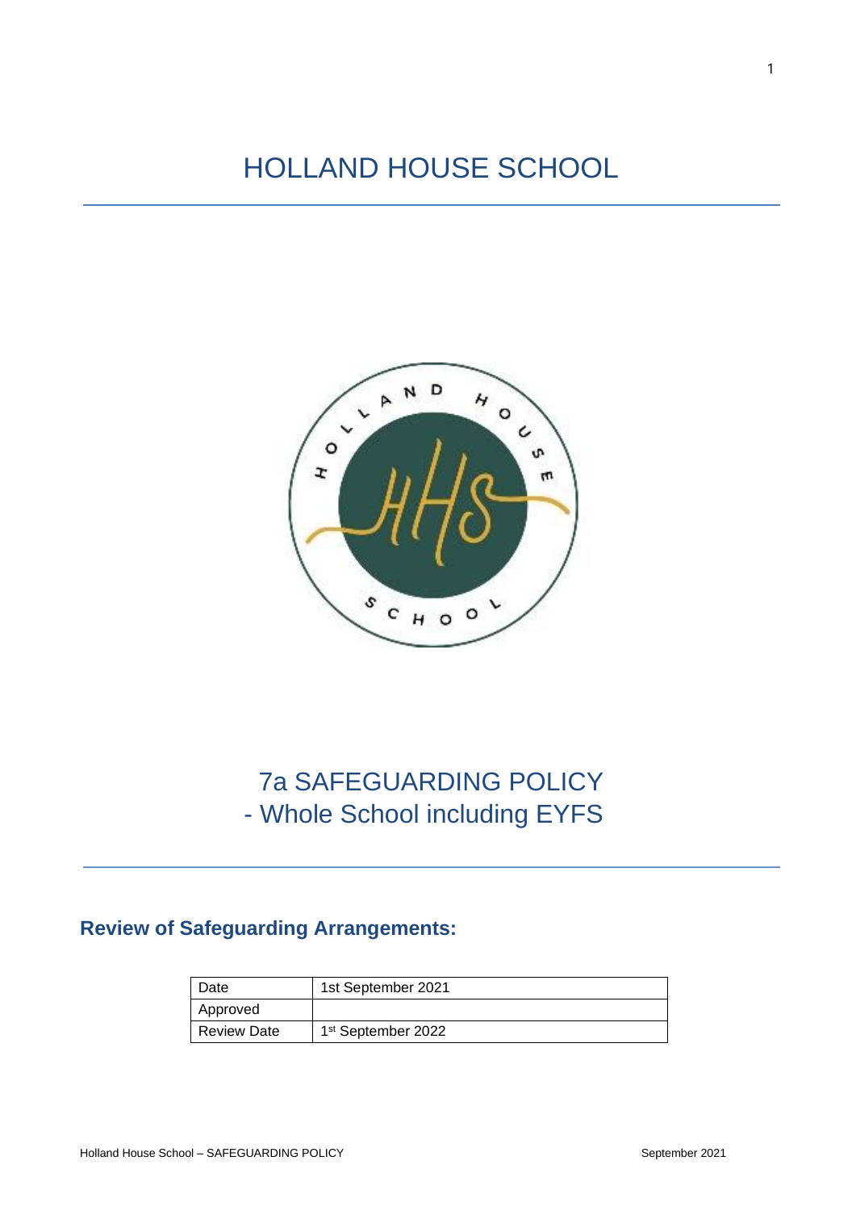# HOLLAND HOUSE SCHOOL

# 7a SAFEGUARDING POLICY
# - Whole School including EYFS

## Review of Safeguarding Arrangements:

| Date | 1st September 2021 |
|---|---|
| Approved | |
| Review Date | 1st September 2022 |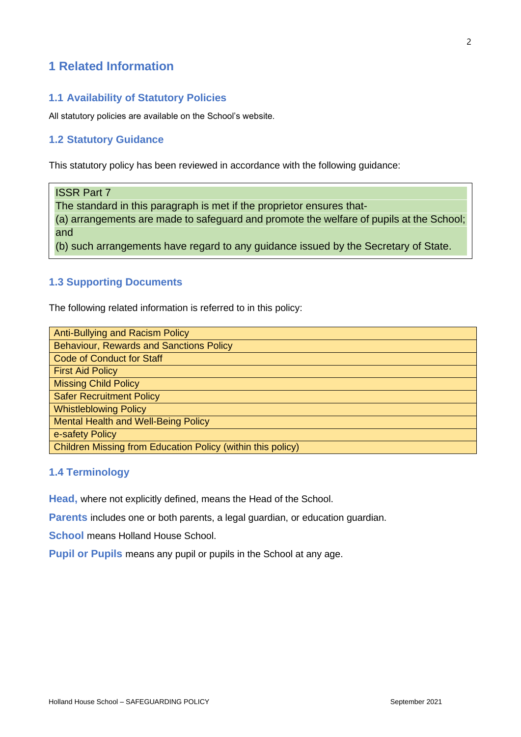# 1 Related Information

## 1.1 Availability of Statutory Policies

All statutory policies are available on the School's website.

## 1.2 Statutory Guidance

This statutory policy has been reviewed in accordance with the following guidance:

| ISSR Part 7 |
| --- |
| The standard in this paragraph is met if the proprietor ensures that- |
| (a) arrangements are made to safeguard and promote the welfare of pupils at the School; and |
| (b) such arrangements have regard to any guidance issued by the Secretary of State. |

## 1.3 Supporting Documents

The following related information is referred to in this policy:

| Anti-Bullying and Racism Policy |
| --- |
| Behaviour, Rewards and Sanctions Policy |
| Code of Conduct for Staff |
| First Aid Policy |
| Missing Child Policy |
| Safer Recruitment Policy |
| Whistleblowing Policy |
| Mental Health and Well-Being Policy |
| e-safety Policy |
| Children Missing from Education Policy (within this policy) |

## 1.4 Terminology

**Head,** where not explicitly defined, means the Head of the School.

**Parents** includes one or both parents, a legal guardian, or education guardian.

**School** means Holland House School.

**Pupil or Pupils** means any pupil or pupils in the School at any age.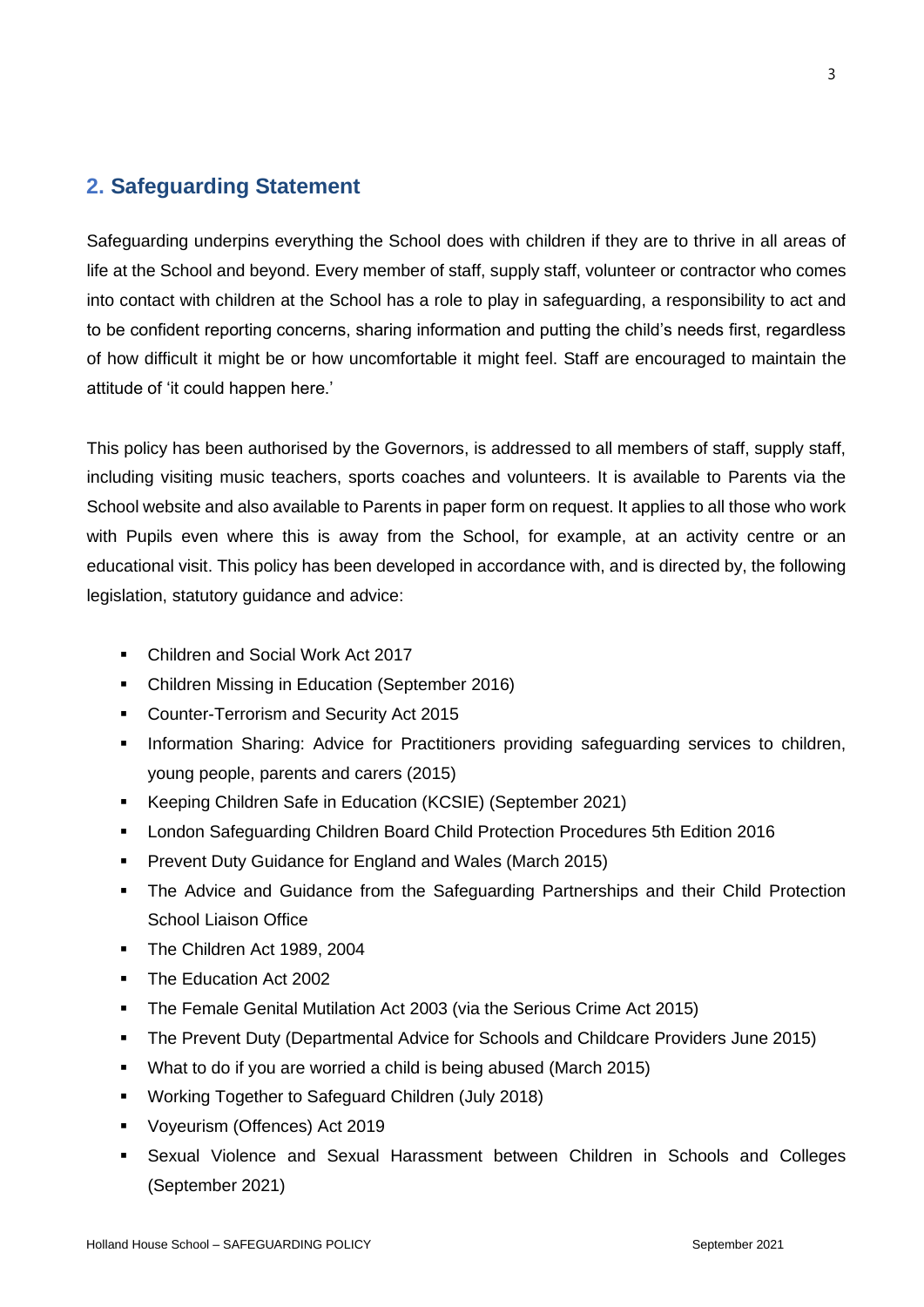## 2. Safeguarding Statement

Safeguarding underpins everything the School does with children if they are to thrive in all areas of life at the School and beyond. Every member of staff, supply staff, volunteer or contractor who comes into contact with children at the School has a role to play in safeguarding, a responsibility to act and to be confident reporting concerns, sharing information and putting the child's needs first, regardless of how difficult it might be or how uncomfortable it might feel. Staff are encouraged to maintain the attitude of 'it could happen here.'

This policy has been authorised by the Governors, is addressed to all members of staff, supply staff, including visiting music teachers, sports coaches and volunteers. It is available to Parents via the School website and also available to Parents in paper form on request. It applies to all those who work with Pupils even where this is away from the School, for example, at an activity centre or an educational visit. This policy has been developed in accordance with, and is directed by, the following legislation, statutory guidance and advice:

- Children and Social Work Act 2017
- Children Missing in Education (September 2016)
- Counter-Terrorism and Security Act 2015
- Information Sharing: Advice for Practitioners providing safeguarding services to children, young people, parents and carers (2015)
- Keeping Children Safe in Education (KCSIE) (September 2021)
- London Safeguarding Children Board Child Protection Procedures 5th Edition 2016
- Prevent Duty Guidance for England and Wales (March 2015)
- The Advice and Guidance from the Safeguarding Partnerships and their Child Protection School Liaison Office
- The Children Act 1989, 2004
- The Education Act 2002
- The Female Genital Mutilation Act 2003 (via the Serious Crime Act 2015)
- The Prevent Duty (Departmental Advice for Schools and Childcare Providers June 2015)
- What to do if you are worried a child is being abused (March 2015)
- Working Together to Safeguard Children (July 2018)
- Voyeurism (Offences) Act 2019
- Sexual Violence and Sexual Harassment between Children in Schools and Colleges (September 2021)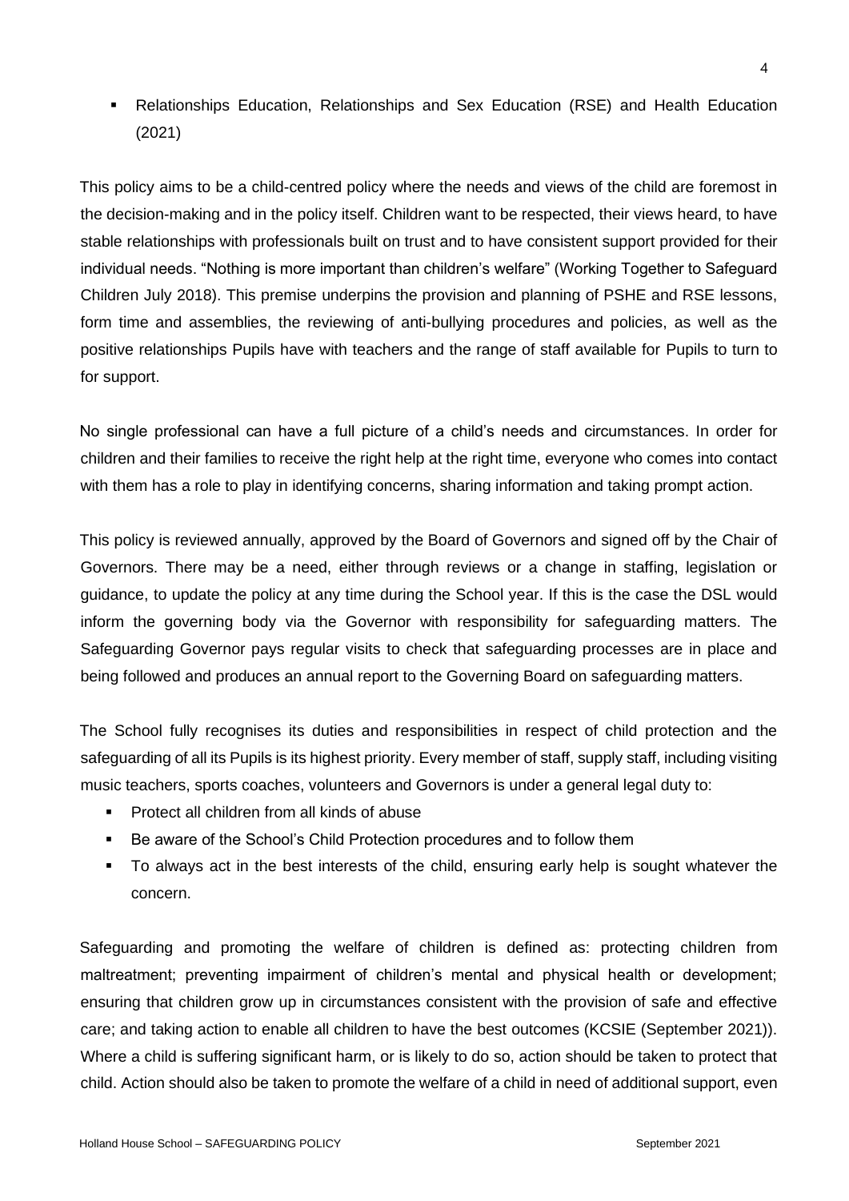- Relationships Education, Relationships and Sex Education (RSE) and Health Education (2021)

This policy aims to be a child-centred policy where the needs and views of the child are foremost in the decision-making and in the policy itself. Children want to be respected, their views heard, to have stable relationships with professionals built on trust and to have consistent support provided for their individual needs. "Nothing is more important than children's welfare" (Working Together to Safeguard Children July 2018). This premise underpins the provision and planning of PSHE and RSE lessons, form time and assemblies, the reviewing of anti-bullying procedures and policies, as well as the positive relationships Pupils have with teachers and the range of staff available for Pupils to turn to for support.

No single professional can have a full picture of a child's needs and circumstances. In order for children and their families to receive the right help at the right time, everyone who comes into contact with them has a role to play in identifying concerns, sharing information and taking prompt action.

This policy is reviewed annually, approved by the Board of Governors and signed off by the Chair of Governors. There may be a need, either through reviews or a change in staffing, legislation or guidance, to update the policy at any time during the School year. If this is the case the DSL would inform the governing body via the Governor with responsibility for safeguarding matters. The Safeguarding Governor pays regular visits to check that safeguarding processes are in place and being followed and produces an annual report to the Governing Board on safeguarding matters.

The School fully recognises its duties and responsibilities in respect of child protection and the safeguarding of all its Pupils is its highest priority. Every member of staff, supply staff, including visiting music teachers, sports coaches, volunteers and Governors is under a general legal duty to:

- Protect all children from all kinds of abuse
- Be aware of the School's Child Protection procedures and to follow them
- To always act in the best interests of the child, ensuring early help is sought whatever the concern.

Safeguarding and promoting the welfare of children is defined as: protecting children from maltreatment; preventing impairment of children's mental and physical health or development; ensuring that children grow up in circumstances consistent with the provision of safe and effective care; and taking action to enable all children to have the best outcomes (KCSIE (September 2021)). Where a child is suffering significant harm, or is likely to do so, action should be taken to protect that child. Action should also be taken to promote the welfare of a child in need of additional support, even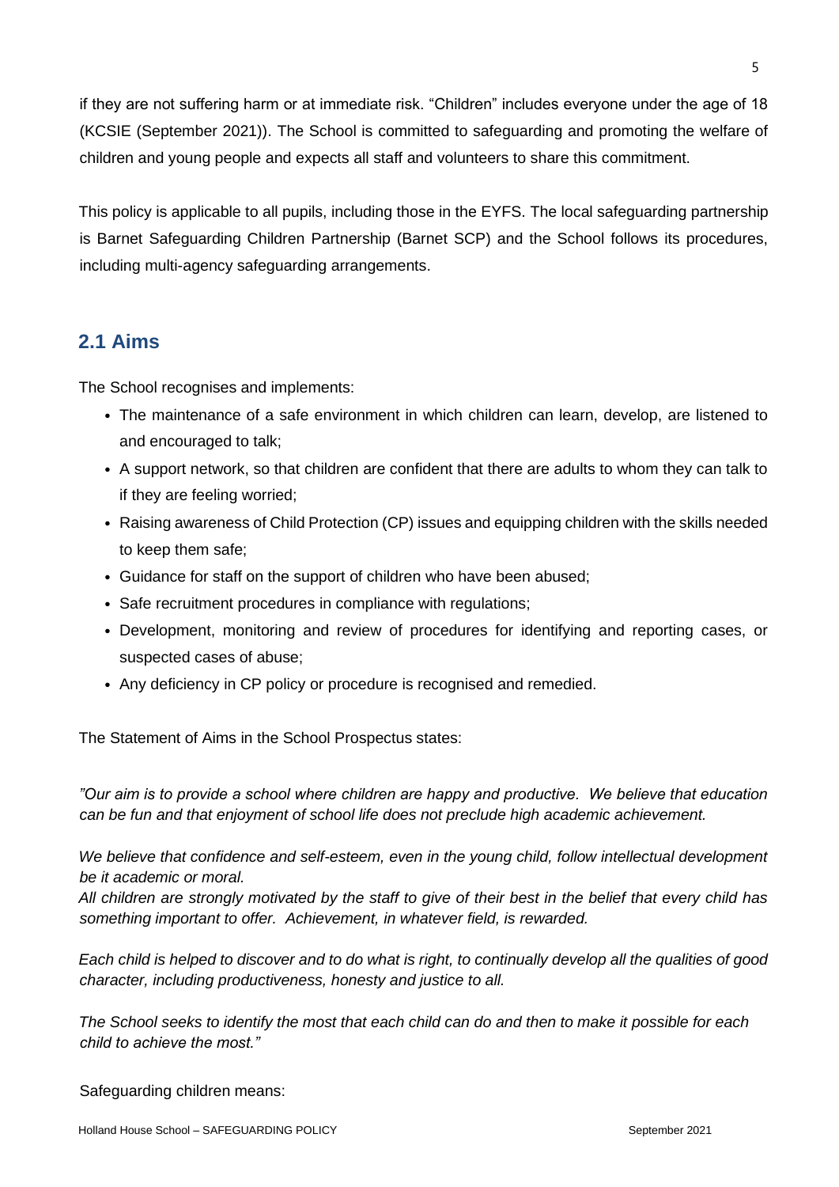if they are not suffering harm or at immediate risk. "Children" includes everyone under the age of 18 (KCSIE (September 2021)). The School is committed to safeguarding and promoting the welfare of children and young people and expects all staff and volunteers to share this commitment.

This policy is applicable to all pupils, including those in the EYFS. The local safeguarding partnership is Barnet Safeguarding Children Partnership (Barnet SCP) and the School follows its procedures, including multi-agency safeguarding arrangements.

## 2.1 Aims

The School recognises and implements:

- The maintenance of a safe environment in which children can learn, develop, are listened to and encouraged to talk;
- A support network, so that children are confident that there are adults to whom they can talk to if they are feeling worried;
- Raising awareness of Child Protection (CP) issues and equipping children with the skills needed to keep them safe;
- Guidance for staff on the support of children who have been abused;
- Safe recruitment procedures in compliance with regulations;
- Development, monitoring and review of procedures for identifying and reporting cases, or suspected cases of abuse;
- Any deficiency in CP policy or procedure is recognised and remedied.

The Statement of Aims in the School Prospectus states:

*"Our aim is to provide a school where children are happy and productive. We believe that education can be fun and that enjoyment of school life does not preclude high academic achievement.*

*We believe that confidence and self-esteem, even in the young child, follow intellectual development be it academic or moral.*

*All children are strongly motivated by the staff to give of their best in the belief that every child has something important to offer. Achievement, in whatever field, is rewarded.*

*Each child is helped to discover and to do what is right, to continually develop all the qualities of good character, including productiveness, honesty and justice to all.*

*The School seeks to identify the most that each child can do and then to make it possible for each child to achieve the most."*

Safeguarding children means: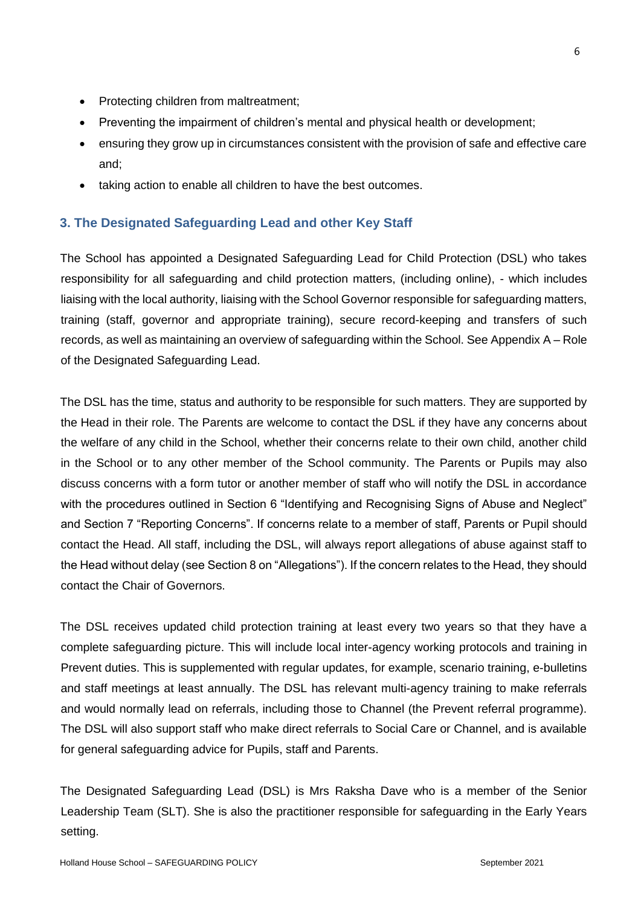- Protecting children from maltreatment;
- Preventing the impairment of children's mental and physical health or development;
- ensuring they grow up in circumstances consistent with the provision of safe and effective care and;
- taking action to enable all children to have the best outcomes.

## 3. The Designated Safeguarding Lead and other Key Staff

The School has appointed a Designated Safeguarding Lead for Child Protection (DSL) who takes responsibility for all safeguarding and child protection matters, (including online), - which includes liaising with the local authority, liaising with the School Governor responsible for safeguarding matters, training (staff, governor and appropriate training), secure record-keeping and transfers of such records, as well as maintaining an overview of safeguarding within the School. See Appendix A – Role of the Designated Safeguarding Lead.

The DSL has the time, status and authority to be responsible for such matters. They are supported by the Head in their role. The Parents are welcome to contact the DSL if they have any concerns about the welfare of any child in the School, whether their concerns relate to their own child, another child in the School or to any other member of the School community. The Parents or Pupils may also discuss concerns with a form tutor or another member of staff who will notify the DSL in accordance with the procedures outlined in Section 6 "Identifying and Recognising Signs of Abuse and Neglect" and Section 7 "Reporting Concerns". If concerns relate to a member of staff, Parents or Pupil should contact the Head. All staff, including the DSL, will always report allegations of abuse against staff to the Head without delay (see Section 8 on "Allegations"). If the concern relates to the Head, they should contact the Chair of Governors.

The DSL receives updated child protection training at least every two years so that they have a complete safeguarding picture. This will include local inter-agency working protocols and training in Prevent duties. This is supplemented with regular updates, for example, scenario training, e-bulletins and staff meetings at least annually. The DSL has relevant multi-agency training to make referrals and would normally lead on referrals, including those to Channel (the Prevent referral programme). The DSL will also support staff who make direct referrals to Social Care or Channel, and is available for general safeguarding advice for Pupils, staff and Parents.

The Designated Safeguarding Lead (DSL) is Mrs Raksha Dave who is a member of the Senior Leadership Team (SLT). She is also the practitioner responsible for safeguarding in the Early Years setting.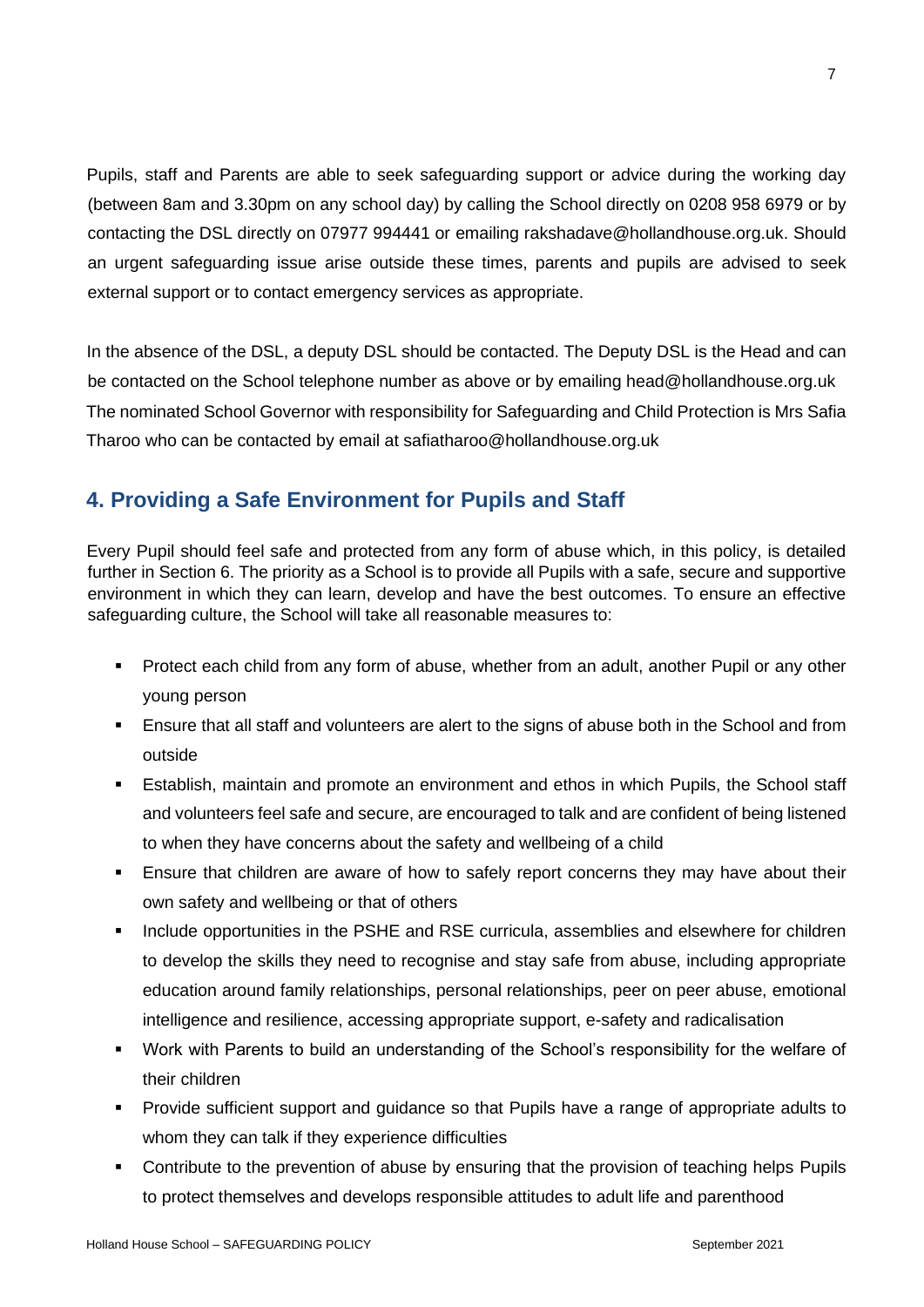Pupils, staff and Parents are able to seek safeguarding support or advice during the working day (between 8am and 3.30pm on any school day) by calling the School directly on 0208 958 6979 or by contacting the DSL directly on 07977 994441 or emailing rakshadave@hollandhouse.org.uk. Should an urgent safeguarding issue arise outside these times, parents and pupils are advised to seek external support or to contact emergency services as appropriate.

In the absence of the DSL, a deputy DSL should be contacted. The Deputy DSL is the Head and can be contacted on the School telephone number as above or by emailing head@hollandhouse.org.uk The nominated School Governor with responsibility for Safeguarding and Child Protection is Mrs Safia Tharoo who can be contacted by email at safiatharoo@hollandhouse.org.uk

## 4. Providing a Safe Environment for Pupils and Staff

Every Pupil should feel safe and protected from any form of abuse which, in this policy, is detailed further in Section 6. The priority as a School is to provide all Pupils with a safe, secure and supportive environment in which they can learn, develop and have the best outcomes. To ensure an effective safeguarding culture, the School will take all reasonable measures to:

- Protect each child from any form of abuse, whether from an adult, another Pupil or any other young person
- Ensure that all staff and volunteers are alert to the signs of abuse both in the School and from outside
- Establish, maintain and promote an environment and ethos in which Pupils, the School staff and volunteers feel safe and secure, are encouraged to talk and are confident of being listened to when they have concerns about the safety and wellbeing of a child
- Ensure that children are aware of how to safely report concerns they may have about their own safety and wellbeing or that of others
- Include opportunities in the PSHE and RSE curricula, assemblies and elsewhere for children to develop the skills they need to recognise and stay safe from abuse, including appropriate education around family relationships, personal relationships, peer on peer abuse, emotional intelligence and resilience, accessing appropriate support, e-safety and radicalisation
- Work with Parents to build an understanding of the School's responsibility for the welfare of their children
- Provide sufficient support and guidance so that Pupils have a range of appropriate adults to whom they can talk if they experience difficulties
- Contribute to the prevention of abuse by ensuring that the provision of teaching helps Pupils to protect themselves and develops responsible attitudes to adult life and parenthood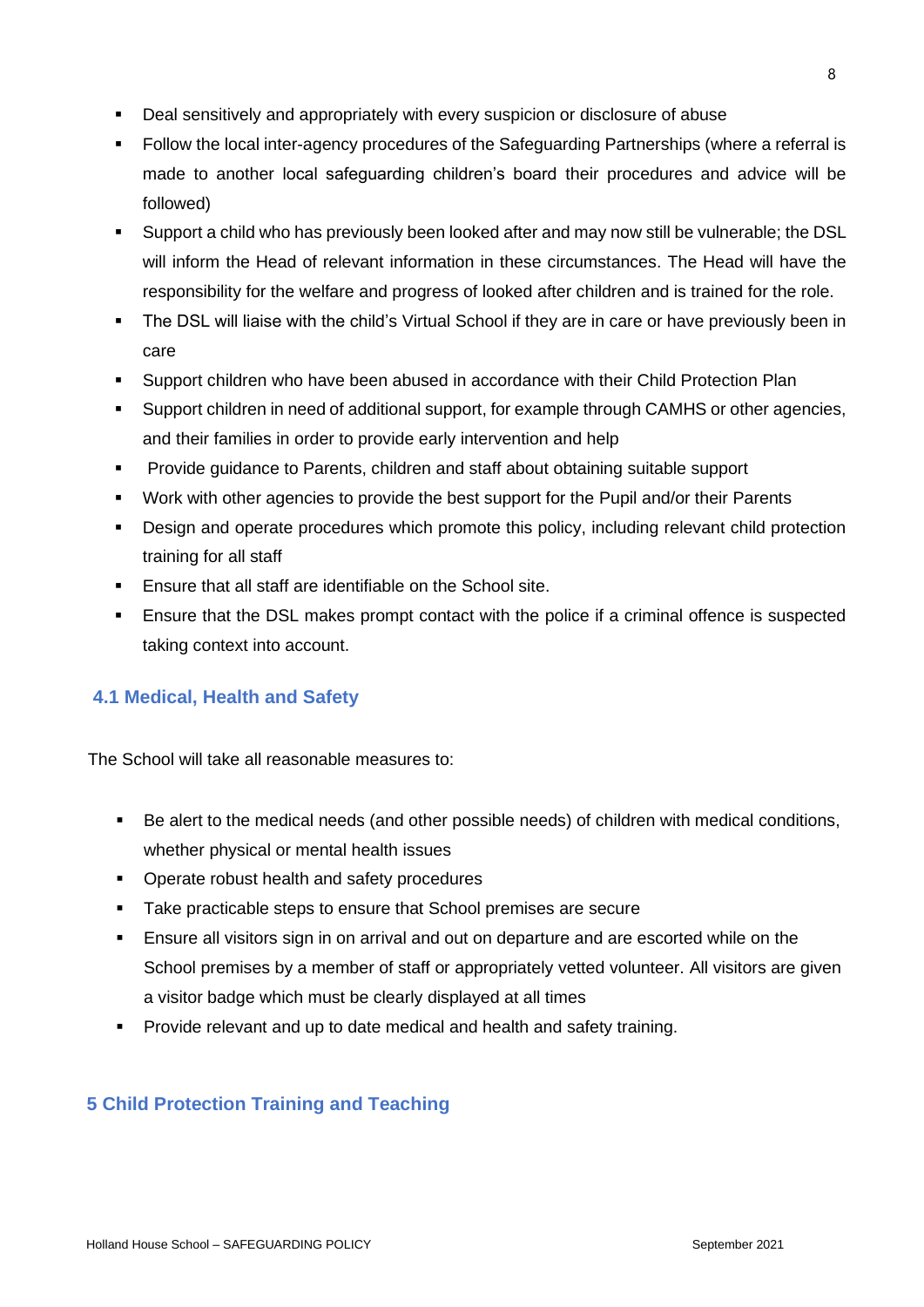- Deal sensitively and appropriately with every suspicion or disclosure of abuse
- Follow the local inter-agency procedures of the Safeguarding Partnerships (where a referral is made to another local safeguarding children's board their procedures and advice will be followed)
- Support a child who has previously been looked after and may now still be vulnerable; the DSL will inform the Head of relevant information in these circumstances. The Head will have the responsibility for the welfare and progress of looked after children and is trained for the role.
- The DSL will liaise with the child's Virtual School if they are in care or have previously been in care
- Support children who have been abused in accordance with their Child Protection Plan
- Support children in need of additional support, for example through CAMHS or other agencies, and their families in order to provide early intervention and help
- Provide guidance to Parents, children and staff about obtaining suitable support
- Work with other agencies to provide the best support for the Pupil and/or their Parents
- Design and operate procedures which promote this policy, including relevant child protection training for all staff
- Ensure that all staff are identifiable on the School site.
- Ensure that the DSL makes prompt contact with the police if a criminal offence is suspected taking context into account.

### 4.1 Medical, Health and Safety

The School will take all reasonable measures to:

- Be alert to the medical needs (and other possible needs) of children with medical conditions, whether physical or mental health issues
- Operate robust health and safety procedures
- Take practicable steps to ensure that School premises are secure
- Ensure all visitors sign in on arrival and out on departure and are escorted while on the School premises by a member of staff or appropriately vetted volunteer. All visitors are given a visitor badge which must be clearly displayed at all times
- Provide relevant and up to date medical and health and safety training.

## 5 Child Protection Training and Teaching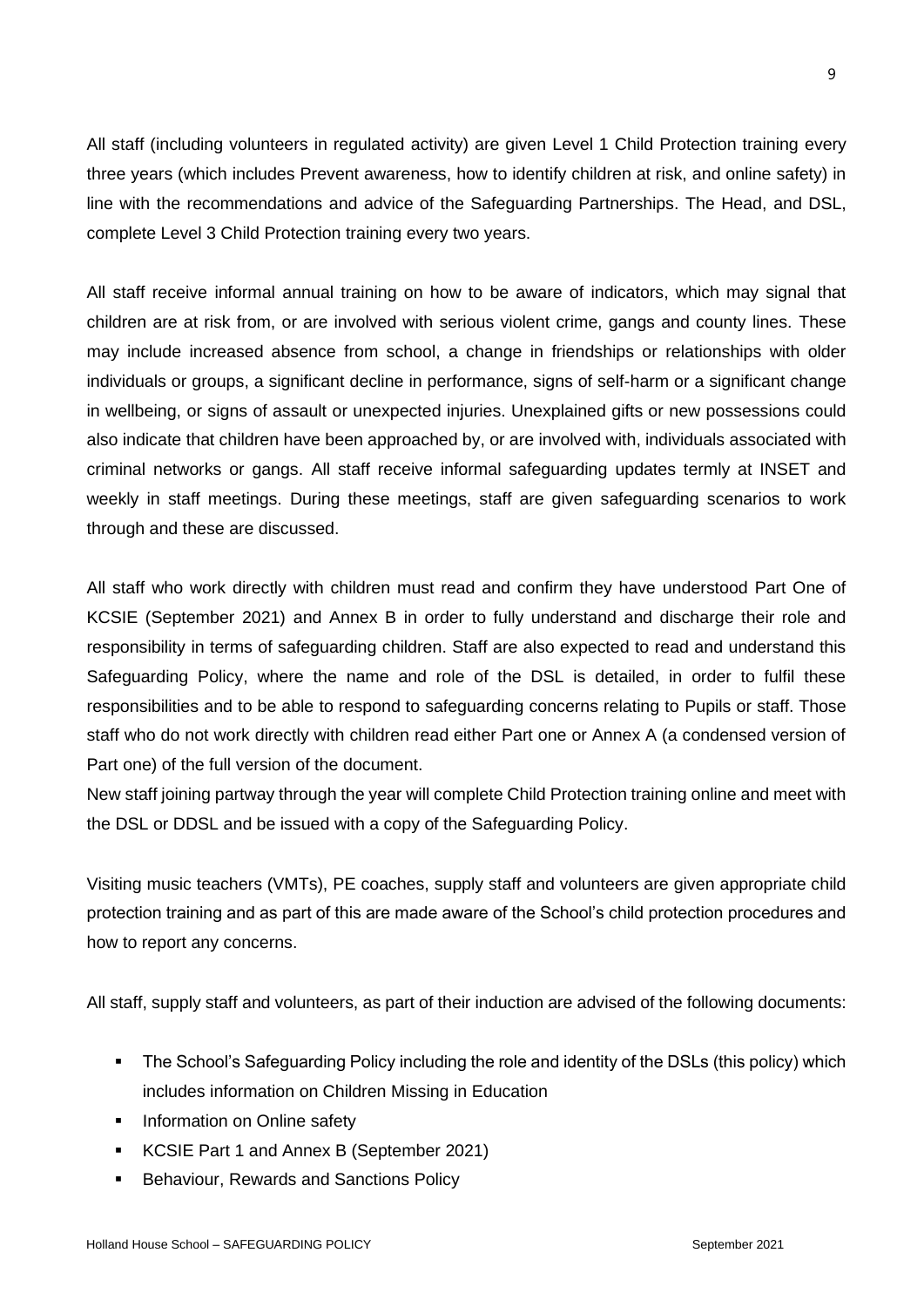All staff (including volunteers in regulated activity) are given Level 1 Child Protection training every three years (which includes Prevent awareness, how to identify children at risk, and online safety) in line with the recommendations and advice of the Safeguarding Partnerships. The Head, and DSL, complete Level 3 Child Protection training every two years.

All staff receive informal annual training on how to be aware of indicators, which may signal that children are at risk from, or are involved with serious violent crime, gangs and county lines. These may include increased absence from school, a change in friendships or relationships with older individuals or groups, a significant decline in performance, signs of self-harm or a significant change in wellbeing, or signs of assault or unexpected injuries. Unexplained gifts or new possessions could also indicate that children have been approached by, or are involved with, individuals associated with criminal networks or gangs. All staff receive informal safeguarding updates termly at INSET and weekly in staff meetings. During these meetings, staff are given safeguarding scenarios to work through and these are discussed.

All staff who work directly with children must read and confirm they have understood Part One of KCSIE (September 2021) and Annex B in order to fully understand and discharge their role and responsibility in terms of safeguarding children. Staff are also expected to read and understand this Safeguarding Policy, where the name and role of the DSL is detailed, in order to fulfil these responsibilities and to be able to respond to safeguarding concerns relating to Pupils or staff. Those staff who do not work directly with children read either Part one or Annex A (a condensed version of Part one) of the full version of the document.
New staff joining partway through the year will complete Child Protection training online and meet with the DSL or DDSL and be issued with a copy of the Safeguarding Policy.

Visiting music teachers (VMTs), PE coaches, supply staff and volunteers are given appropriate child protection training and as part of this are made aware of the School's child protection procedures and how to report any concerns.

All staff, supply staff and volunteers, as part of their induction are advised of the following documents:

- The School's Safeguarding Policy including the role and identity of the DSLs (this policy) which includes information on Children Missing in Education
- Information on Online safety
- KCSIE Part 1 and Annex B (September 2021)
- Behaviour, Rewards and Sanctions Policy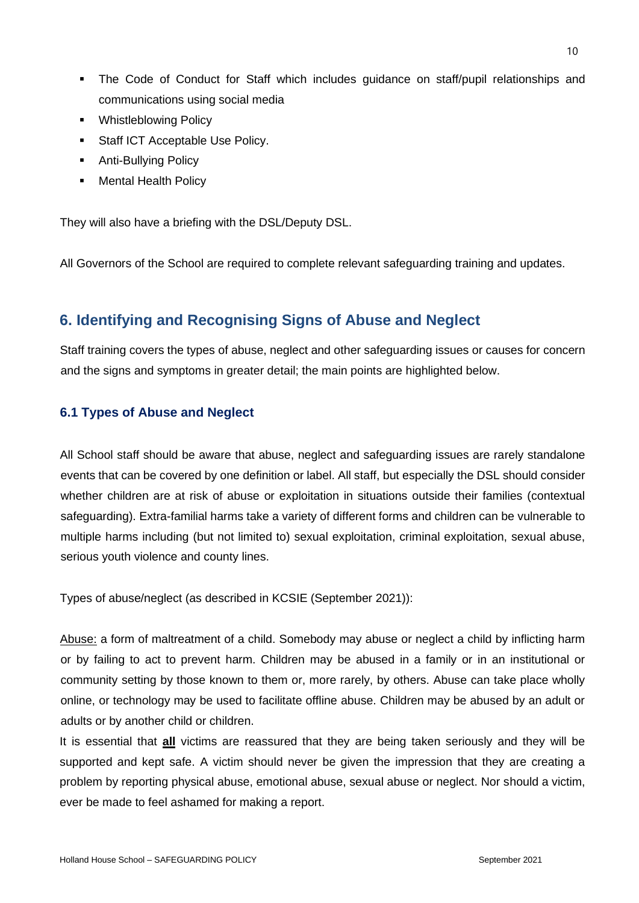- The Code of Conduct for Staff which includes guidance on staff/pupil relationships and communications using social media
- Whistleblowing Policy
- Staff ICT Acceptable Use Policy.
- Anti-Bullying Policy
- Mental Health Policy

They will also have a briefing with the DSL/Deputy DSL.

All Governors of the School are required to complete relevant safeguarding training and updates.

## 6. Identifying and Recognising Signs of Abuse and Neglect

Staff training covers the types of abuse, neglect and other safeguarding issues or causes for concern and the signs and symptoms in greater detail; the main points are highlighted below.

### 6.1 Types of Abuse and Neglect

All School staff should be aware that abuse, neglect and safeguarding issues are rarely standalone events that can be covered by one definition or label. All staff, but especially the DSL should consider whether children are at risk of abuse or exploitation in situations outside their families (contextual safeguarding). Extra-familial harms take a variety of different forms and children can be vulnerable to multiple harms including (but not limited to) sexual exploitation, criminal exploitation, sexual abuse, serious youth violence and county lines.

Types of abuse/neglect (as described in KCSIE (September 2021)):

Abuse: a form of maltreatment of a child. Somebody may abuse or neglect a child by inflicting harm or by failing to act to prevent harm. Children may be abused in a family or in an institutional or community setting by those known to them or, more rarely, by others. Abuse can take place wholly online, or technology may be used to facilitate offline abuse. Children may be abused by an adult or adults or by another child or children.

It is essential that **all** victims are reassured that they are being taken seriously and they will be supported and kept safe. A victim should never be given the impression that they are creating a problem by reporting physical abuse, emotional abuse, sexual abuse or neglect. Nor should a victim, ever be made to feel ashamed for making a report.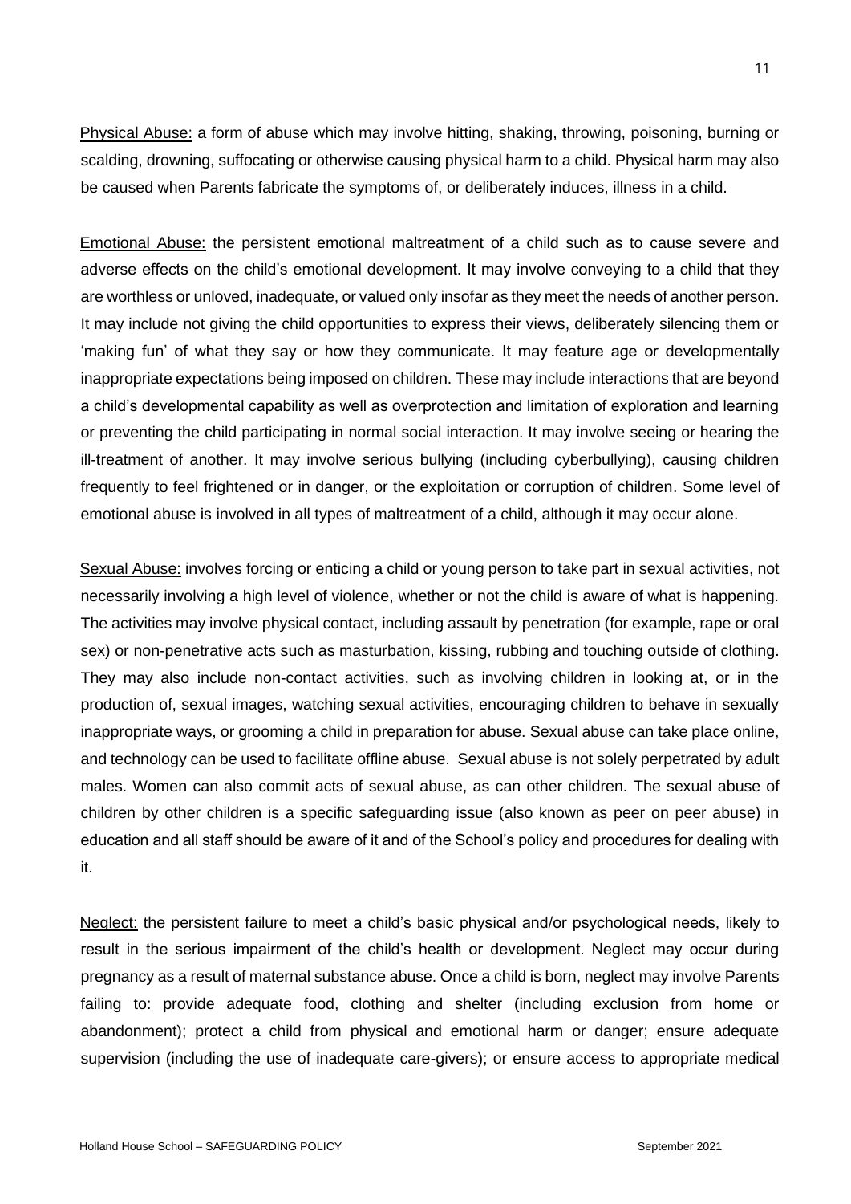Physical Abuse: a form of abuse which may involve hitting, shaking, throwing, poisoning, burning or scalding, drowning, suffocating or otherwise causing physical harm to a child. Physical harm may also be caused when Parents fabricate the symptoms of, or deliberately induces, illness in a child.

Emotional Abuse: the persistent emotional maltreatment of a child such as to cause severe and adverse effects on the child's emotional development. It may involve conveying to a child that they are worthless or unloved, inadequate, or valued only insofar as they meet the needs of another person. It may include not giving the child opportunities to express their views, deliberately silencing them or 'making fun' of what they say or how they communicate. It may feature age or developmentally inappropriate expectations being imposed on children. These may include interactions that are beyond a child's developmental capability as well as overprotection and limitation of exploration and learning or preventing the child participating in normal social interaction. It may involve seeing or hearing the ill-treatment of another. It may involve serious bullying (including cyberbullying), causing children frequently to feel frightened or in danger, or the exploitation or corruption of children. Some level of emotional abuse is involved in all types of maltreatment of a child, although it may occur alone.

Sexual Abuse: involves forcing or enticing a child or young person to take part in sexual activities, not necessarily involving a high level of violence, whether or not the child is aware of what is happening. The activities may involve physical contact, including assault by penetration (for example, rape or oral sex) or non-penetrative acts such as masturbation, kissing, rubbing and touching outside of clothing. They may also include non-contact activities, such as involving children in looking at, or in the production of, sexual images, watching sexual activities, encouraging children to behave in sexually inappropriate ways, or grooming a child in preparation for abuse. Sexual abuse can take place online, and technology can be used to facilitate offline abuse. Sexual abuse is not solely perpetrated by adult males. Women can also commit acts of sexual abuse, as can other children. The sexual abuse of children by other children is a specific safeguarding issue (also known as peer on peer abuse) in education and all staff should be aware of it and of the School's policy and procedures for dealing with it.

Neglect: the persistent failure to meet a child's basic physical and/or psychological needs, likely to result in the serious impairment of the child's health or development. Neglect may occur during pregnancy as a result of maternal substance abuse. Once a child is born, neglect may involve Parents failing to: provide adequate food, clothing and shelter (including exclusion from home or abandonment); protect a child from physical and emotional harm or danger; ensure adequate supervision (including the use of inadequate care-givers); or ensure access to appropriate medical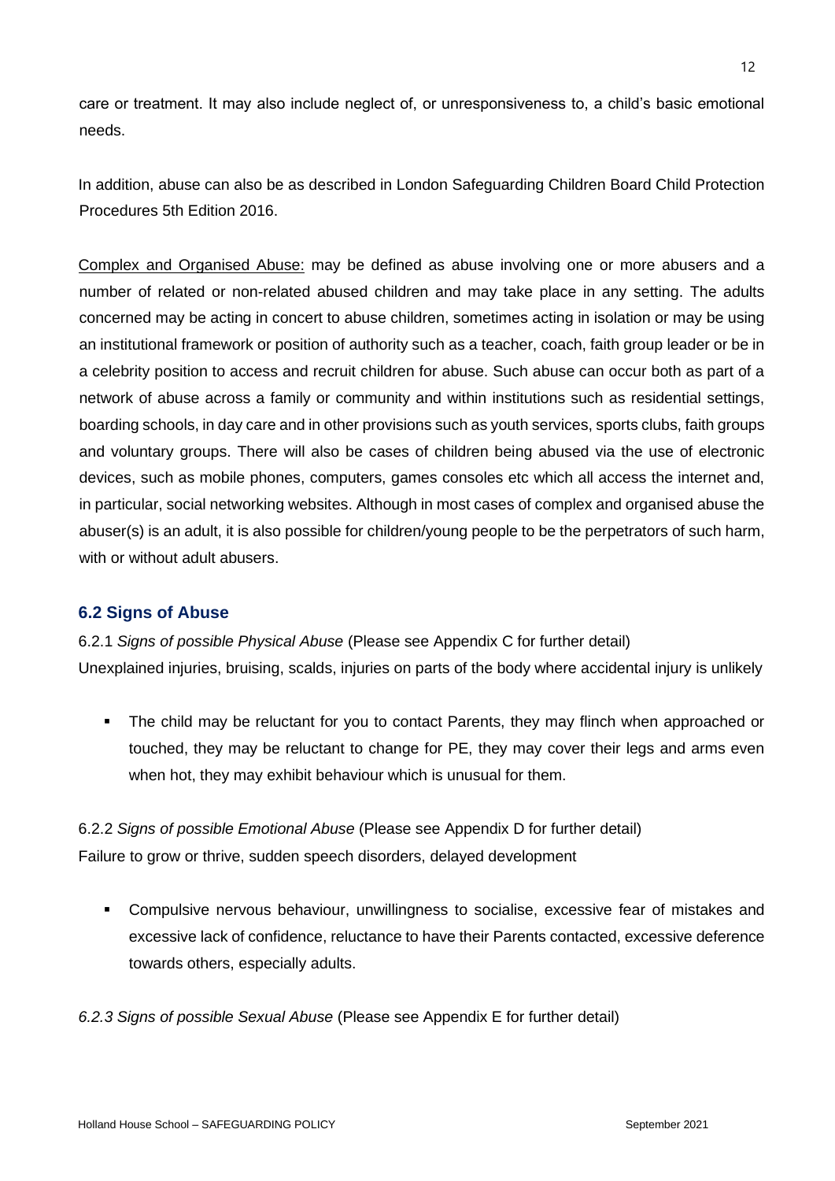care or treatment. It may also include neglect of, or unresponsiveness to, a child's basic emotional needs.

In addition, abuse can also be as described in London Safeguarding Children Board Child Protection Procedures 5th Edition 2016.

Complex and Organised Abuse: may be defined as abuse involving one or more abusers and a number of related or non-related abused children and may take place in any setting. The adults concerned may be acting in concert to abuse children, sometimes acting in isolation or may be using an institutional framework or position of authority such as a teacher, coach, faith group leader or be in a celebrity position to access and recruit children for abuse. Such abuse can occur both as part of a network of abuse across a family or community and within institutions such as residential settings, boarding schools, in day care and in other provisions such as youth services, sports clubs, faith groups and voluntary groups. There will also be cases of children being abused via the use of electronic devices, such as mobile phones, computers, games consoles etc which all access the internet and, in particular, social networking websites. Although in most cases of complex and organised abuse the abuser(s) is an adult, it is also possible for children/young people to be the perpetrators of such harm, with or without adult abusers.

### 6.2 Signs of Abuse

6.2.1 *Signs of possible Physical Abuse* (Please see Appendix C for further detail)
Unexplained injuries, bruising, scalds, injuries on parts of the body where accidental injury is unlikely

- The child may be reluctant for you to contact Parents, they may flinch when approached or touched, they may be reluctant to change for PE, they may cover their legs and arms even when hot, they may exhibit behaviour which is unusual for them.

6.2.2 *Signs of possible Emotional Abuse* (Please see Appendix D for further detail)
Failure to grow or thrive, sudden speech disorders, delayed development

- Compulsive nervous behaviour, unwillingness to socialise, excessive fear of mistakes and excessive lack of confidence, reluctance to have their Parents contacted, excessive deference towards others, especially adults.

*6.2.3 Signs of possible Sexual Abuse* (Please see Appendix E for further detail)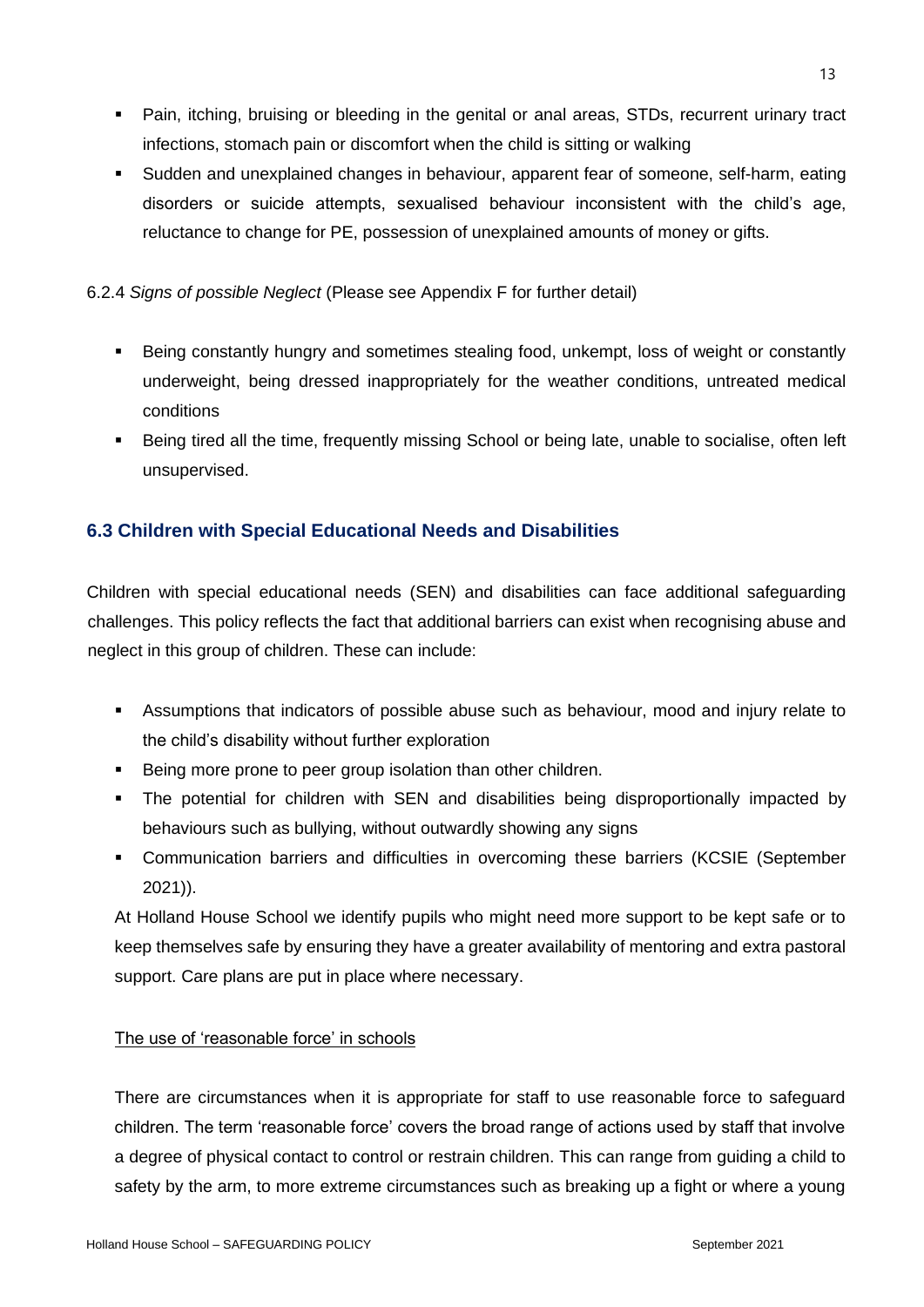- Pain, itching, bruising or bleeding in the genital or anal areas, STDs, recurrent urinary tract infections, stomach pain or discomfort when the child is sitting or walking
- Sudden and unexplained changes in behaviour, apparent fear of someone, self-harm, eating disorders or suicide attempts, sexualised behaviour inconsistent with the child's age, reluctance to change for PE, possession of unexplained amounts of money or gifts.

6.2.4 *Signs of possible Neglect* (Please see Appendix F for further detail)

- Being constantly hungry and sometimes stealing food, unkempt, loss of weight or constantly underweight, being dressed inappropriately for the weather conditions, untreated medical conditions
- Being tired all the time, frequently missing School or being late, unable to socialise, often left unsupervised.

### 6.3 Children with Special Educational Needs and Disabilities

Children with special educational needs (SEN) and disabilities can face additional safeguarding challenges. This policy reflects the fact that additional barriers can exist when recognising abuse and neglect in this group of children. These can include:

- Assumptions that indicators of possible abuse such as behaviour, mood and injury relate to the child's disability without further exploration
- Being more prone to peer group isolation than other children.
- The potential for children with SEN and disabilities being disproportionally impacted by behaviours such as bullying, without outwardly showing any signs
- Communication barriers and difficulties in overcoming these barriers (KCSIE (September 2021)).

At Holland House School we identify pupils who might need more support to be kept safe or to keep themselves safe by ensuring they have a greater availability of mentoring and extra pastoral support. Care plans are put in place where necessary.

<u>The use of 'reasonable force' in schools</u>

There are circumstances when it is appropriate for staff to use reasonable force to safeguard children. The term 'reasonable force' covers the broad range of actions used by staff that involve a degree of physical contact to control or restrain children. This can range from guiding a child to safety by the arm, to more extreme circumstances such as breaking up a fight or where a young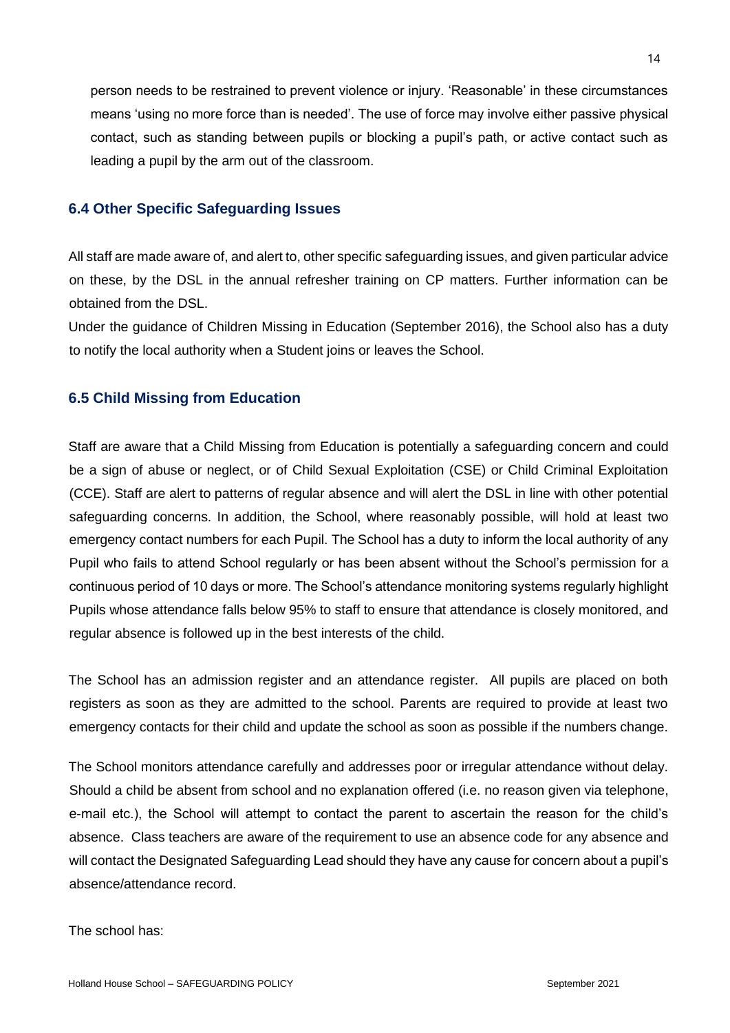person needs to be restrained to prevent violence or injury. 'Reasonable' in these circumstances means 'using no more force than is needed'. The use of force may involve either passive physical contact, such as standing between pupils or blocking a pupil's path, or active contact such as leading a pupil by the arm out of the classroom.

### 6.4 Other Specific Safeguarding Issues

All staff are made aware of, and alert to, other specific safeguarding issues, and given particular advice on these, by the DSL in the annual refresher training on CP matters. Further information can be obtained from the DSL.

Under the guidance of Children Missing in Education (September 2016), the School also has a duty to notify the local authority when a Student joins or leaves the School.

### 6.5 Child Missing from Education

Staff are aware that a Child Missing from Education is potentially a safeguarding concern and could be a sign of abuse or neglect, or of Child Sexual Exploitation (CSE) or Child Criminal Exploitation (CCE). Staff are alert to patterns of regular absence and will alert the DSL in line with other potential safeguarding concerns. In addition, the School, where reasonably possible, will hold at least two emergency contact numbers for each Pupil. The School has a duty to inform the local authority of any Pupil who fails to attend School regularly or has been absent without the School's permission for a continuous period of 10 days or more. The School's attendance monitoring systems regularly highlight Pupils whose attendance falls below 95% to staff to ensure that attendance is closely monitored, and regular absence is followed up in the best interests of the child.

The School has an admission register and an attendance register. All pupils are placed on both registers as soon as they are admitted to the school. Parents are required to provide at least two emergency contacts for their child and update the school as soon as possible if the numbers change.

The School monitors attendance carefully and addresses poor or irregular attendance without delay. Should a child be absent from school and no explanation offered (i.e. no reason given via telephone, e-mail etc.), the School will attempt to contact the parent to ascertain the reason for the child's absence. Class teachers are aware of the requirement to use an absence code for any absence and will contact the Designated Safeguarding Lead should they have any cause for concern about a pupil's absence/attendance record.

The school has: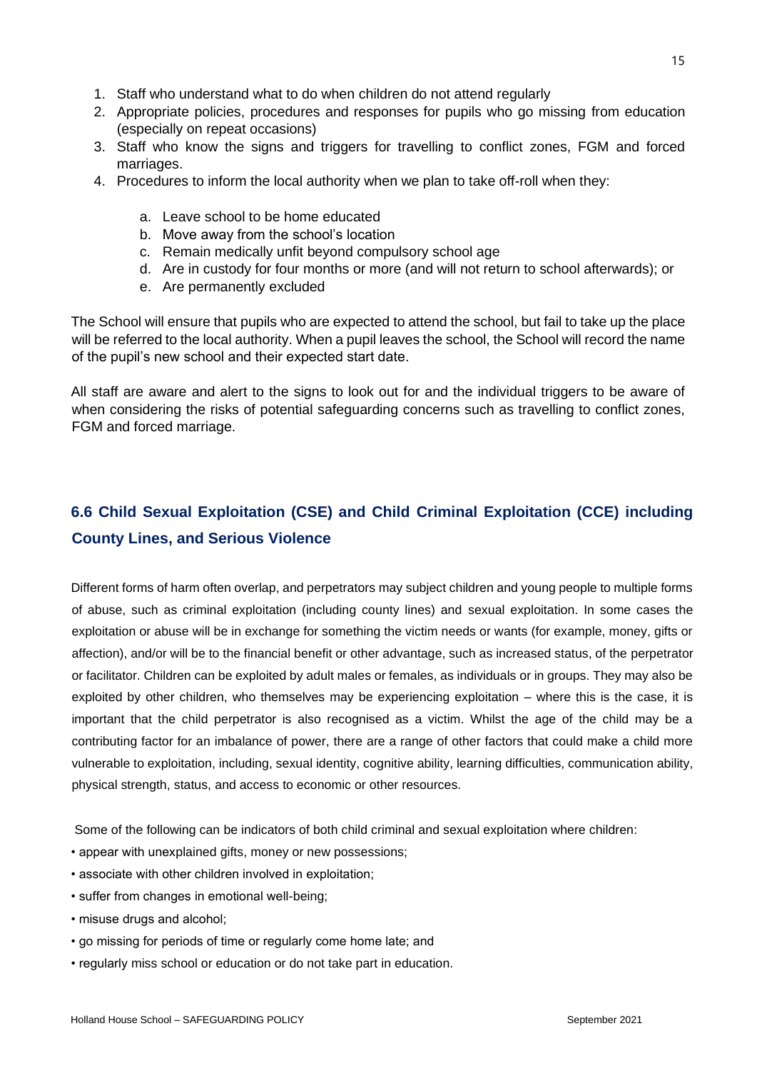1. Staff who understand what to do when children do not attend regularly
2. Appropriate policies, procedures and responses for pupils who go missing from education (especially on repeat occasions)
3. Staff who know the signs and triggers for travelling to conflict zones, FGM and forced marriages.
4. Procedures to inform the local authority when we plan to take off-roll when they:

    a. Leave school to be home educated
    b. Move away from the school's location
    c. Remain medically unfit beyond compulsory school age
    d. Are in custody for four months or more (and will not return to school afterwards); or
    e. Are permanently excluded

The School will ensure that pupils who are expected to attend the school, but fail to take up the place will be referred to the local authority. When a pupil leaves the school, the School will record the name of the pupil's new school and their expected start date.

All staff are aware and alert to the signs to look out for and the individual triggers to be aware of when considering the risks of potential safeguarding concerns such as travelling to conflict zones, FGM and forced marriage.

### 6.6 Child Sexual Exploitation (CSE) and Child Criminal Exploitation (CCE) including County Lines, and Serious Violence

Different forms of harm often overlap, and perpetrators may subject children and young people to multiple forms of abuse, such as criminal exploitation (including county lines) and sexual exploitation. In some cases the exploitation or abuse will be in exchange for something the victim needs or wants (for example, money, gifts or affection), and/or will be to the financial benefit or other advantage, such as increased status, of the perpetrator or facilitator. Children can be exploited by adult males or females, as individuals or in groups. They may also be exploited by other children, who themselves may be experiencing exploitation – where this is the case, it is important that the child perpetrator is also recognised as a victim. Whilst the age of the child may be a contributing factor for an imbalance of power, there are a range of other factors that could make a child more vulnerable to exploitation, including, sexual identity, cognitive ability, learning difficulties, communication ability, physical strength, status, and access to economic or other resources.

Some of the following can be indicators of both child criminal and sexual exploitation where children:

- appear with unexplained gifts, money or new possessions;
- associate with other children involved in exploitation;
- suffer from changes in emotional well-being;
- misuse drugs and alcohol;
- go missing for periods of time or regularly come home late; and
- regularly miss school or education or do not take part in education.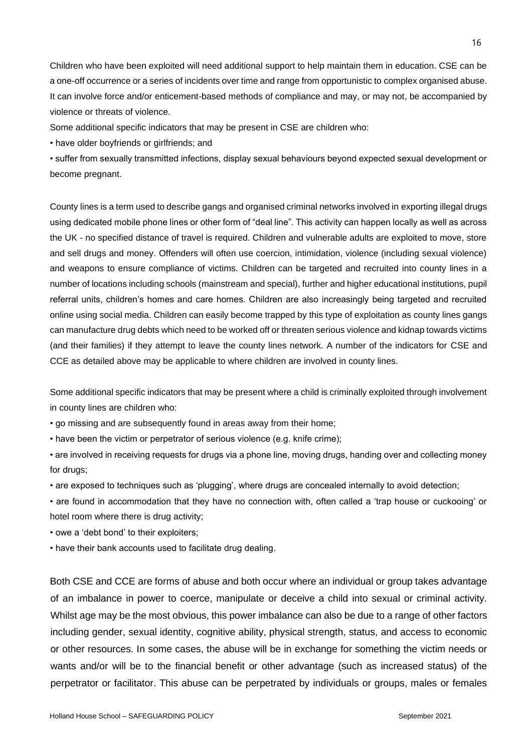Children who have been exploited will need additional support to help maintain them in education. CSE can be a one-off occurrence or a series of incidents over time and range from opportunistic to complex organised abuse. It can involve force and/or enticement-based methods of compliance and may, or may not, be accompanied by violence or threats of violence.

Some additional specific indicators that may be present in CSE are children who:

- have older boyfriends or girlfriends; and
- suffer from sexually transmitted infections, display sexual behaviours beyond expected sexual development or become pregnant.

County lines is a term used to describe gangs and organised criminal networks involved in exporting illegal drugs using dedicated mobile phone lines or other form of "deal line". This activity can happen locally as well as across the UK - no specified distance of travel is required. Children and vulnerable adults are exploited to move, store and sell drugs and money. Offenders will often use coercion, intimidation, violence (including sexual violence) and weapons to ensure compliance of victims. Children can be targeted and recruited into county lines in a number of locations including schools (mainstream and special), further and higher educational institutions, pupil referral units, children's homes and care homes. Children are also increasingly being targeted and recruited online using social media. Children can easily become trapped by this type of exploitation as county lines gangs can manufacture drug debts which need to be worked off or threaten serious violence and kidnap towards victims (and their families) if they attempt to leave the county lines network. A number of the indicators for CSE and CCE as detailed above may be applicable to where children are involved in county lines.

Some additional specific indicators that may be present where a child is criminally exploited through involvement in county lines are children who:

- go missing and are subsequently found in areas away from their home;
- have been the victim or perpetrator of serious violence (e.g. knife crime);
- are involved in receiving requests for drugs via a phone line, moving drugs, handing over and collecting money for drugs;
- are exposed to techniques such as 'plugging', where drugs are concealed internally to avoid detection;
- are found in accommodation that they have no connection with, often called a 'trap house or cuckooing' or hotel room where there is drug activity;
- owe a 'debt bond' to their exploiters;
- have their bank accounts used to facilitate drug dealing.

Both CSE and CCE are forms of abuse and both occur where an individual or group takes advantage of an imbalance in power to coerce, manipulate or deceive a child into sexual or criminal activity. Whilst age may be the most obvious, this power imbalance can also be due to a range of other factors including gender, sexual identity, cognitive ability, physical strength, status, and access to economic or other resources. In some cases, the abuse will be in exchange for something the victim needs or wants and/or will be to the financial benefit or other advantage (such as increased status) of the perpetrator or facilitator. This abuse can be perpetrated by individuals or groups, males or females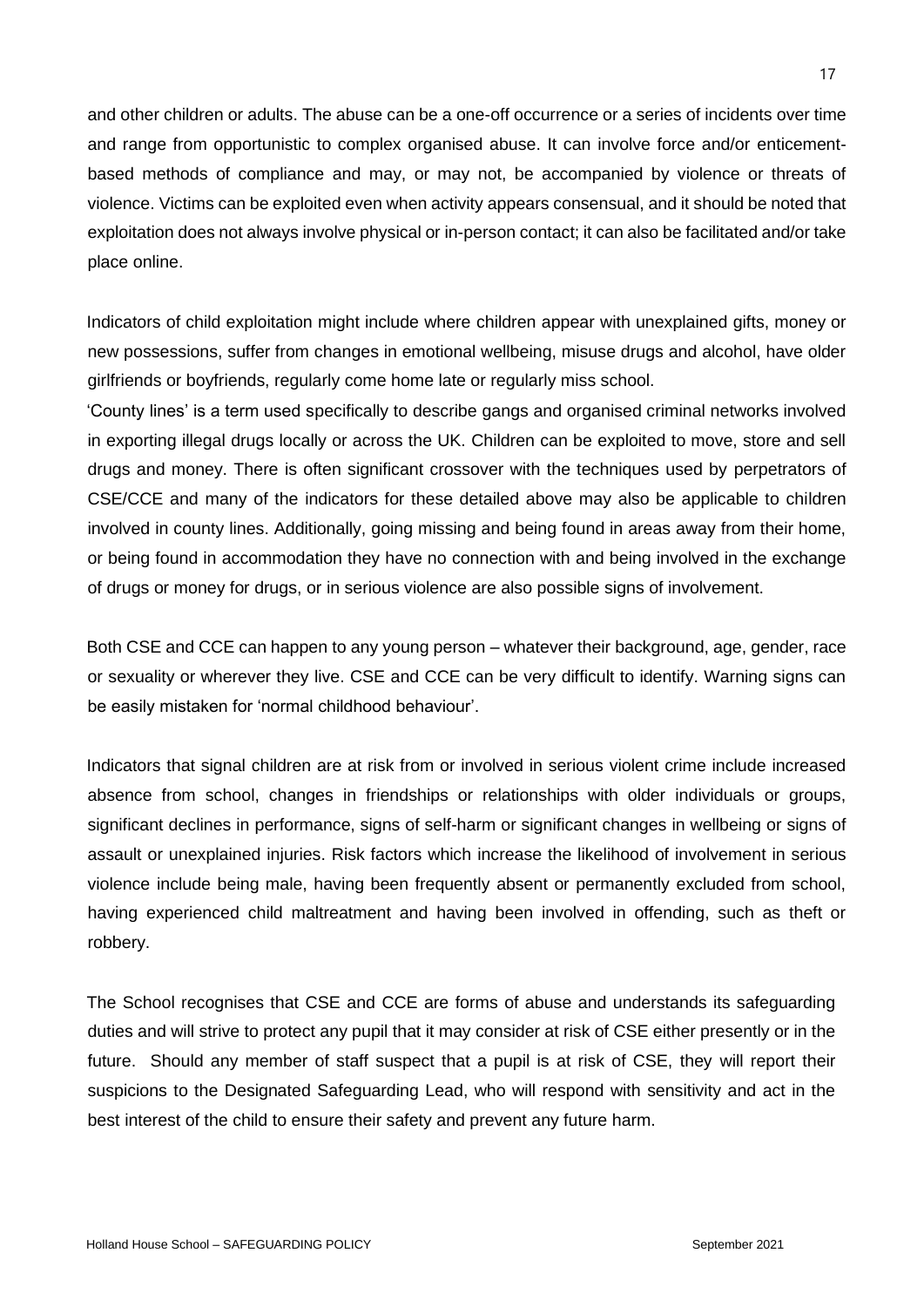and other children or adults. The abuse can be a one-off occurrence or a series of incidents over time and range from opportunistic to complex organised abuse. It can involve force and/or enticement-based methods of compliance and may, or may not, be accompanied by violence or threats of violence. Victims can be exploited even when activity appears consensual, and it should be noted that exploitation does not always involve physical or in-person contact; it can also be facilitated and/or take place online.

Indicators of child exploitation might include where children appear with unexplained gifts, money or new possessions, suffer from changes in emotional wellbeing, misuse drugs and alcohol, have older girlfriends or boyfriends, regularly come home late or regularly miss school.

'County lines' is a term used specifically to describe gangs and organised criminal networks involved in exporting illegal drugs locally or across the UK. Children can be exploited to move, store and sell drugs and money. There is often significant crossover with the techniques used by perpetrators of CSE/CCE and many of the indicators for these detailed above may also be applicable to children involved in county lines. Additionally, going missing and being found in areas away from their home, or being found in accommodation they have no connection with and being involved in the exchange of drugs or money for drugs, or in serious violence are also possible signs of involvement.

Both CSE and CCE can happen to any young person – whatever their background, age, gender, race or sexuality or wherever they live. CSE and CCE can be very difficult to identify. Warning signs can be easily mistaken for 'normal childhood behaviour'.

Indicators that signal children are at risk from or involved in serious violent crime include increased absence from school, changes in friendships or relationships with older individuals or groups, significant declines in performance, signs of self-harm or significant changes in wellbeing or signs of assault or unexplained injuries. Risk factors which increase the likelihood of involvement in serious violence include being male, having been frequently absent or permanently excluded from school, having experienced child maltreatment and having been involved in offending, such as theft or robbery.

The School recognises that CSE and CCE are forms of abuse and understands its safeguarding duties and will strive to protect any pupil that it may consider at risk of CSE either presently or in the future. Should any member of staff suspect that a pupil is at risk of CSE, they will report their suspicions to the Designated Safeguarding Lead, who will respond with sensitivity and act in the best interest of the child to ensure their safety and prevent any future harm.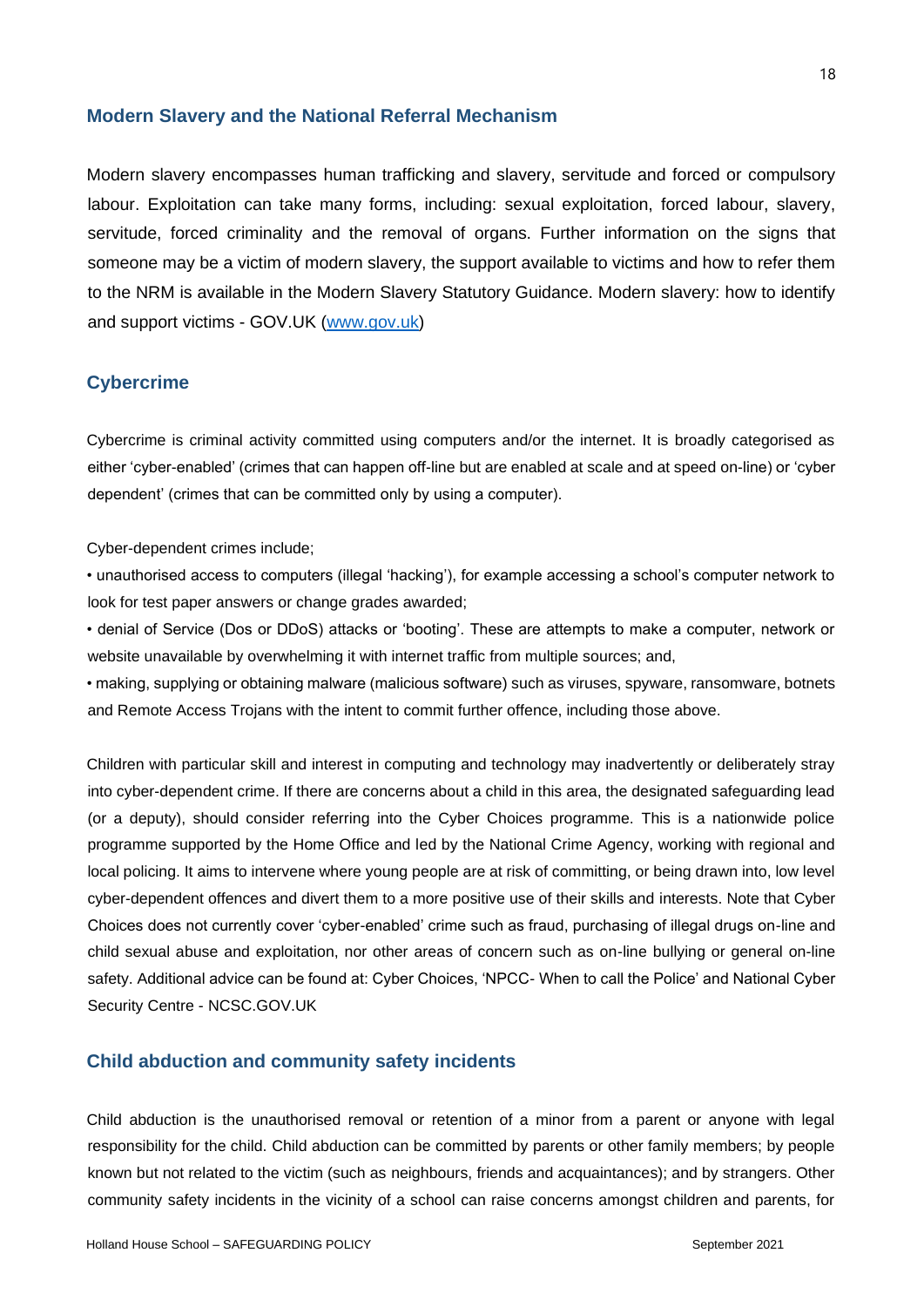## Modern Slavery and the National Referral Mechanism

Modern slavery encompasses human trafficking and slavery, servitude and forced or compulsory labour. Exploitation can take many forms, including: sexual exploitation, forced labour, slavery, servitude, forced criminality and the removal of organs. Further information on the signs that someone may be a victim of modern slavery, the support available to victims and how to refer them to the NRM is available in the Modern Slavery Statutory Guidance. Modern slavery: how to identify and support victims - GOV.UK (www.gov.uk)

## Cybercrime

Cybercrime is criminal activity committed using computers and/or the internet. It is broadly categorised as either 'cyber-enabled' (crimes that can happen off-line but are enabled at scale and at speed on-line) or 'cyber dependent' (crimes that can be committed only by using a computer).

Cyber-dependent crimes include;

- unauthorised access to computers (illegal 'hacking'), for example accessing a school's computer network to look for test paper answers or change grades awarded;
- denial of Service (Dos or DDoS) attacks or 'booting'. These are attempts to make a computer, network or website unavailable by overwhelming it with internet traffic from multiple sources; and,
- making, supplying or obtaining malware (malicious software) such as viruses, spyware, ransomware, botnets and Remote Access Trojans with the intent to commit further offence, including those above.

Children with particular skill and interest in computing and technology may inadvertently or deliberately stray into cyber-dependent crime. If there are concerns about a child in this area, the designated safeguarding lead (or a deputy), should consider referring into the Cyber Choices programme. This is a nationwide police programme supported by the Home Office and led by the National Crime Agency, working with regional and local policing. It aims to intervene where young people are at risk of committing, or being drawn into, low level cyber-dependent offences and divert them to a more positive use of their skills and interests. Note that Cyber Choices does not currently cover 'cyber-enabled' crime such as fraud, purchasing of illegal drugs on-line and child sexual abuse and exploitation, nor other areas of concern such as on-line bullying or general on-line safety. Additional advice can be found at: Cyber Choices, 'NPCC- When to call the Police' and National Cyber Security Centre - NCSC.GOV.UK

## Child abduction and community safety incidents

Child abduction is the unauthorised removal or retention of a minor from a parent or anyone with legal responsibility for the child. Child abduction can be committed by parents or other family members; by people known but not related to the victim (such as neighbours, friends and acquaintances); and by strangers. Other community safety incidents in the vicinity of a school can raise concerns amongst children and parents, for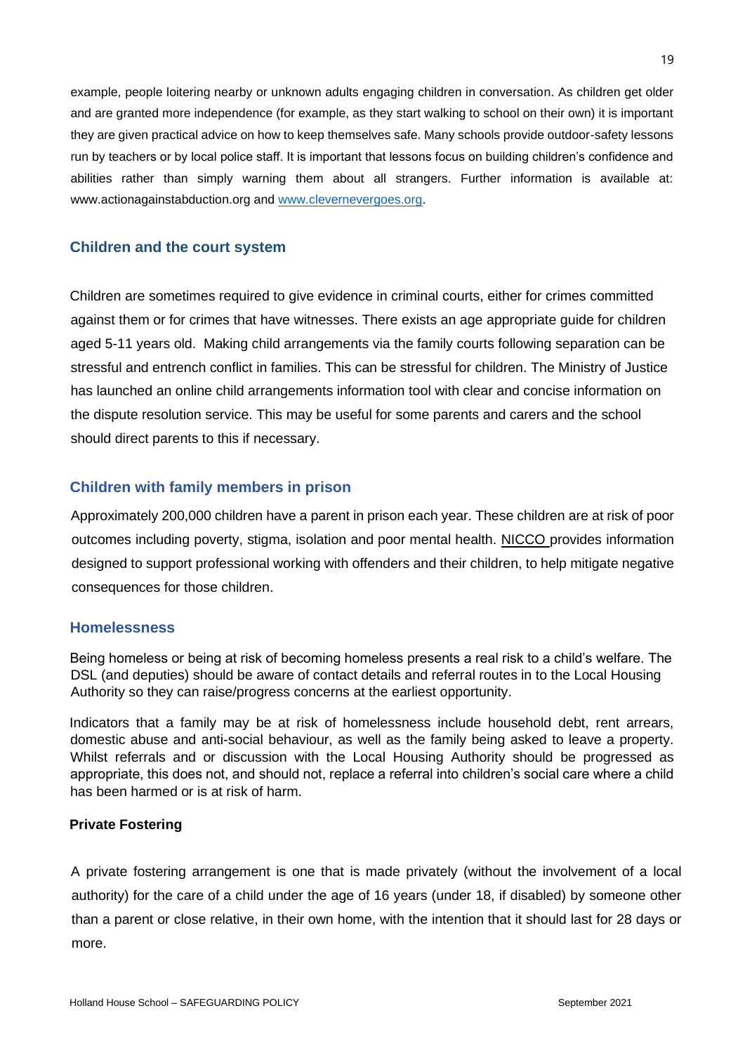example, people loitering nearby or unknown adults engaging children in conversation. As children get older and are granted more independence (for example, as they start walking to school on their own) it is important they are given practical advice on how to keep themselves safe. Many schools provide outdoor-safety lessons run by teachers or by local police staff. It is important that lessons focus on building children's confidence and abilities rather than simply warning them about all strangers. Further information is available at: www.actionagainstabduction.org and [www.clevernevergoes.org](www.clevernevergoes.org).

## Children and the court system

Children are sometimes required to give evidence in criminal courts, either for crimes committed against them or for crimes that have witnesses. There exists an age appropriate guide for children aged 5-11 years old. Making child arrangements via the family courts following separation can be stressful and entrench conflict in families. This can be stressful for children. The Ministry of Justice has launched an online child arrangements information tool with clear and concise information on the dispute resolution service. This may be useful for some parents and carers and the school should direct parents to this if necessary.

## Children with family members in prison

Approximately 200,000 children have a parent in prison each year. These children are at risk of poor outcomes including poverty, stigma, isolation and poor mental health. NICCO provides information designed to support professional working with offenders and their children, to help mitigate negative consequences for those children.

## Homelessness

Being homeless or being at risk of becoming homeless presents a real risk to a child's welfare. The DSL (and deputies) should be aware of contact details and referral routes in to the Local Housing Authority so they can raise/progress concerns at the earliest opportunity.

Indicators that a family may be at risk of homelessness include household debt, rent arrears, domestic abuse and anti-social behaviour, as well as the family being asked to leave a property. Whilst referrals and or discussion with the Local Housing Authority should be progressed as appropriate, this does not, and should not, replace a referral into children's social care where a child has been harmed or is at risk of harm.

### Private Fostering

A private fostering arrangement is one that is made privately (without the involvement of a local authority) for the care of a child under the age of 16 years (under 18, if disabled) by someone other than a parent or close relative, in their own home, with the intention that it should last for 28 days or more.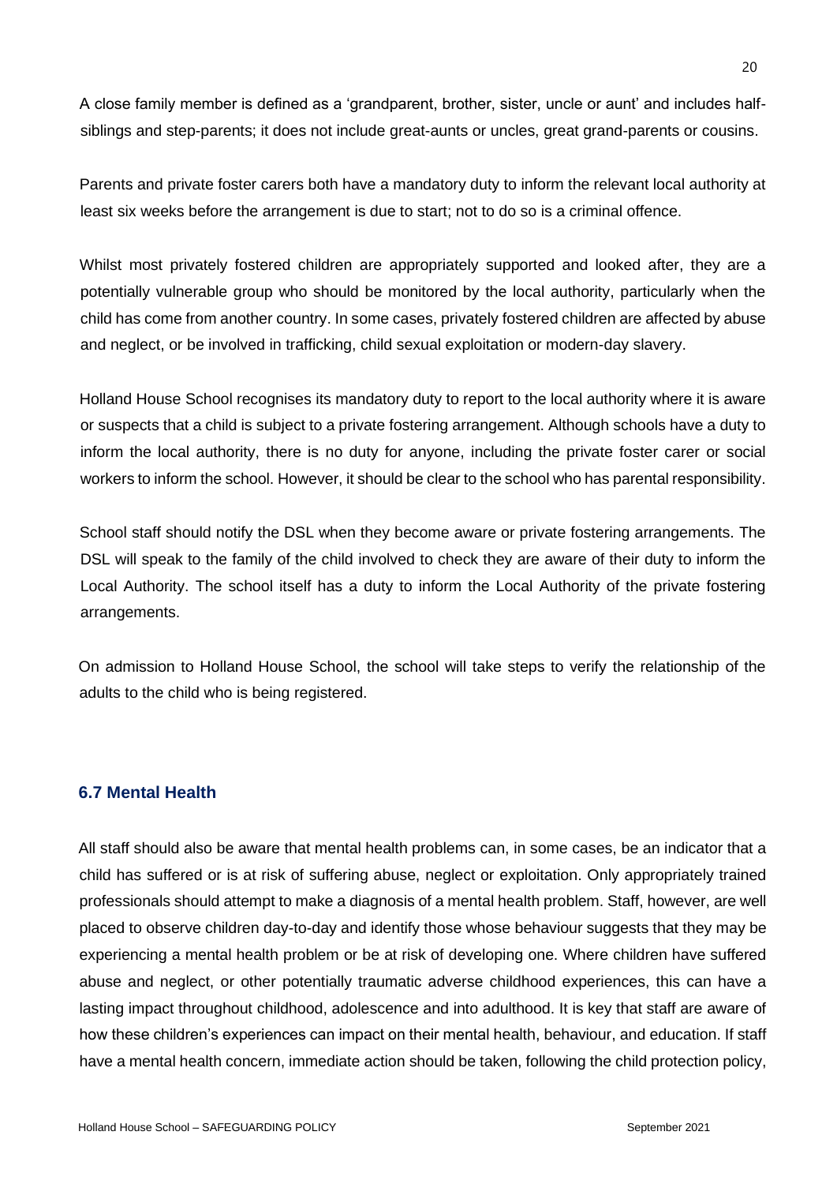A close family member is defined as a 'grandparent, brother, sister, uncle or aunt' and includes half-siblings and step-parents; it does not include great-aunts or uncles, great grand-parents or cousins.

Parents and private foster carers both have a mandatory duty to inform the relevant local authority at least six weeks before the arrangement is due to start; not to do so is a criminal offence.

Whilst most privately fostered children are appropriately supported and looked after, they are a potentially vulnerable group who should be monitored by the local authority, particularly when the child has come from another country. In some cases, privately fostered children are affected by abuse and neglect, or be involved in trafficking, child sexual exploitation or modern-day slavery.

Holland House School recognises its mandatory duty to report to the local authority where it is aware or suspects that a child is subject to a private fostering arrangement. Although schools have a duty to inform the local authority, there is no duty for anyone, including the private foster carer or social workers to inform the school. However, it should be clear to the school who has parental responsibility.

School staff should notify the DSL when they become aware or private fostering arrangements. The DSL will speak to the family of the child involved to check they are aware of their duty to inform the Local Authority. The school itself has a duty to inform the Local Authority of the private fostering arrangements.

On admission to Holland House School, the school will take steps to verify the relationship of the adults to the child who is being registered.

### 6.7 Mental Health

All staff should also be aware that mental health problems can, in some cases, be an indicator that a child has suffered or is at risk of suffering abuse, neglect or exploitation. Only appropriately trained professionals should attempt to make a diagnosis of a mental health problem. Staff, however, are well placed to observe children day-to-day and identify those whose behaviour suggests that they may be experiencing a mental health problem or be at risk of developing one. Where children have suffered abuse and neglect, or other potentially traumatic adverse childhood experiences, this can have a lasting impact throughout childhood, adolescence and into adulthood. It is key that staff are aware of how these children's experiences can impact on their mental health, behaviour, and education. If staff have a mental health concern, immediate action should be taken, following the child protection policy,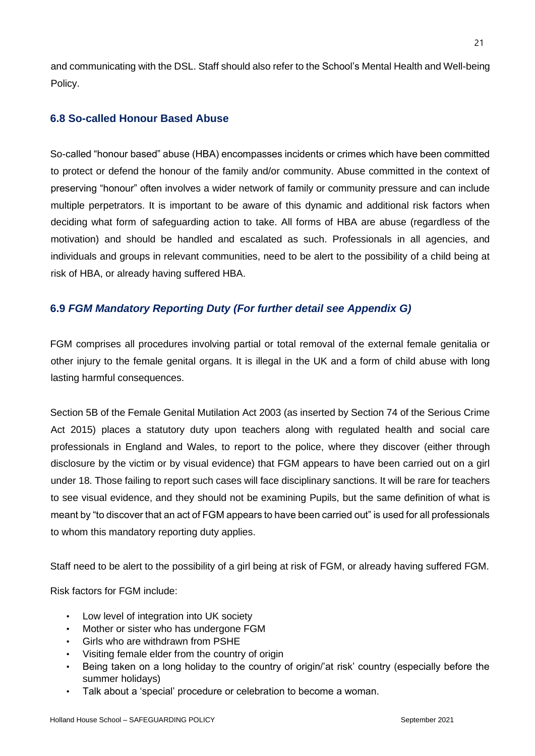and communicating with the DSL. Staff should also refer to the School's Mental Health and Well-being Policy.

### 6.8 So-called Honour Based Abuse

So-called "honour based" abuse (HBA) encompasses incidents or crimes which have been committed to protect or defend the honour of the family and/or community. Abuse committed in the context of preserving "honour" often involves a wider network of family or community pressure and can include multiple perpetrators. It is important to be aware of this dynamic and additional risk factors when deciding what form of safeguarding action to take. All forms of HBA are abuse (regardless of the motivation) and should be handled and escalated as such. Professionals in all agencies, and individuals and groups in relevant communities, need to be alert to the possibility of a child being at risk of HBA, or already having suffered HBA.

### 6.9 *FGM Mandatory Reporting Duty (For further detail see Appendix G)*

FGM comprises all procedures involving partial or total removal of the external female genitalia or other injury to the female genital organs. It is illegal in the UK and a form of child abuse with long lasting harmful consequences.

Section 5B of the Female Genital Mutilation Act 2003 (as inserted by Section 74 of the Serious Crime Act 2015) places a statutory duty upon teachers along with regulated health and social care professionals in England and Wales, to report to the police, where they discover (either through disclosure by the victim or by visual evidence) that FGM appears to have been carried out on a girl under 18. Those failing to report such cases will face disciplinary sanctions. It will be rare for teachers to see visual evidence, and they should not be examining Pupils, but the same definition of what is meant by "to discover that an act of FGM appears to have been carried out" is used for all professionals to whom this mandatory reporting duty applies.

Staff need to be alert to the possibility of a girl being at risk of FGM, or already having suffered FGM.

Risk factors for FGM include:

- Low level of integration into UK society
- Mother or sister who has undergone FGM
- Girls who are withdrawn from PSHE
- Visiting female elder from the country of origin
- Being taken on a long holiday to the country of origin/'at risk' country (especially before the summer holidays)
- Talk about a 'special' procedure or celebration to become a woman.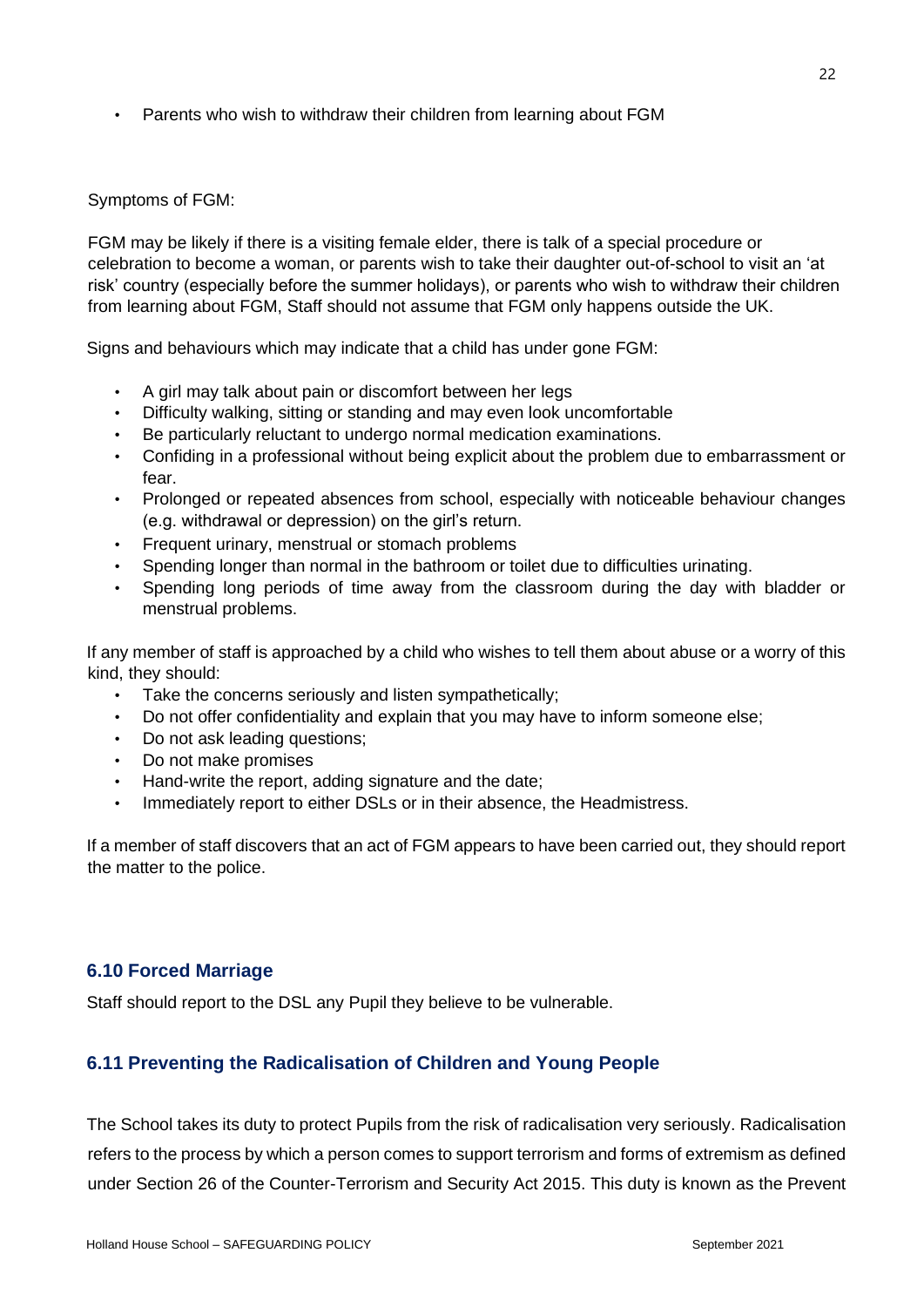- Parents who wish to withdraw their children from learning about FGM

Symptoms of FGM:

FGM may be likely if there is a visiting female elder, there is talk of a special procedure or celebration to become a woman, or parents wish to take their daughter out-of-school to visit an 'at risk' country (especially before the summer holidays), or parents who wish to withdraw their children from learning about FGM, Staff should not assume that FGM only happens outside the UK.

Signs and behaviours which may indicate that a child has under gone FGM:

- A girl may talk about pain or discomfort between her legs
- Difficulty walking, sitting or standing and may even look uncomfortable
- Be particularly reluctant to undergo normal medication examinations.
- Confiding in a professional without being explicit about the problem due to embarrassment or fear.
- Prolonged or repeated absences from school, especially with noticeable behaviour changes (e.g. withdrawal or depression) on the girl's return.
- Frequent urinary, menstrual or stomach problems
- Spending longer than normal in the bathroom or toilet due to difficulties urinating.
- Spending long periods of time away from the classroom during the day with bladder or menstrual problems.

If any member of staff is approached by a child who wishes to tell them about abuse or a worry of this kind, they should:

- Take the concerns seriously and listen sympathetically;
- Do not offer confidentiality and explain that you may have to inform someone else;
- Do not ask leading questions;
- Do not make promises
- Hand-write the report, adding signature and the date;
- Immediately report to either DSLs or in their absence, the Headmistress.

If a member of staff discovers that an act of FGM appears to have been carried out, they should report the matter to the police.

### 6.10 Forced Marriage

Staff should report to the DSL any Pupil they believe to be vulnerable.

### 6.11 Preventing the Radicalisation of Children and Young People

The School takes its duty to protect Pupils from the risk of radicalisation very seriously. Radicalisation refers to the process by which a person comes to support terrorism and forms of extremism as defined under Section 26 of the Counter-Terrorism and Security Act 2015. This duty is known as the Prevent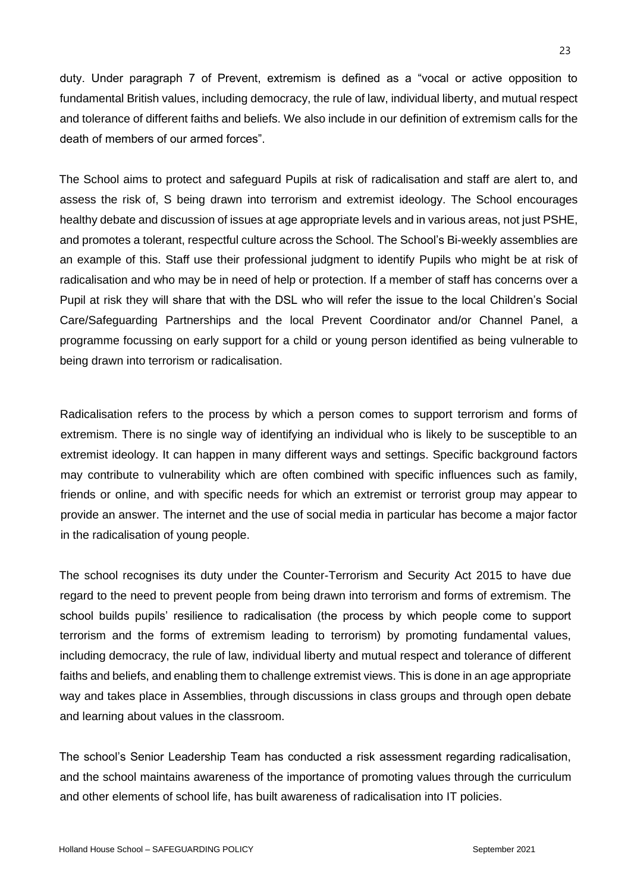duty. Under paragraph 7 of Prevent, extremism is defined as a "vocal or active opposition to fundamental British values, including democracy, the rule of law, individual liberty, and mutual respect and tolerance of different faiths and beliefs. We also include in our definition of extremism calls for the death of members of our armed forces".

The School aims to protect and safeguard Pupils at risk of radicalisation and staff are alert to, and assess the risk of, S being drawn into terrorism and extremist ideology. The School encourages healthy debate and discussion of issues at age appropriate levels and in various areas, not just PSHE, and promotes a tolerant, respectful culture across the School. The School's Bi-weekly assemblies are an example of this. Staff use their professional judgment to identify Pupils who might be at risk of radicalisation and who may be in need of help or protection. If a member of staff has concerns over a Pupil at risk they will share that with the DSL who will refer the issue to the local Children's Social Care/Safeguarding Partnerships and the local Prevent Coordinator and/or Channel Panel, a programme focussing on early support for a child or young person identified as being vulnerable to being drawn into terrorism or radicalisation.

Radicalisation refers to the process by which a person comes to support terrorism and forms of extremism. There is no single way of identifying an individual who is likely to be susceptible to an extremist ideology. It can happen in many different ways and settings. Specific background factors may contribute to vulnerability which are often combined with specific influences such as family, friends or online, and with specific needs for which an extremist or terrorist group may appear to provide an answer. The internet and the use of social media in particular has become a major factor in the radicalisation of young people.

The school recognises its duty under the Counter-Terrorism and Security Act 2015 to have due regard to the need to prevent people from being drawn into terrorism and forms of extremism. The school builds pupils' resilience to radicalisation (the process by which people come to support terrorism and the forms of extremism leading to terrorism) by promoting fundamental values, including democracy, the rule of law, individual liberty and mutual respect and tolerance of different faiths and beliefs, and enabling them to challenge extremist views. This is done in an age appropriate way and takes place in Assemblies, through discussions in class groups and through open debate and learning about values in the classroom.

The school's Senior Leadership Team has conducted a risk assessment regarding radicalisation, and the school maintains awareness of the importance of promoting values through the curriculum and other elements of school life, has built awareness of radicalisation into IT policies.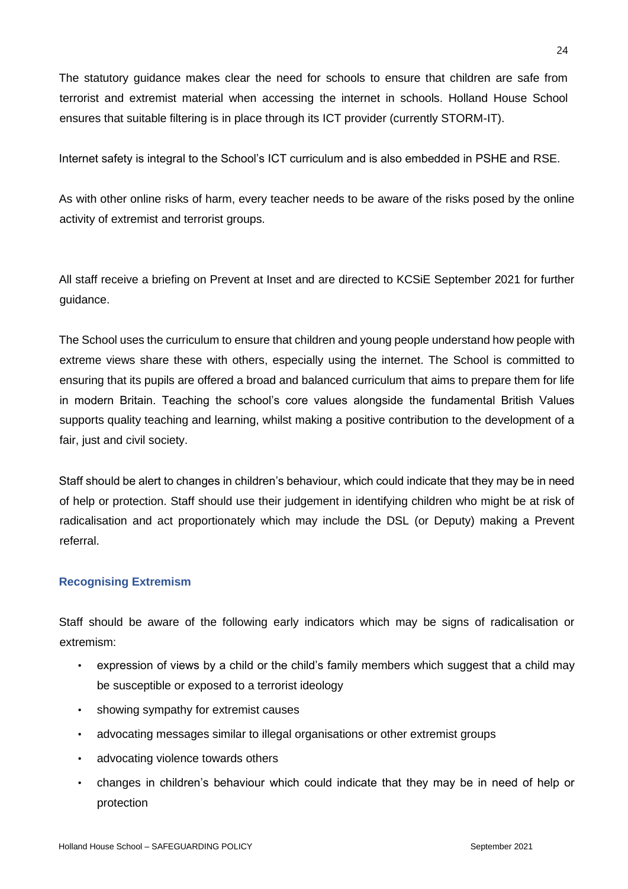The statutory guidance makes clear the need for schools to ensure that children are safe from terrorist and extremist material when accessing the internet in schools. Holland House School ensures that suitable filtering is in place through its ICT provider (currently STORM-IT).

Internet safety is integral to the School's ICT curriculum and is also embedded in PSHE and RSE.

As with other online risks of harm, every teacher needs to be aware of the risks posed by the online activity of extremist and terrorist groups.

All staff receive a briefing on Prevent at Inset and are directed to KCSiE September 2021 for further guidance.

The School uses the curriculum to ensure that children and young people understand how people with extreme views share these with others, especially using the internet. The School is committed to ensuring that its pupils are offered a broad and balanced curriculum that aims to prepare them for life in modern Britain. Teaching the school's core values alongside the fundamental British Values supports quality teaching and learning, whilst making a positive contribution to the development of a fair, just and civil society.

Staff should be alert to changes in children's behaviour, which could indicate that they may be in need of help or protection. Staff should use their judgement in identifying children who might be at risk of radicalisation and act proportionately which may include the DSL (or Deputy) making a Prevent referral.

### Recognising Extremism

Staff should be aware of the following early indicators which may be signs of radicalisation or extremism:

- expression of views by a child or the child's family members which suggest that a child may be susceptible or exposed to a terrorist ideology
- showing sympathy for extremist causes
- advocating messages similar to illegal organisations or other extremist groups
- advocating violence towards others
- changes in children's behaviour which could indicate that they may be in need of help or protection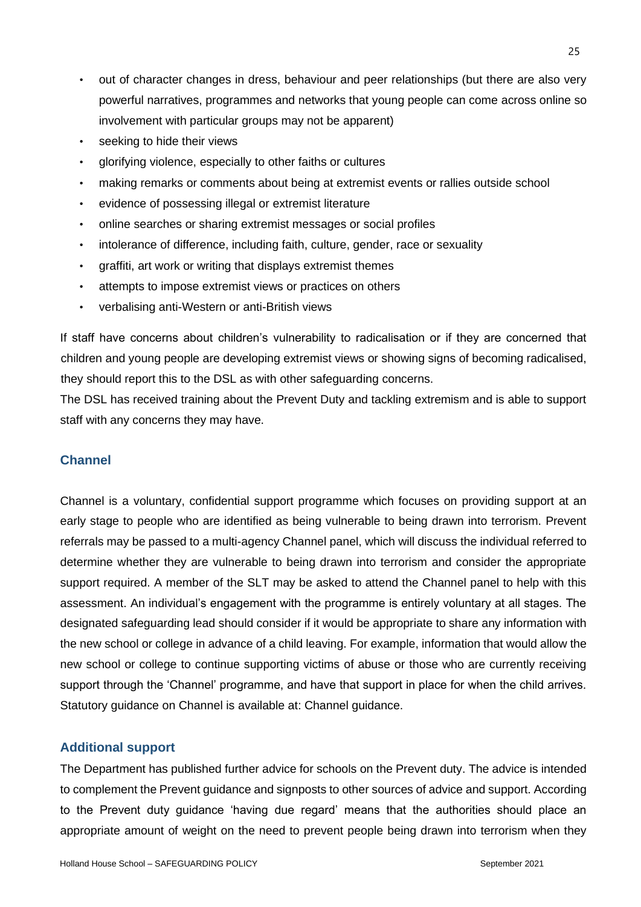- out of character changes in dress, behaviour and peer relationships (but there are also very powerful narratives, programmes and networks that young people can come across online so involvement with particular groups may not be apparent)
- seeking to hide their views
- glorifying violence, especially to other faiths or cultures
- making remarks or comments about being at extremist events or rallies outside school
- evidence of possessing illegal or extremist literature
- online searches or sharing extremist messages or social profiles
- intolerance of difference, including faith, culture, gender, race or sexuality
- graffiti, art work or writing that displays extremist themes
- attempts to impose extremist views or practices on others
- verbalising anti-Western or anti-British views

If staff have concerns about children's vulnerability to radicalisation or if they are concerned that children and young people are developing extremist views or showing signs of becoming radicalised, they should report this to the DSL as with other safeguarding concerns.

The DSL has received training about the Prevent Duty and tackling extremism and is able to support staff with any concerns they may have.

## Channel

Channel is a voluntary, confidential support programme which focuses on providing support at an early stage to people who are identified as being vulnerable to being drawn into terrorism. Prevent referrals may be passed to a multi-agency Channel panel, which will discuss the individual referred to determine whether they are vulnerable to being drawn into terrorism and consider the appropriate support required. A member of the SLT may be asked to attend the Channel panel to help with this assessment. An individual's engagement with the programme is entirely voluntary at all stages. The designated safeguarding lead should consider if it would be appropriate to share any information with the new school or college in advance of a child leaving. For example, information that would allow the new school or college to continue supporting victims of abuse or those who are currently receiving support through the 'Channel' programme, and have that support in place for when the child arrives. Statutory guidance on Channel is available at: Channel guidance.

## Additional support

The Department has published further advice for schools on the Prevent duty. The advice is intended to complement the Prevent guidance and signposts to other sources of advice and support. According to the Prevent duty guidance 'having due regard' means that the authorities should place an appropriate amount of weight on the need to prevent people being drawn into terrorism when they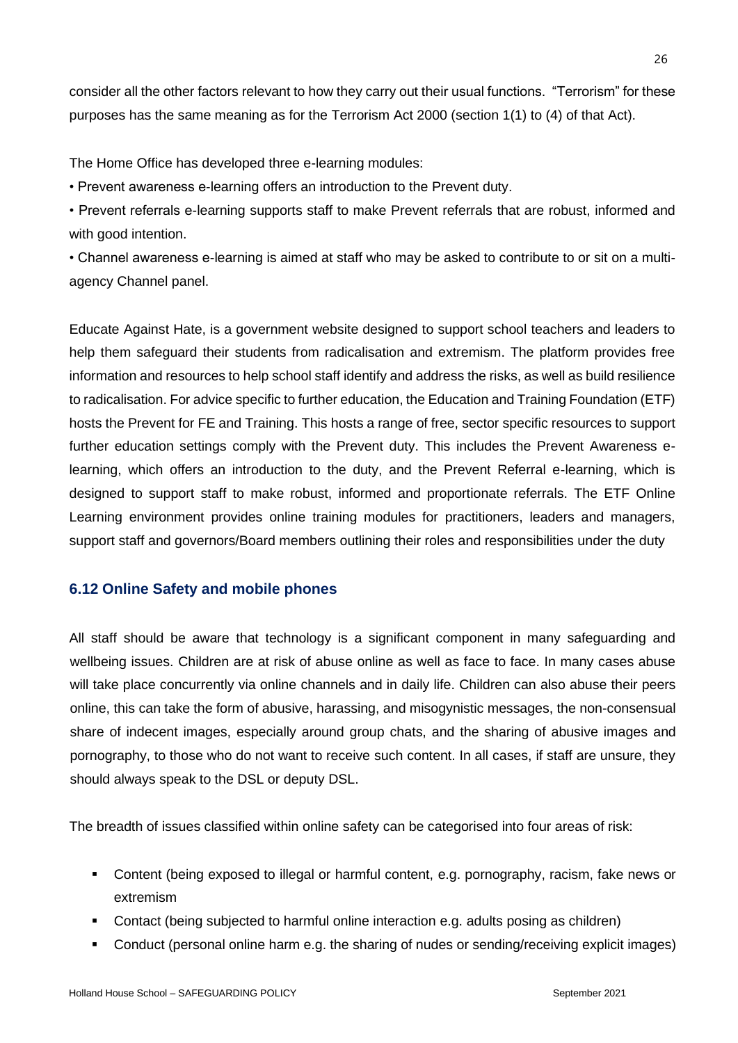consider all the other factors relevant to how they carry out their usual functions. "Terrorism" for these purposes has the same meaning as for the Terrorism Act 2000 (section 1(1) to (4) of that Act).

The Home Office has developed three e-learning modules:

• Prevent awareness e-learning offers an introduction to the Prevent duty.

• Prevent referrals e-learning supports staff to make Prevent referrals that are robust, informed and with good intention.

• Channel awareness e-learning is aimed at staff who may be asked to contribute to or sit on a multi-agency Channel panel.

Educate Against Hate, is a government website designed to support school teachers and leaders to help them safeguard their students from radicalisation and extremism. The platform provides free information and resources to help school staff identify and address the risks, as well as build resilience to radicalisation. For advice specific to further education, the Education and Training Foundation (ETF) hosts the Prevent for FE and Training. This hosts a range of free, sector specific resources to support further education settings comply with the Prevent duty. This includes the Prevent Awareness e-learning, which offers an introduction to the duty, and the Prevent Referral e-learning, which is designed to support staff to make robust, informed and proportionate referrals. The ETF Online Learning environment provides online training modules for practitioners, leaders and managers, support staff and governors/Board members outlining their roles and responsibilities under the duty

### 6.12 Online Safety and mobile phones

All staff should be aware that technology is a significant component in many safeguarding and wellbeing issues. Children are at risk of abuse online as well as face to face. In many cases abuse will take place concurrently via online channels and in daily life. Children can also abuse their peers online, this can take the form of abusive, harassing, and misogynistic messages, the non-consensual share of indecent images, especially around group chats, and the sharing of abusive images and pornography, to those who do not want to receive such content. In all cases, if staff are unsure, they should always speak to the DSL or deputy DSL.

The breadth of issues classified within online safety can be categorised into four areas of risk:

- Content (being exposed to illegal or harmful content, e.g. pornography, racism, fake news or extremism
- Contact (being subjected to harmful online interaction e.g. adults posing as children)
- Conduct (personal online harm e.g. the sharing of nudes or sending/receiving explicit images)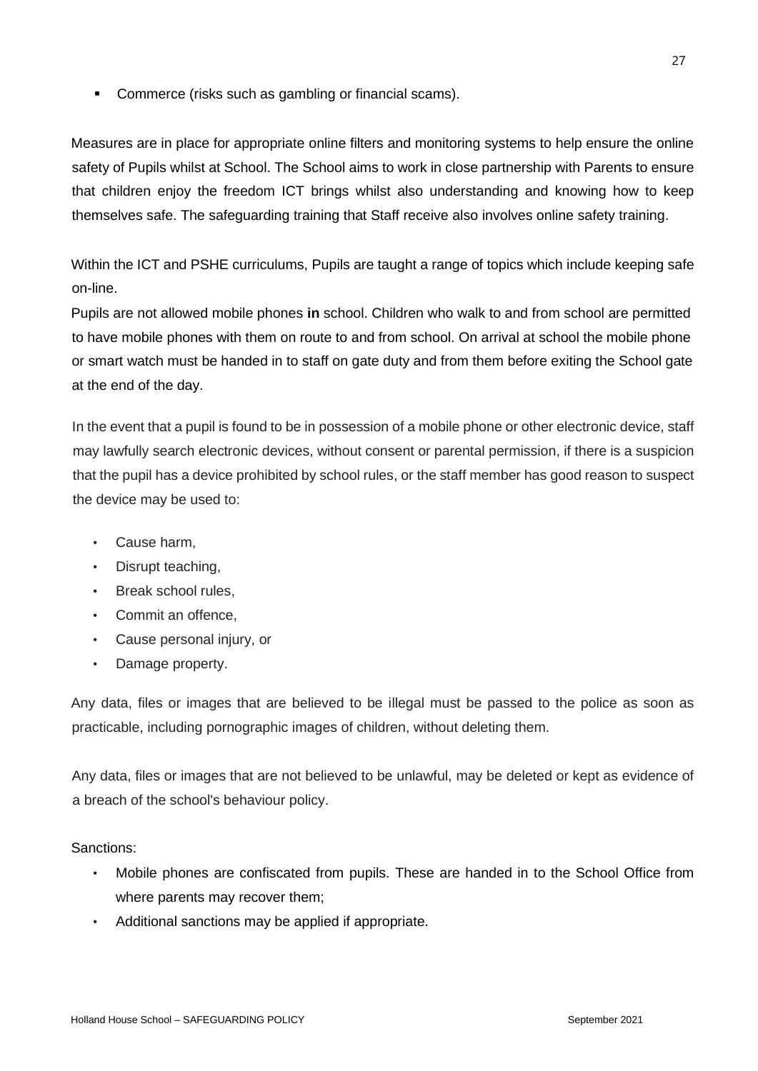- Commerce (risks such as gambling or financial scams).

Measures are in place for appropriate online filters and monitoring systems to help ensure the online safety of Pupils whilst at School. The School aims to work in close partnership with Parents to ensure that children enjoy the freedom ICT brings whilst also understanding and knowing how to keep themselves safe. The safeguarding training that Staff receive also involves online safety training.

Within the ICT and PSHE curriculums, Pupils are taught a range of topics which include keeping safe on-line.

Pupils are not allowed mobile phones **in** school. Children who walk to and from school are permitted to have mobile phones with them on route to and from school. On arrival at school the mobile phone or smart watch must be handed in to staff on gate duty and from them before exiting the School gate at the end of the day.

In the event that a pupil is found to be in possession of a mobile phone or other electronic device, staff may lawfully search electronic devices, without consent or parental permission, if there is a suspicion that the pupil has a device prohibited by school rules, or the staff member has good reason to suspect the device may be used to:

- Cause harm,
- Disrupt teaching,
- Break school rules,
- Commit an offence,
- Cause personal injury, or
- Damage property.

Any data, files or images that are believed to be illegal must be passed to the police as soon as practicable, including pornographic images of children, without deleting them.

Any data, files or images that are not believed to be unlawful, may be deleted or kept as evidence of a breach of the school's behaviour policy.

Sanctions:

- Mobile phones are confiscated from pupils. These are handed in to the School Office from where parents may recover them;
- Additional sanctions may be applied if appropriate.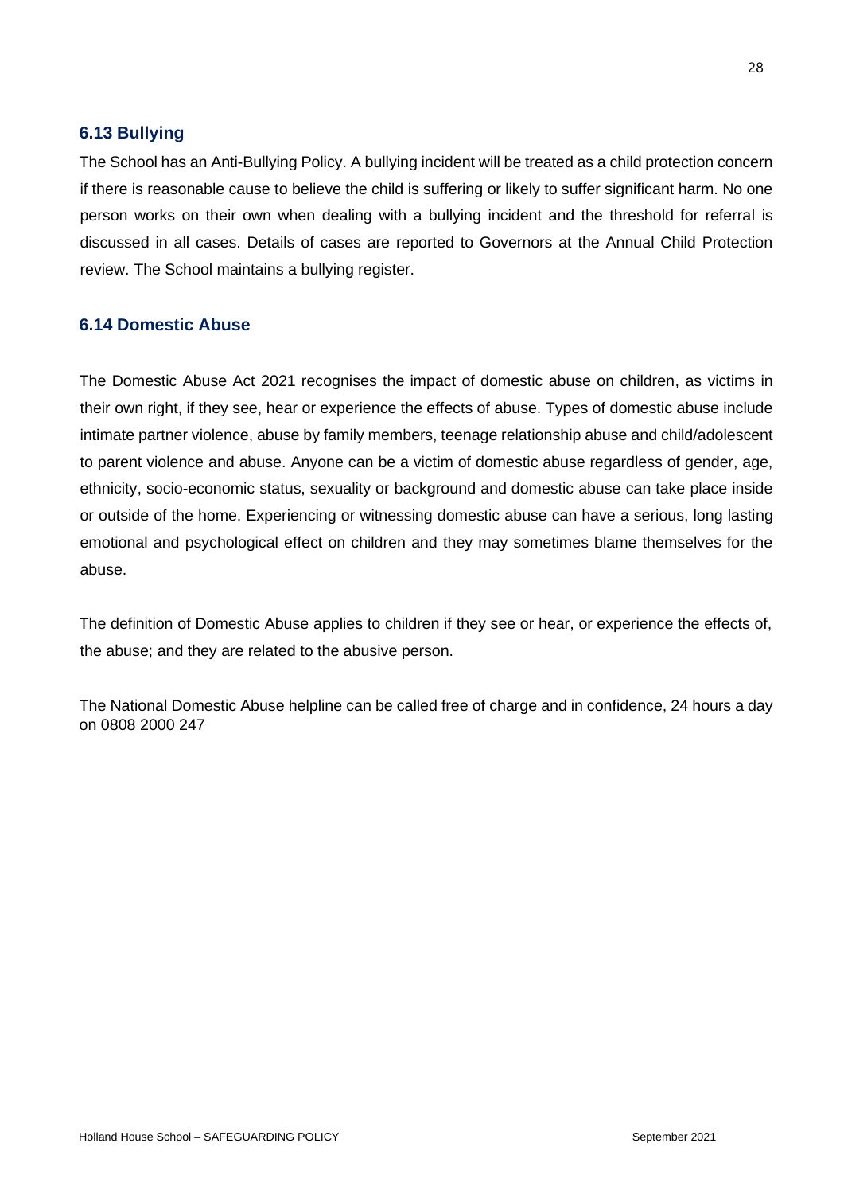### 6.13 Bullying

The School has an Anti-Bullying Policy. A bullying incident will be treated as a child protection concern if there is reasonable cause to believe the child is suffering or likely to suffer significant harm. No one person works on their own when dealing with a bullying incident and the threshold for referral is discussed in all cases. Details of cases are reported to Governors at the Annual Child Protection review. The School maintains a bullying register.

### 6.14 Domestic Abuse

The Domestic Abuse Act 2021 recognises the impact of domestic abuse on children, as victims in their own right, if they see, hear or experience the effects of abuse. Types of domestic abuse include intimate partner violence, abuse by family members, teenage relationship abuse and child/adolescent to parent violence and abuse. Anyone can be a victim of domestic abuse regardless of gender, age, ethnicity, socio-economic status, sexuality or background and domestic abuse can take place inside or outside of the home. Experiencing or witnessing domestic abuse can have a serious, long lasting emotional and psychological effect on children and they may sometimes blame themselves for the abuse.

The definition of Domestic Abuse applies to children if they see or hear, or experience the effects of, the abuse; and they are related to the abusive person.

The National Domestic Abuse helpline can be called free of charge and in confidence, 24 hours a day on 0808 2000 247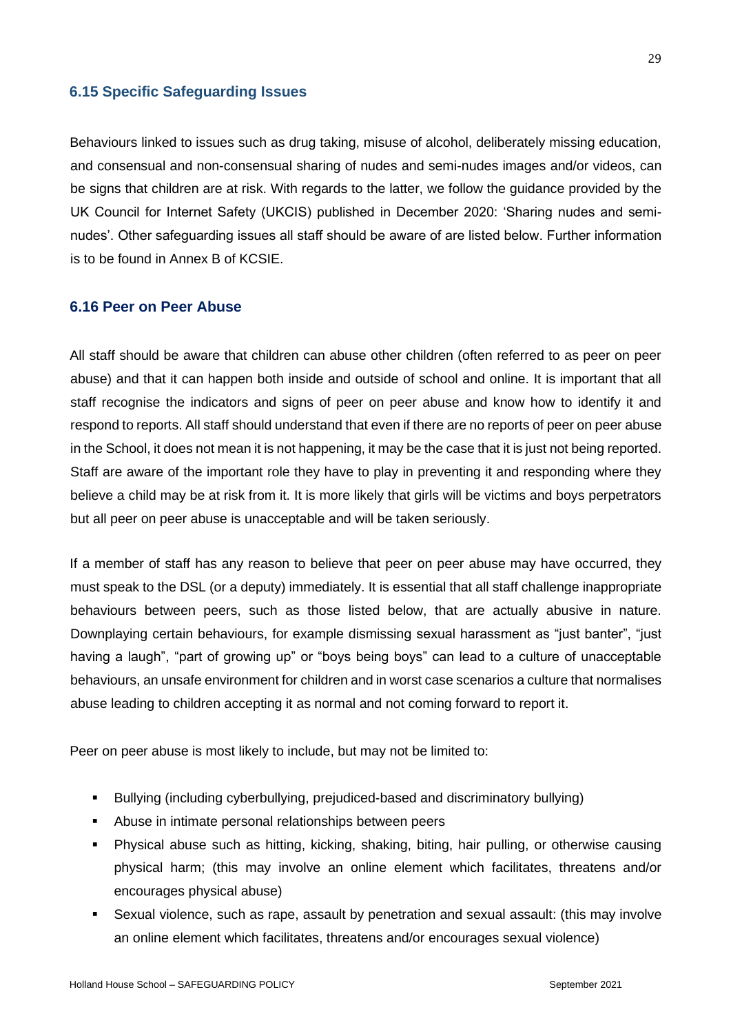### 6.15 Specific Safeguarding Issues

Behaviours linked to issues such as drug taking, misuse of alcohol, deliberately missing education, and consensual and non-consensual sharing of nudes and semi-nudes images and/or videos, can be signs that children are at risk. With regards to the latter, we follow the guidance provided by the UK Council for Internet Safety (UKCIS) published in December 2020: 'Sharing nudes and semi-nudes'. Other safeguarding issues all staff should be aware of are listed below. Further information is to be found in Annex B of KCSIE.

### 6.16 Peer on Peer Abuse

All staff should be aware that children can abuse other children (often referred to as peer on peer abuse) and that it can happen both inside and outside of school and online. It is important that all staff recognise the indicators and signs of peer on peer abuse and know how to identify it and respond to reports. All staff should understand that even if there are no reports of peer on peer abuse in the School, it does not mean it is not happening, it may be the case that it is just not being reported. Staff are aware of the important role they have to play in preventing it and responding where they believe a child may be at risk from it. It is more likely that girls will be victims and boys perpetrators but all peer on peer abuse is unacceptable and will be taken seriously.

If a member of staff has any reason to believe that peer on peer abuse may have occurred, they must speak to the DSL (or a deputy) immediately. It is essential that all staff challenge inappropriate behaviours between peers, such as those listed below, that are actually abusive in nature. Downplaying certain behaviours, for example dismissing sexual harassment as "just banter", "just having a laugh", "part of growing up" or "boys being boys" can lead to a culture of unacceptable behaviours, an unsafe environment for children and in worst case scenarios a culture that normalises abuse leading to children accepting it as normal and not coming forward to report it.

Peer on peer abuse is most likely to include, but may not be limited to:

- Bullying (including cyberbullying, prejudiced-based and discriminatory bullying)
- Abuse in intimate personal relationships between peers
- Physical abuse such as hitting, kicking, shaking, biting, hair pulling, or otherwise causing physical harm; (this may involve an online element which facilitates, threatens and/or encourages physical abuse)
- Sexual violence, such as rape, assault by penetration and sexual assault: (this may involve an online element which facilitates, threatens and/or encourages sexual violence)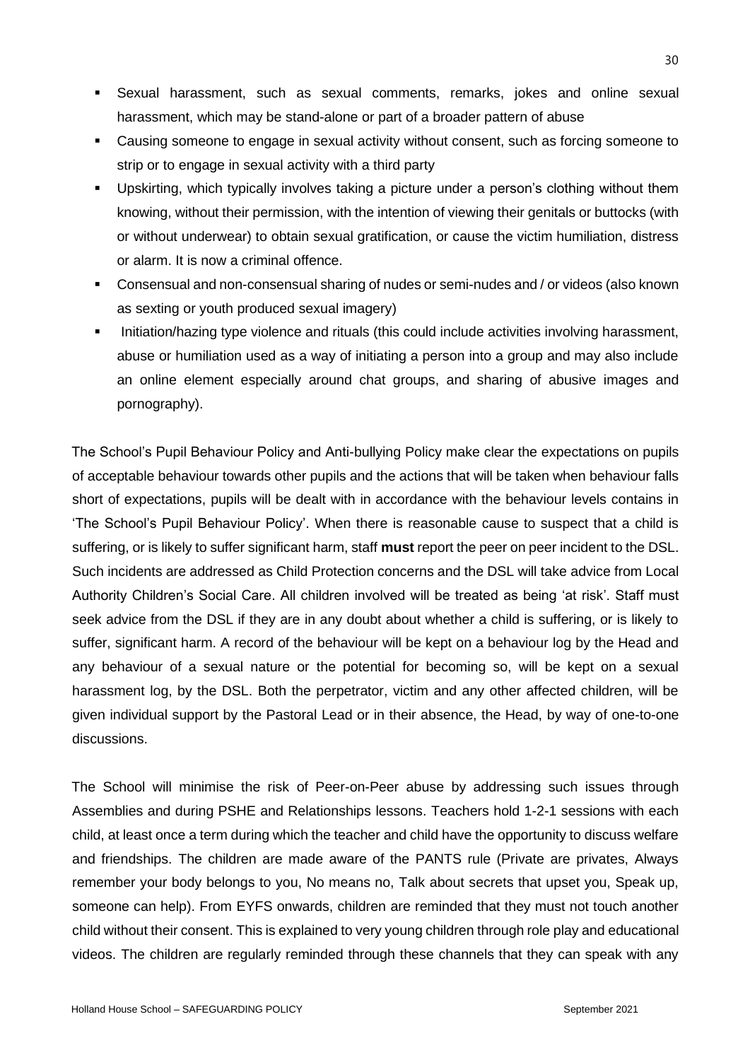- Sexual harassment, such as sexual comments, remarks, jokes and online sexual harassment, which may be stand-alone or part of a broader pattern of abuse
- Causing someone to engage in sexual activity without consent, such as forcing someone to strip or to engage in sexual activity with a third party
- Upskirting, which typically involves taking a picture under a person's clothing without them knowing, without their permission, with the intention of viewing their genitals or buttocks (with or without underwear) to obtain sexual gratification, or cause the victim humiliation, distress or alarm. It is now a criminal offence.
- Consensual and non-consensual sharing of nudes or semi-nudes and / or videos (also known as sexting or youth produced sexual imagery)
- Initiation/hazing type violence and rituals (this could include activities involving harassment, abuse or humiliation used as a way of initiating a person into a group and may also include an online element especially around chat groups, and sharing of abusive images and pornography).

The School's Pupil Behaviour Policy and Anti-bullying Policy make clear the expectations on pupils of acceptable behaviour towards other pupils and the actions that will be taken when behaviour falls short of expectations, pupils will be dealt with in accordance with the behaviour levels contains in 'The School's Pupil Behaviour Policy'. When there is reasonable cause to suspect that a child is suffering, or is likely to suffer significant harm, staff **must** report the peer on peer incident to the DSL. Such incidents are addressed as Child Protection concerns and the DSL will take advice from Local Authority Children's Social Care. All children involved will be treated as being 'at risk'. Staff must seek advice from the DSL if they are in any doubt about whether a child is suffering, or is likely to suffer, significant harm. A record of the behaviour will be kept on a behaviour log by the Head and any behaviour of a sexual nature or the potential for becoming so, will be kept on a sexual harassment log, by the DSL. Both the perpetrator, victim and any other affected children, will be given individual support by the Pastoral Lead or in their absence, the Head, by way of one-to-one discussions.

The School will minimise the risk of Peer-on-Peer abuse by addressing such issues through Assemblies and during PSHE and Relationships lessons. Teachers hold 1-2-1 sessions with each child, at least once a term during which the teacher and child have the opportunity to discuss welfare and friendships. The children are made aware of the PANTS rule (Private are privates, Always remember your body belongs to you, No means no, Talk about secrets that upset you, Speak up, someone can help). From EYFS onwards, children are reminded that they must not touch another child without their consent. This is explained to very young children through role play and educational videos. The children are regularly reminded through these channels that they can speak with any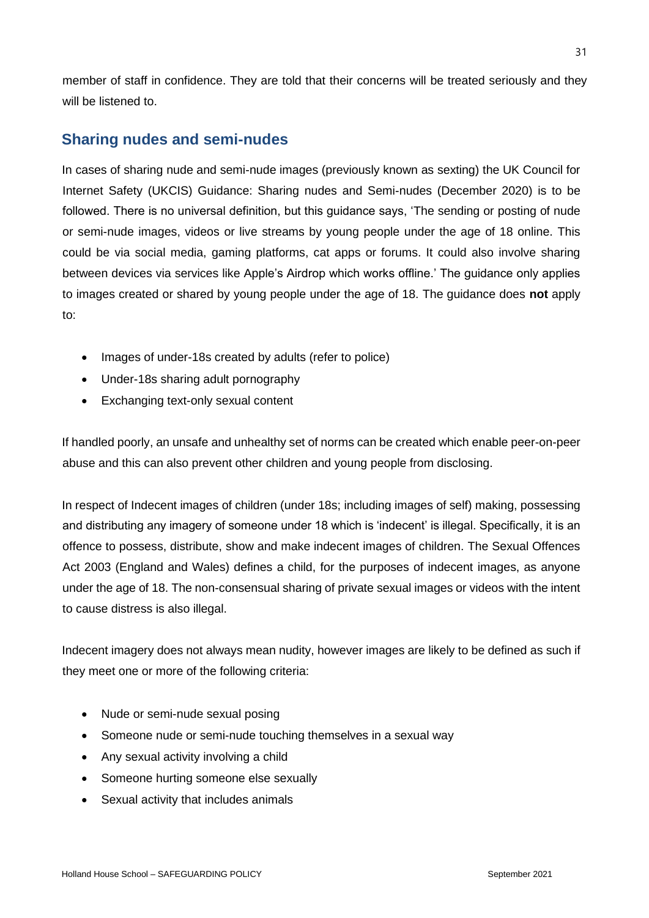member of staff in confidence. They are told that their concerns will be treated seriously and they will be listened to.

## Sharing nudes and semi-nudes

In cases of sharing nude and semi-nude images (previously known as sexting) the UK Council for Internet Safety (UKCIS) Guidance: Sharing nudes and Semi-nudes (December 2020) is to be followed. There is no universal definition, but this guidance says, 'The sending or posting of nude or semi-nude images, videos or live streams by young people under the age of 18 online. This could be via social media, gaming platforms, cat apps or forums. It could also involve sharing between devices via services like Apple's Airdrop which works offline.' The guidance only applies to images created or shared by young people under the age of 18. The guidance does **not** apply to:

- Images of under-18s created by adults (refer to police)
- Under-18s sharing adult pornography
- Exchanging text-only sexual content

If handled poorly, an unsafe and unhealthy set of norms can be created which enable peer-on-peer abuse and this can also prevent other children and young people from disclosing.

In respect of Indecent images of children (under 18s; including images of self) making, possessing and distributing any imagery of someone under 18 which is 'indecent' is illegal. Specifically, it is an offence to possess, distribute, show and make indecent images of children. The Sexual Offences Act 2003 (England and Wales) defines a child, for the purposes of indecent images, as anyone under the age of 18. The non-consensual sharing of private sexual images or videos with the intent to cause distress is also illegal.

Indecent imagery does not always mean nudity, however images are likely to be defined as such if they meet one or more of the following criteria:

- Nude or semi-nude sexual posing
- Someone nude or semi-nude touching themselves in a sexual way
- Any sexual activity involving a child
- Someone hurting someone else sexually
- Sexual activity that includes animals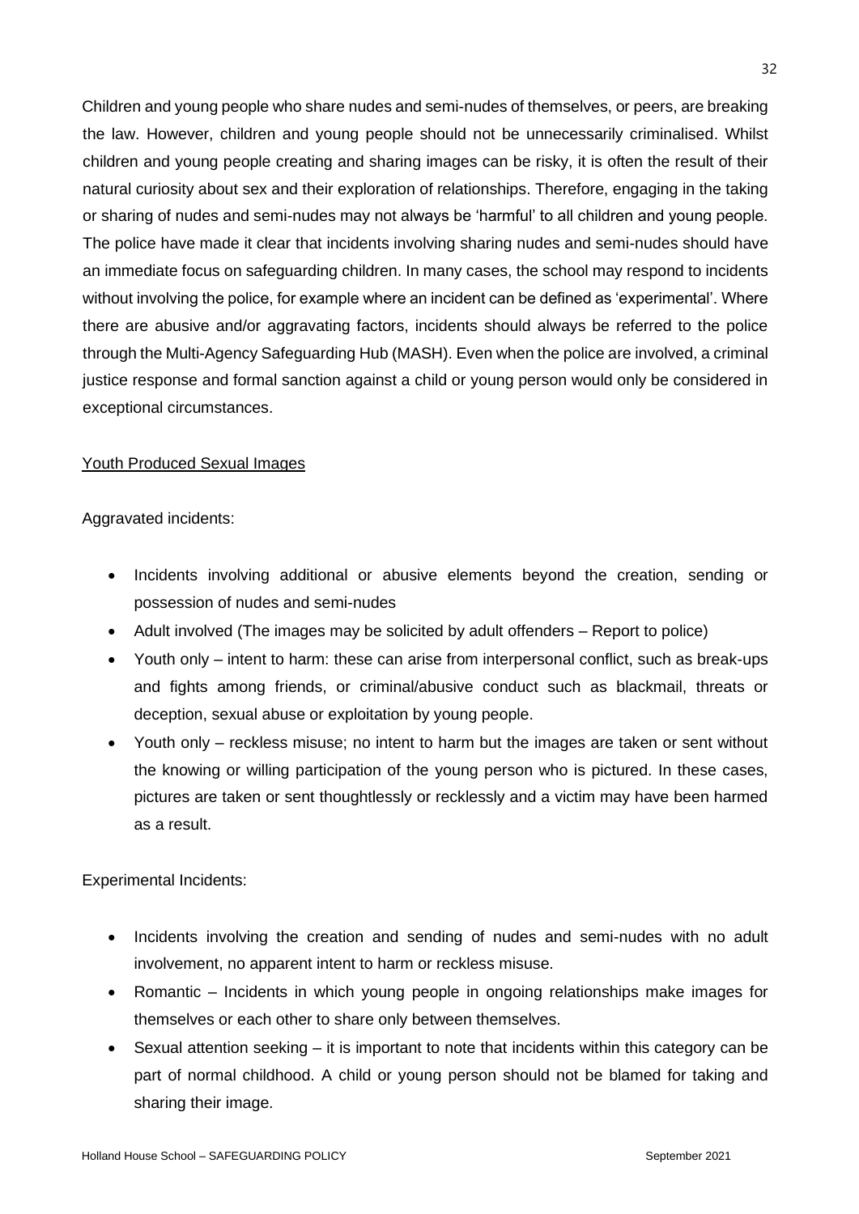Children and young people who share nudes and semi-nudes of themselves, or peers, are breaking the law. However, children and young people should not be unnecessarily criminalised. Whilst children and young people creating and sharing images can be risky, it is often the result of their natural curiosity about sex and their exploration of relationships. Therefore, engaging in the taking or sharing of nudes and semi-nudes may not always be 'harmful' to all children and young people. The police have made it clear that incidents involving sharing nudes and semi-nudes should have an immediate focus on safeguarding children. In many cases, the school may respond to incidents without involving the police, for example where an incident can be defined as 'experimental'. Where there are abusive and/or aggravating factors, incidents should always be referred to the police through the Multi-Agency Safeguarding Hub (MASH). Even when the police are involved, a criminal justice response and formal sanction against a child or young person would only be considered in exceptional circumstances.

<u>Youth Produced Sexual Images</u>

Aggravated incidents:

- Incidents involving additional or abusive elements beyond the creation, sending or possession of nudes and semi-nudes
- Adult involved (The images may be solicited by adult offenders – Report to police)
- Youth only – intent to harm: these can arise from interpersonal conflict, such as break-ups and fights among friends, or criminal/abusive conduct such as blackmail, threats or deception, sexual abuse or exploitation by young people.
- Youth only – reckless misuse; no intent to harm but the images are taken or sent without the knowing or willing participation of the young person who is pictured. In these cases, pictures are taken or sent thoughtlessly or recklessly and a victim may have been harmed as a result.

Experimental Incidents:

- Incidents involving the creation and sending of nudes and semi-nudes with no adult involvement, no apparent intent to harm or reckless misuse.
- Romantic – Incidents in which young people in ongoing relationships make images for themselves or each other to share only between themselves.
- Sexual attention seeking – it is important to note that incidents within this category can be part of normal childhood. A child or young person should not be blamed for taking and sharing their image.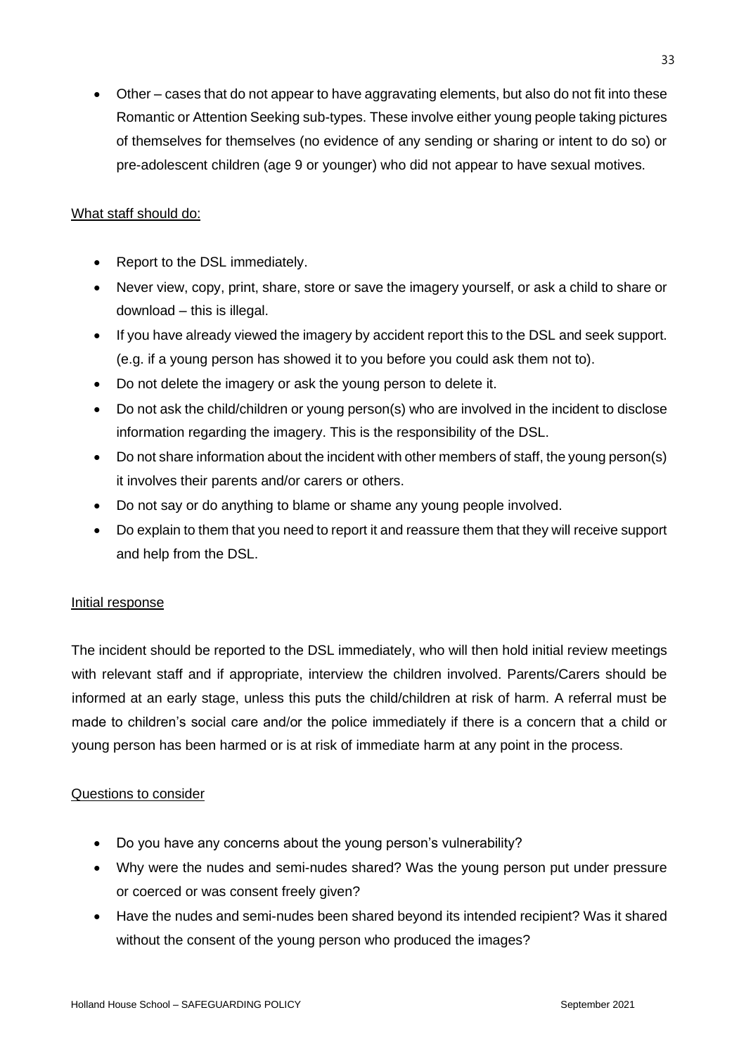- Other – cases that do not appear to have aggravating elements, but also do not fit into these Romantic or Attention Seeking sub-types. These involve either young people taking pictures of themselves for themselves (no evidence of any sending or sharing or intent to do so) or pre-adolescent children (age 9 or younger) who did not appear to have sexual motives.

What staff should do:

- Report to the DSL immediately.
- Never view, copy, print, share, store or save the imagery yourself, or ask a child to share or download – this is illegal.
- If you have already viewed the imagery by accident report this to the DSL and seek support. (e.g. if a young person has showed it to you before you could ask them not to).
- Do not delete the imagery or ask the young person to delete it.
- Do not ask the child/children or young person(s) who are involved in the incident to disclose information regarding the imagery. This is the responsibility of the DSL.
- Do not share information about the incident with other members of staff, the young person(s) it involves their parents and/or carers or others.
- Do not say or do anything to blame or shame any young people involved.
- Do explain to them that you need to report it and reassure them that they will receive support and help from the DSL.

Initial response

The incident should be reported to the DSL immediately, who will then hold initial review meetings with relevant staff and if appropriate, interview the children involved. Parents/Carers should be informed at an early stage, unless this puts the child/children at risk of harm. A referral must be made to children's social care and/or the police immediately if there is a concern that a child or young person has been harmed or is at risk of immediate harm at any point in the process.

Questions to consider

- Do you have any concerns about the young person's vulnerability?
- Why were the nudes and semi-nudes shared? Was the young person put under pressure or coerced or was consent freely given?
- Have the nudes and semi-nudes been shared beyond its intended recipient? Was it shared without the consent of the young person who produced the images?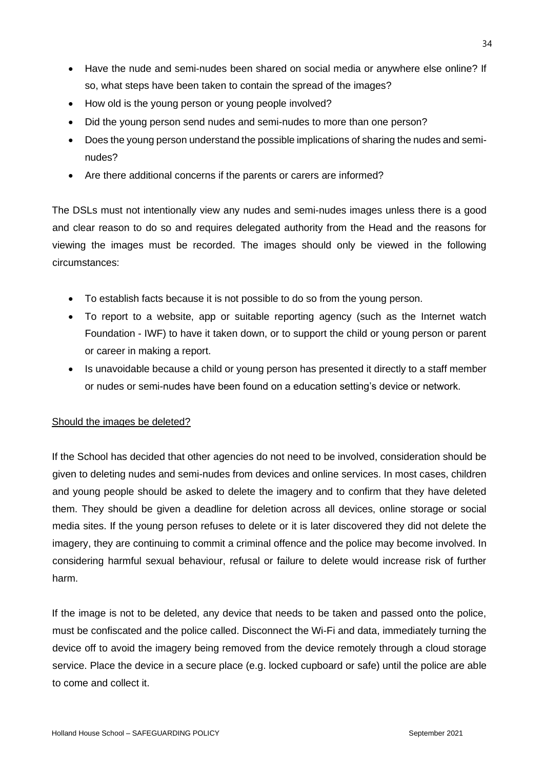- Have the nude and semi-nudes been shared on social media or anywhere else online? If so, what steps have been taken to contain the spread of the images?
- How old is the young person or young people involved?
- Did the young person send nudes and semi-nudes to more than one person?
- Does the young person understand the possible implications of sharing the nudes and semi-nudes?
- Are there additional concerns if the parents or carers are informed?

The DSLs must not intentionally view any nudes and semi-nudes images unless there is a good and clear reason to do so and requires delegated authority from the Head and the reasons for viewing the images must be recorded. The images should only be viewed in the following circumstances:

- To establish facts because it is not possible to do so from the young person.
- To report to a website, app or suitable reporting agency (such as the Internet watch Foundation - IWF) to have it taken down, or to support the child or young person or parent or career in making a report.
- Is unavoidable because a child or young person has presented it directly to a staff member or nudes or semi-nudes have been found on a education setting's device or network.

<u>Should the images be deleted?</u>

If the School has decided that other agencies do not need to be involved, consideration should be given to deleting nudes and semi-nudes from devices and online services. In most cases, children and young people should be asked to delete the imagery and to confirm that they have deleted them. They should be given a deadline for deletion across all devices, online storage or social media sites. If the young person refuses to delete or it is later discovered they did not delete the imagery, they are continuing to commit a criminal offence and the police may become involved. In considering harmful sexual behaviour, refusal or failure to delete would increase risk of further harm.

If the image is not to be deleted, any device that needs to be taken and passed onto the police, must be confiscated and the police called. Disconnect the Wi-Fi and data, immediately turning the device off to avoid the imagery being removed from the device remotely through a cloud storage service. Place the device in a secure place (e.g. locked cupboard or safe) until the police are able to come and collect it.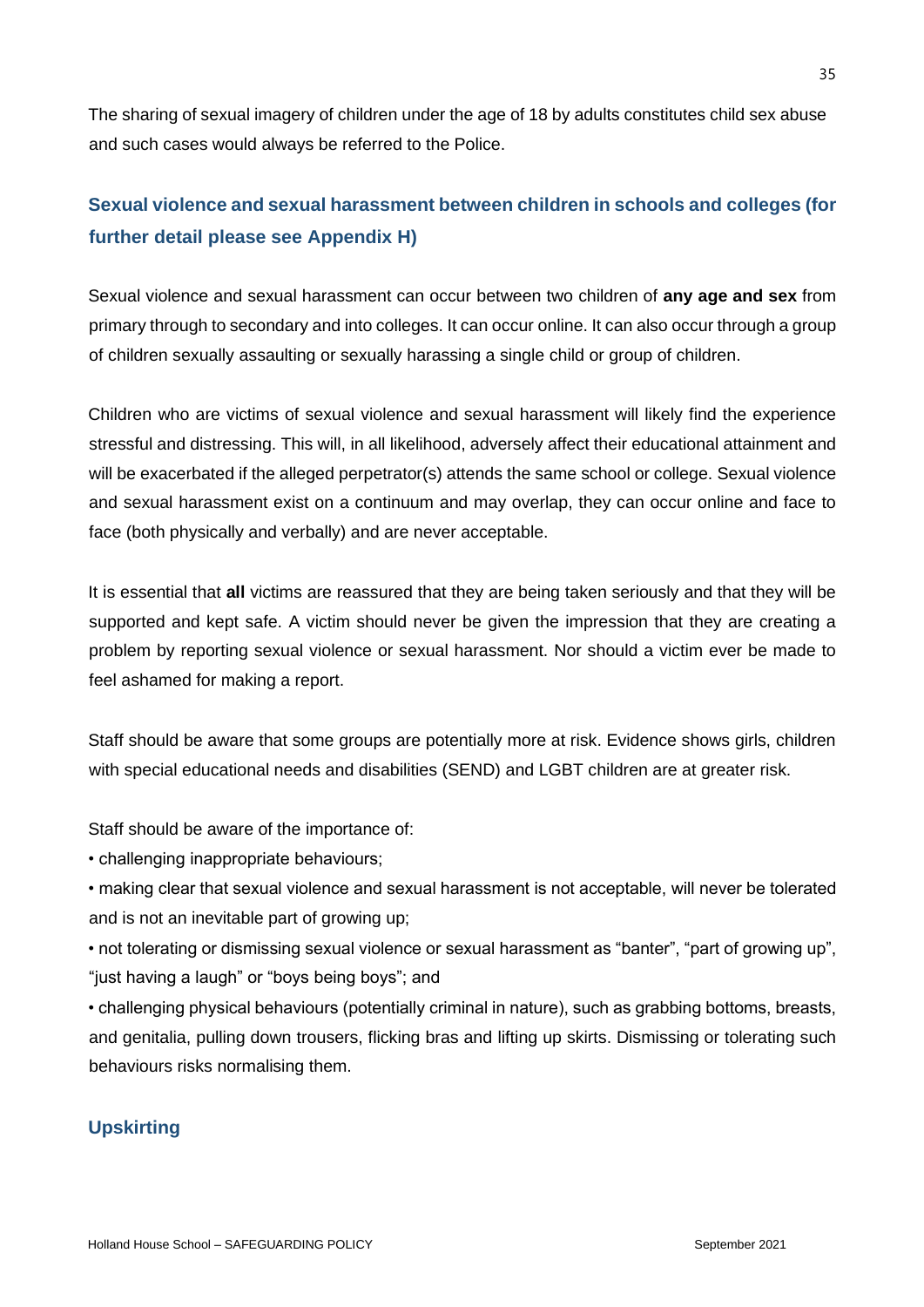The sharing of sexual imagery of children under the age of 18 by adults constitutes child sex abuse and such cases would always be referred to the Police.

### Sexual violence and sexual harassment between children in schools and colleges (for further detail please see Appendix H)

Sexual violence and sexual harassment can occur between two children of **any age and sex** from primary through to secondary and into colleges. It can occur online. It can also occur through a group of children sexually assaulting or sexually harassing a single child or group of children.

Children who are victims of sexual violence and sexual harassment will likely find the experience stressful and distressing. This will, in all likelihood, adversely affect their educational attainment and will be exacerbated if the alleged perpetrator(s) attends the same school or college. Sexual violence and sexual harassment exist on a continuum and may overlap, they can occur online and face to face (both physically and verbally) and are never acceptable.

It is essential that **all** victims are reassured that they are being taken seriously and that they will be supported and kept safe. A victim should never be given the impression that they are creating a problem by reporting sexual violence or sexual harassment. Nor should a victim ever be made to feel ashamed for making a report.

Staff should be aware that some groups are potentially more at risk. Evidence shows girls, children with special educational needs and disabilities (SEND) and LGBT children are at greater risk.

Staff should be aware of the importance of:

- challenging inappropriate behaviours;
- making clear that sexual violence and sexual harassment is not acceptable, will never be tolerated and is not an inevitable part of growing up;
- not tolerating or dismissing sexual violence or sexual harassment as "banter", "part of growing up", "just having a laugh" or "boys being boys"; and
- challenging physical behaviours (potentially criminal in nature), such as grabbing bottoms, breasts, and genitalia, pulling down trousers, flicking bras and lifting up skirts. Dismissing or tolerating such behaviours risks normalising them.

### Upskirting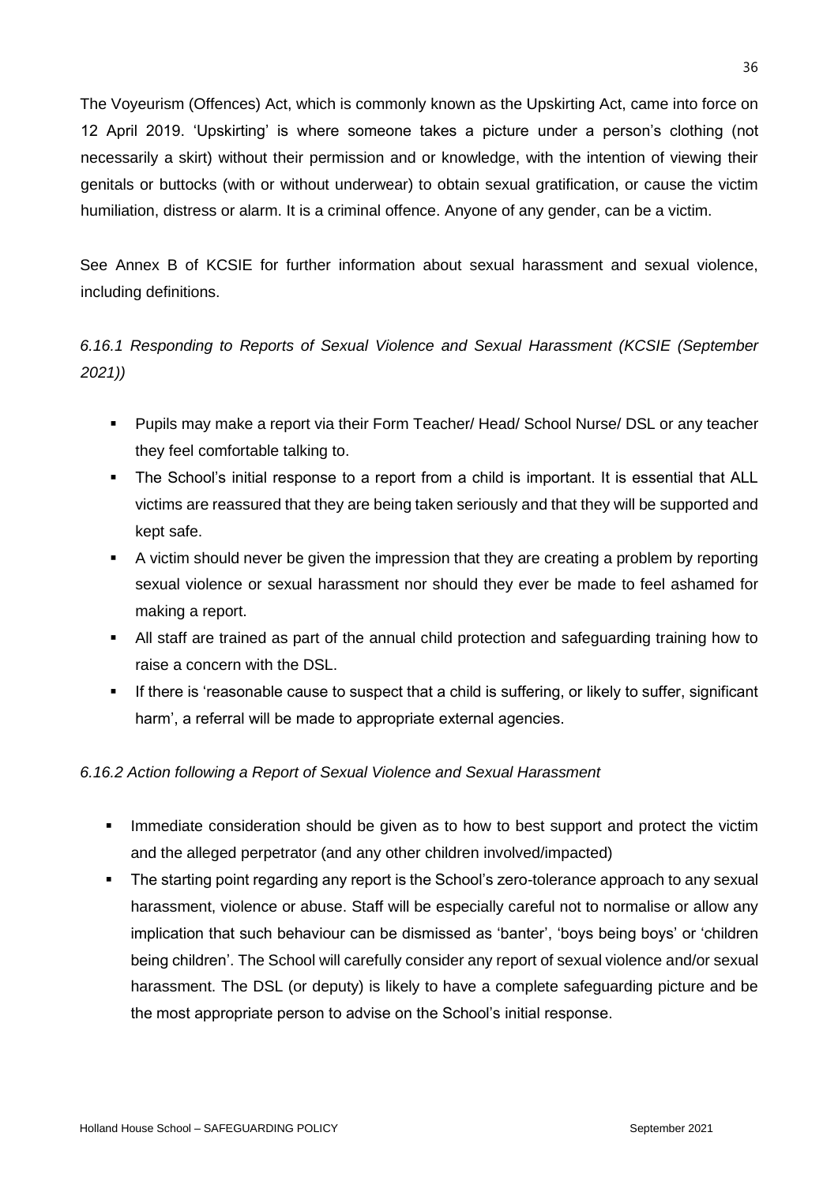The Voyeurism (Offences) Act, which is commonly known as the Upskirting Act, came into force on 12 April 2019. 'Upskirting' is where someone takes a picture under a person's clothing (not necessarily a skirt) without their permission and or knowledge, with the intention of viewing their genitals or buttocks (with or without underwear) to obtain sexual gratification, or cause the victim humiliation, distress or alarm. It is a criminal offence. Anyone of any gender, can be a victim.

See Annex B of KCSIE for further information about sexual harassment and sexual violence, including definitions.

*6.16.1 Responding to Reports of Sexual Violence and Sexual Harassment (KCSIE (September 2021))*

- Pupils may make a report via their Form Teacher/ Head/ School Nurse/ DSL or any teacher they feel comfortable talking to.
- The School's initial response to a report from a child is important. It is essential that ALL victims are reassured that they are being taken seriously and that they will be supported and kept safe.
- A victim should never be given the impression that they are creating a problem by reporting sexual violence or sexual harassment nor should they ever be made to feel ashamed for making a report.
- All staff are trained as part of the annual child protection and safeguarding training how to raise a concern with the DSL.
- If there is 'reasonable cause to suspect that a child is suffering, or likely to suffer, significant harm', a referral will be made to appropriate external agencies.

*6.16.2 Action following a Report of Sexual Violence and Sexual Harassment*

- Immediate consideration should be given as to how to best support and protect the victim and the alleged perpetrator (and any other children involved/impacted)
- The starting point regarding any report is the School's zero-tolerance approach to any sexual harassment, violence or abuse. Staff will be especially careful not to normalise or allow any implication that such behaviour can be dismissed as 'banter', 'boys being boys' or 'children being children'. The School will carefully consider any report of sexual violence and/or sexual harassment. The DSL (or deputy) is likely to have a complete safeguarding picture and be the most appropriate person to advise on the School's initial response.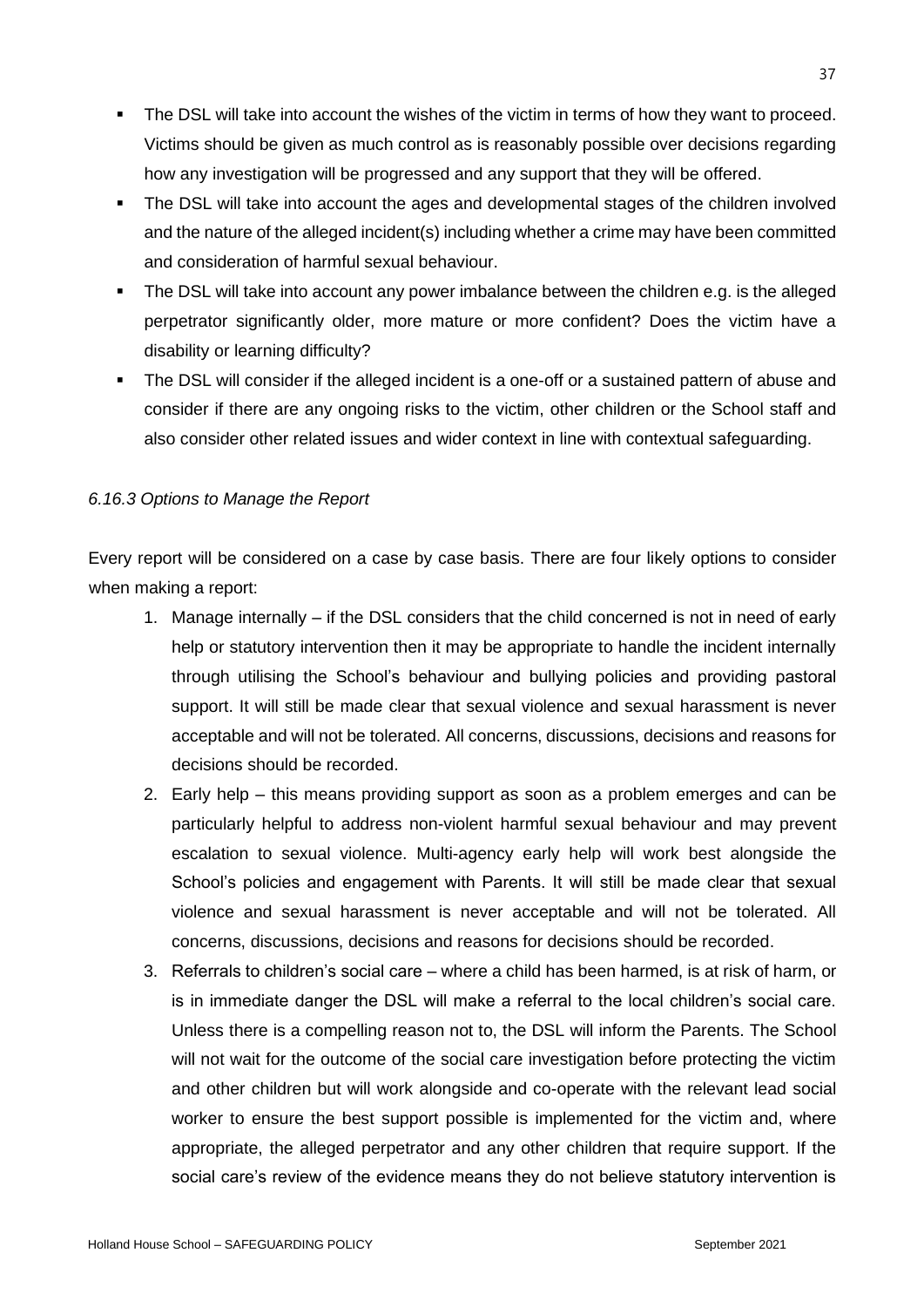- The DSL will take into account the wishes of the victim in terms of how they want to proceed. Victims should be given as much control as is reasonably possible over decisions regarding how any investigation will be progressed and any support that they will be offered.
- The DSL will take into account the ages and developmental stages of the children involved and the nature of the alleged incident(s) including whether a crime may have been committed and consideration of harmful sexual behaviour.
- The DSL will take into account any power imbalance between the children e.g. is the alleged perpetrator significantly older, more mature or more confident? Does the victim have a disability or learning difficulty?
- The DSL will consider if the alleged incident is a one-off or a sustained pattern of abuse and consider if there are any ongoing risks to the victim, other children or the School staff and also consider other related issues and wider context in line with contextual safeguarding.

*6.16.3 Options to Manage the Report*

Every report will be considered on a case by case basis. There are four likely options to consider when making a report:

1. Manage internally – if the DSL considers that the child concerned is not in need of early help or statutory intervention then it may be appropriate to handle the incident internally through utilising the School's behaviour and bullying policies and providing pastoral support. It will still be made clear that sexual violence and sexual harassment is never acceptable and will not be tolerated. All concerns, discussions, decisions and reasons for decisions should be recorded.
2. Early help – this means providing support as soon as a problem emerges and can be particularly helpful to address non-violent harmful sexual behaviour and may prevent escalation to sexual violence. Multi-agency early help will work best alongside the School's policies and engagement with Parents. It will still be made clear that sexual violence and sexual harassment is never acceptable and will not be tolerated. All concerns, discussions, decisions and reasons for decisions should be recorded.
3. Referrals to children's social care – where a child has been harmed, is at risk of harm, or is in immediate danger the DSL will make a referral to the local children's social care. Unless there is a compelling reason not to, the DSL will inform the Parents. The School will not wait for the outcome of the social care investigation before protecting the victim and other children but will work alongside and co-operate with the relevant lead social worker to ensure the best support possible is implemented for the victim and, where appropriate, the alleged perpetrator and any other children that require support. If the social care's review of the evidence means they do not believe statutory intervention is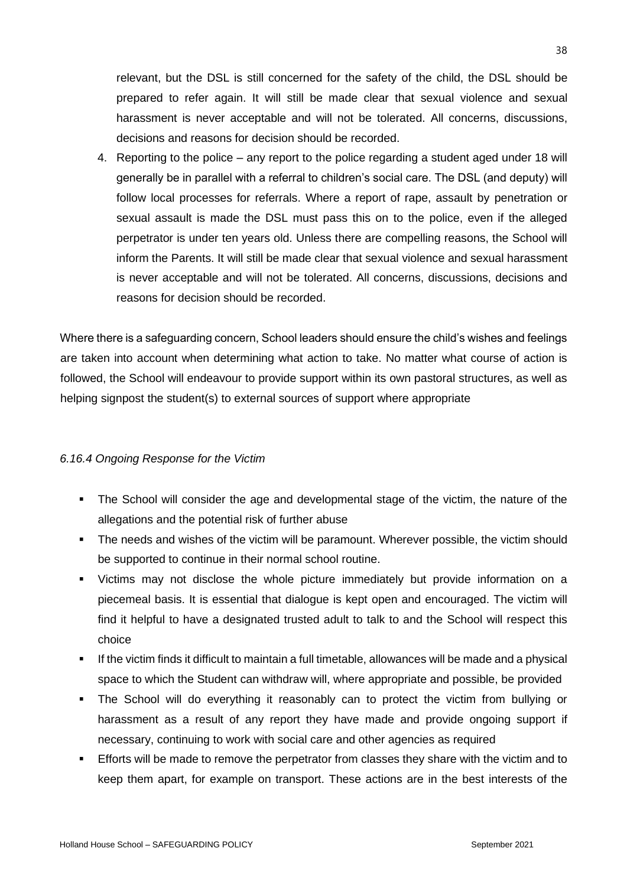relevant, but the DSL is still concerned for the safety of the child, the DSL should be prepared to refer again. It will still be made clear that sexual violence and sexual harassment is never acceptable and will not be tolerated. All concerns, discussions, decisions and reasons for decision should be recorded.

4. Reporting to the police – any report to the police regarding a student aged under 18 will generally be in parallel with a referral to children's social care. The DSL (and deputy) will follow local processes for referrals. Where a report of rape, assault by penetration or sexual assault is made the DSL must pass this on to the police, even if the alleged perpetrator is under ten years old. Unless there are compelling reasons, the School will inform the Parents. It will still be made clear that sexual violence and sexual harassment is never acceptable and will not be tolerated. All concerns, discussions, decisions and reasons for decision should be recorded.

Where there is a safeguarding concern, School leaders should ensure the child's wishes and feelings are taken into account when determining what action to take. No matter what course of action is followed, the School will endeavour to provide support within its own pastoral structures, as well as helping signpost the student(s) to external sources of support where appropriate

*6.16.4 Ongoing Response for the Victim*

- The School will consider the age and developmental stage of the victim, the nature of the allegations and the potential risk of further abuse
- The needs and wishes of the victim will be paramount. Wherever possible, the victim should be supported to continue in their normal school routine.
- Victims may not disclose the whole picture immediately but provide information on a piecemeal basis. It is essential that dialogue is kept open and encouraged. The victim will find it helpful to have a designated trusted adult to talk to and the School will respect this choice
- If the victim finds it difficult to maintain a full timetable, allowances will be made and a physical space to which the Student can withdraw will, where appropriate and possible, be provided
- The School will do everything it reasonably can to protect the victim from bullying or harassment as a result of any report they have made and provide ongoing support if necessary, continuing to work with social care and other agencies as required
- Efforts will be made to remove the perpetrator from classes they share with the victim and to keep them apart, for example on transport. These actions are in the best interests of the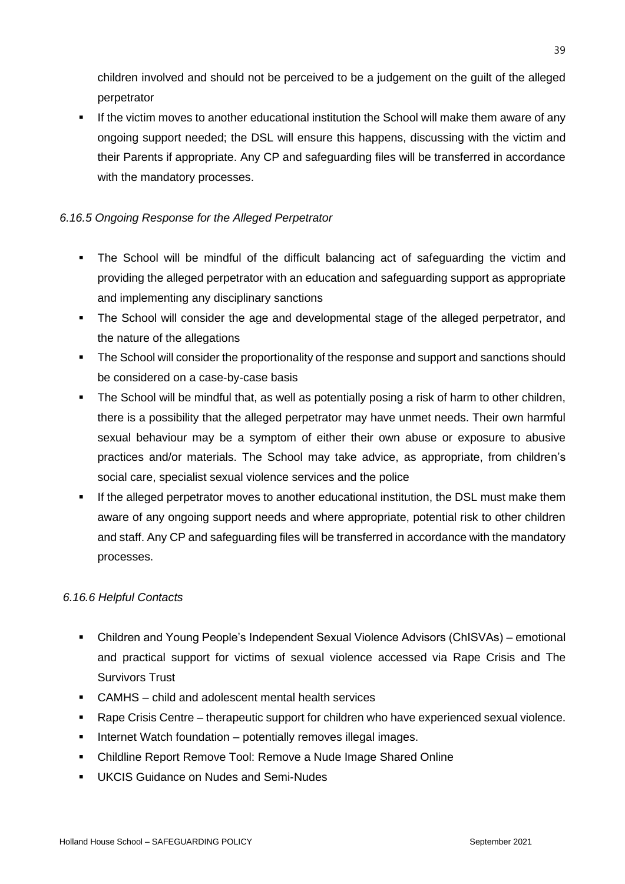children involved and should not be perceived to be a judgement on the guilt of the alleged perpetrator

- If the victim moves to another educational institution the School will make them aware of any ongoing support needed; the DSL will ensure this happens, discussing with the victim and their Parents if appropriate. Any CP and safeguarding files will be transferred in accordance with the mandatory processes.

*6.16.5 Ongoing Response for the Alleged Perpetrator*

- The School will be mindful of the difficult balancing act of safeguarding the victim and providing the alleged perpetrator with an education and safeguarding support as appropriate and implementing any disciplinary sanctions
- The School will consider the age and developmental stage of the alleged perpetrator, and the nature of the allegations
- The School will consider the proportionality of the response and support and sanctions should be considered on a case-by-case basis
- The School will be mindful that, as well as potentially posing a risk of harm to other children, there is a possibility that the alleged perpetrator may have unmet needs. Their own harmful sexual behaviour may be a symptom of either their own abuse or exposure to abusive practices and/or materials. The School may take advice, as appropriate, from children's social care, specialist sexual violence services and the police
- If the alleged perpetrator moves to another educational institution, the DSL must make them aware of any ongoing support needs and where appropriate, potential risk to other children and staff. Any CP and safeguarding files will be transferred in accordance with the mandatory processes.

*6.16.6 Helpful Contacts*

- Children and Young People's Independent Sexual Violence Advisors (ChISVAs) – emotional and practical support for victims of sexual violence accessed via Rape Crisis and The Survivors Trust
- CAMHS – child and adolescent mental health services
- Rape Crisis Centre – therapeutic support for children who have experienced sexual violence.
- Internet Watch foundation – potentially removes illegal images.
- Childline Report Remove Tool: Remove a Nude Image Shared Online
- UKCIS Guidance on Nudes and Semi-Nudes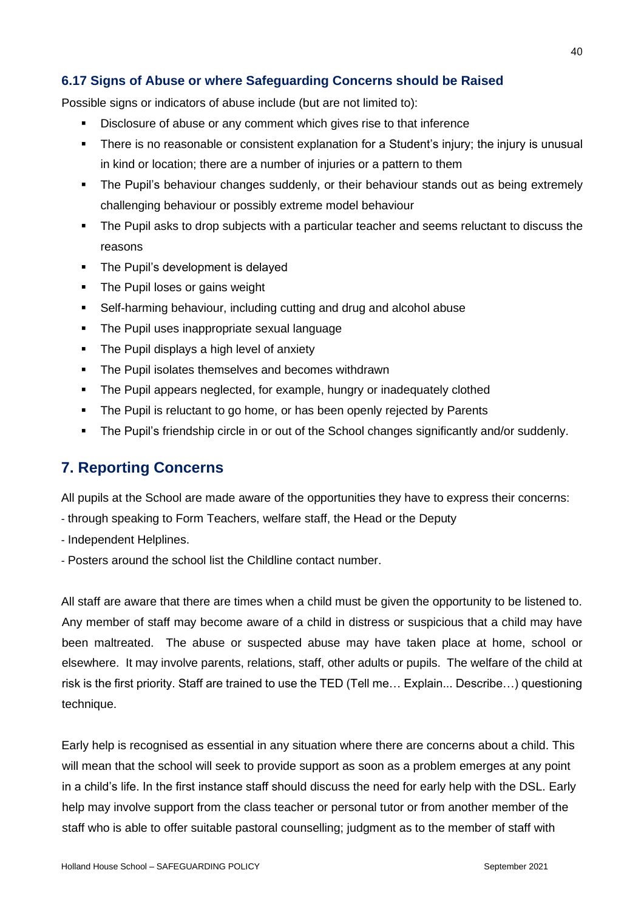### 6.17 Signs of Abuse or where Safeguarding Concerns should be Raised

Possible signs or indicators of abuse include (but are not limited to):

- Disclosure of abuse or any comment which gives rise to that inference
- There is no reasonable or consistent explanation for a Student's injury; the injury is unusual in kind or location; there are a number of injuries or a pattern to them
- The Pupil's behaviour changes suddenly, or their behaviour stands out as being extremely challenging behaviour or possibly extreme model behaviour
- The Pupil asks to drop subjects with a particular teacher and seems reluctant to discuss the reasons
- The Pupil's development is delayed
- The Pupil loses or gains weight
- Self-harming behaviour, including cutting and drug and alcohol abuse
- The Pupil uses inappropriate sexual language
- The Pupil displays a high level of anxiety
- The Pupil isolates themselves and becomes withdrawn
- The Pupil appears neglected, for example, hungry or inadequately clothed
- The Pupil is reluctant to go home, or has been openly rejected by Parents
- The Pupil's friendship circle in or out of the School changes significantly and/or suddenly.

## 7. Reporting Concerns

All pupils at the School are made aware of the opportunities they have to express their concerns:

- through speaking to Form Teachers, welfare staff, the Head or the Deputy
- Independent Helplines.
- Posters around the school list the Childline contact number.

All staff are aware that there are times when a child must be given the opportunity to be listened to. Any member of staff may become aware of a child in distress or suspicious that a child may have been maltreated. The abuse or suspected abuse may have taken place at home, school or elsewhere. It may involve parents, relations, staff, other adults or pupils. The welfare of the child at risk is the first priority. Staff are trained to use the TED (Tell me… Explain... Describe…) questioning technique.

Early help is recognised as essential in any situation where there are concerns about a child. This will mean that the school will seek to provide support as soon as a problem emerges at any point in a child's life. In the first instance staff should discuss the need for early help with the DSL. Early help may involve support from the class teacher or personal tutor or from another member of the staff who is able to offer suitable pastoral counselling; judgment as to the member of staff with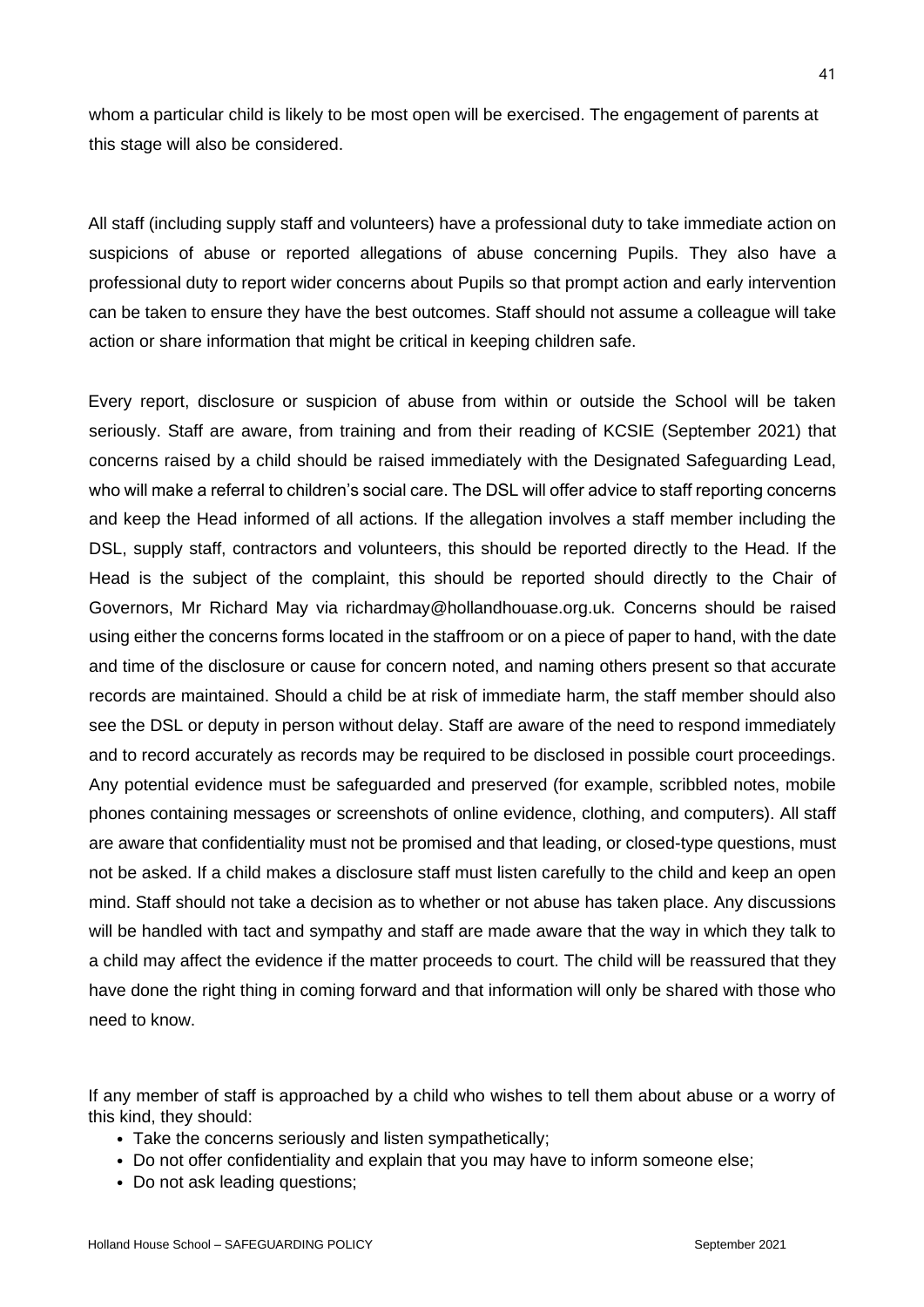whom a particular child is likely to be most open will be exercised. The engagement of parents at this stage will also be considered.

All staff (including supply staff and volunteers) have a professional duty to take immediate action on suspicions of abuse or reported allegations of abuse concerning Pupils. They also have a professional duty to report wider concerns about Pupils so that prompt action and early intervention can be taken to ensure they have the best outcomes. Staff should not assume a colleague will take action or share information that might be critical in keeping children safe.

Every report, disclosure or suspicion of abuse from within or outside the School will be taken seriously. Staff are aware, from training and from their reading of KCSIE (September 2021) that concerns raised by a child should be raised immediately with the Designated Safeguarding Lead, who will make a referral to children's social care. The DSL will offer advice to staff reporting concerns and keep the Head informed of all actions. If the allegation involves a staff member including the DSL, supply staff, contractors and volunteers, this should be reported directly to the Head. If the Head is the subject of the complaint, this should be reported should directly to the Chair of Governors, Mr Richard May via richardmay@hollandhouase.org.uk. Concerns should be raised using either the concerns forms located in the staffroom or on a piece of paper to hand, with the date and time of the disclosure or cause for concern noted, and naming others present so that accurate records are maintained. Should a child be at risk of immediate harm, the staff member should also see the DSL or deputy in person without delay. Staff are aware of the need to respond immediately and to record accurately as records may be required to be disclosed in possible court proceedings. Any potential evidence must be safeguarded and preserved (for example, scribbled notes, mobile phones containing messages or screenshots of online evidence, clothing, and computers). All staff are aware that confidentiality must not be promised and that leading, or closed-type questions, must not be asked. If a child makes a disclosure staff must listen carefully to the child and keep an open mind. Staff should not take a decision as to whether or not abuse has taken place. Any discussions will be handled with tact and sympathy and staff are made aware that the way in which they talk to a child may affect the evidence if the matter proceeds to court. The child will be reassured that they have done the right thing in coming forward and that information will only be shared with those who need to know.

If any member of staff is approached by a child who wishes to tell them about abuse or a worry of this kind, they should:

- Take the concerns seriously and listen sympathetically;
- Do not offer confidentiality and explain that you may have to inform someone else;
- Do not ask leading questions;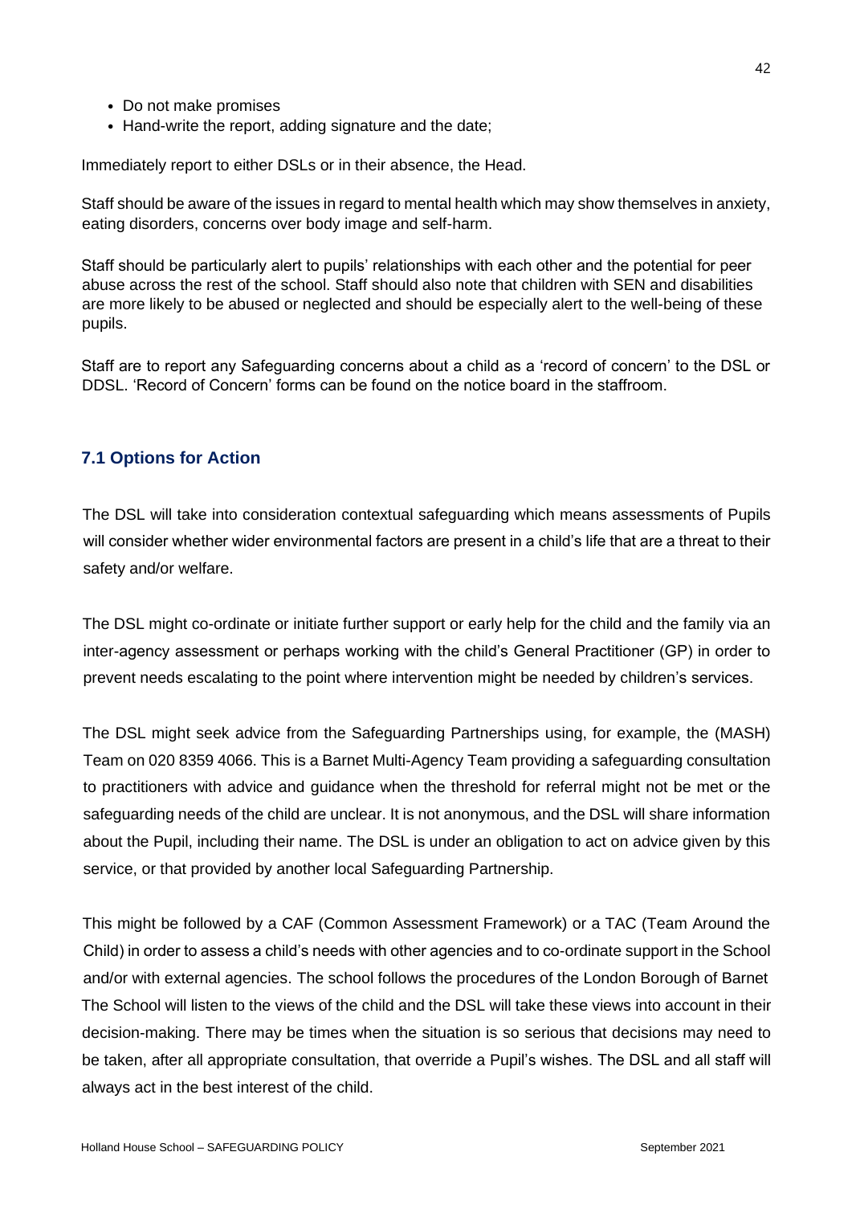- Do not make promises
- Hand-write the report, adding signature and the date;

Immediately report to either DSLs or in their absence, the Head.

Staff should be aware of the issues in regard to mental health which may show themselves in anxiety, eating disorders, concerns over body image and self-harm.

Staff should be particularly alert to pupils' relationships with each other and the potential for peer abuse across the rest of the school. Staff should also note that children with SEN and disabilities are more likely to be abused or neglected and should be especially alert to the well-being of these pupils.

Staff are to report any Safeguarding concerns about a child as a 'record of concern' to the DSL or DDSL. 'Record of Concern' forms can be found on the notice board in the staffroom.

## 7.1 Options for Action

The DSL will take into consideration contextual safeguarding which means assessments of Pupils will consider whether wider environmental factors are present in a child's life that are a threat to their safety and/or welfare.

The DSL might co-ordinate or initiate further support or early help for the child and the family via an inter-agency assessment or perhaps working with the child's General Practitioner (GP) in order to prevent needs escalating to the point where intervention might be needed by children's services.

The DSL might seek advice from the Safeguarding Partnerships using, for example, the (MASH) Team on 020 8359 4066. This is a Barnet Multi-Agency Team providing a safeguarding consultation to practitioners with advice and guidance when the threshold for referral might not be met or the safeguarding needs of the child are unclear. It is not anonymous, and the DSL will share information about the Pupil, including their name. The DSL is under an obligation to act on advice given by this service, or that provided by another local Safeguarding Partnership.

This might be followed by a CAF (Common Assessment Framework) or a TAC (Team Around the Child) in order to assess a child's needs with other agencies and to co-ordinate support in the School and/or with external agencies. The school follows the procedures of the London Borough of Barnet The School will listen to the views of the child and the DSL will take these views into account in their decision-making. There may be times when the situation is so serious that decisions may need to be taken, after all appropriate consultation, that override a Pupil's wishes. The DSL and all staff will always act in the best interest of the child.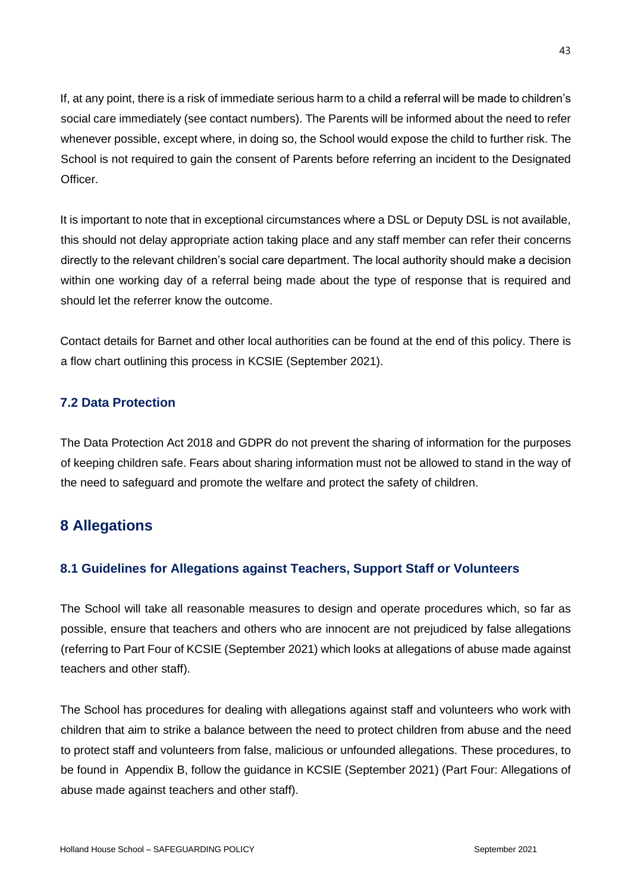If, at any point, there is a risk of immediate serious harm to a child a referral will be made to children's social care immediately (see contact numbers). The Parents will be informed about the need to refer whenever possible, except where, in doing so, the School would expose the child to further risk. The School is not required to gain the consent of Parents before referring an incident to the Designated Officer.

It is important to note that in exceptional circumstances where a DSL or Deputy DSL is not available, this should not delay appropriate action taking place and any staff member can refer their concerns directly to the relevant children's social care department. The local authority should make a decision within one working day of a referral being made about the type of response that is required and should let the referrer know the outcome.

Contact details for Barnet and other local authorities can be found at the end of this policy. There is a flow chart outlining this process in KCSIE (September 2021).

### 7.2 Data Protection

The Data Protection Act 2018 and GDPR do not prevent the sharing of information for the purposes of keeping children safe. Fears about sharing information must not be allowed to stand in the way of the need to safeguard and promote the welfare and protect the safety of children.

## 8 Allegations

### 8.1 Guidelines for Allegations against Teachers, Support Staff or Volunteers

The School will take all reasonable measures to design and operate procedures which, so far as possible, ensure that teachers and others who are innocent are not prejudiced by false allegations (referring to Part Four of KCSIE (September 2021) which looks at allegations of abuse made against teachers and other staff).

The School has procedures for dealing with allegations against staff and volunteers who work with children that aim to strike a balance between the need to protect children from abuse and the need to protect staff and volunteers from false, malicious or unfounded allegations. These procedures, to be found in Appendix B, follow the guidance in KCSIE (September 2021) (Part Four: Allegations of abuse made against teachers and other staff).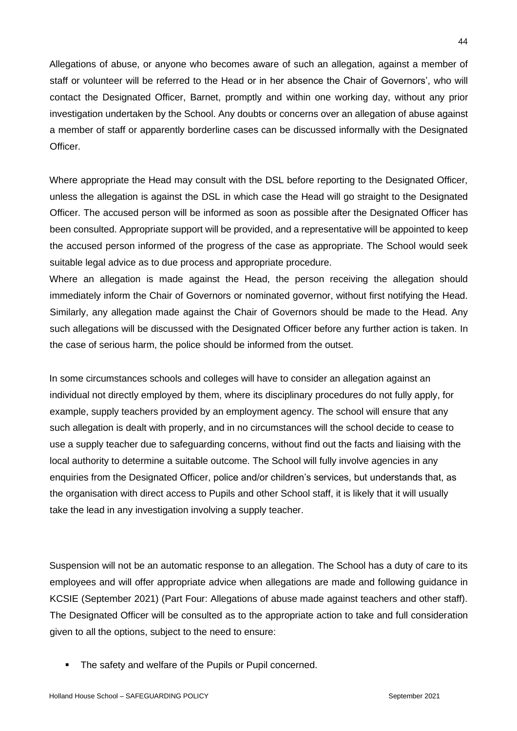Allegations of abuse, or anyone who becomes aware of such an allegation, against a member of staff or volunteer will be referred to the Head or in her absence the Chair of Governors', who will contact the Designated Officer, Barnet, promptly and within one working day, without any prior investigation undertaken by the School. Any doubts or concerns over an allegation of abuse against a member of staff or apparently borderline cases can be discussed informally with the Designated Officer.

Where appropriate the Head may consult with the DSL before reporting to the Designated Officer, unless the allegation is against the DSL in which case the Head will go straight to the Designated Officer. The accused person will be informed as soon as possible after the Designated Officer has been consulted. Appropriate support will be provided, and a representative will be appointed to keep the accused person informed of the progress of the case as appropriate. The School would seek suitable legal advice as to due process and appropriate procedure.

Where an allegation is made against the Head, the person receiving the allegation should immediately inform the Chair of Governors or nominated governor, without first notifying the Head. Similarly, any allegation made against the Chair of Governors should be made to the Head. Any such allegations will be discussed with the Designated Officer before any further action is taken. In the case of serious harm, the police should be informed from the outset.

In some circumstances schools and colleges will have to consider an allegation against an individual not directly employed by them, where its disciplinary procedures do not fully apply, for example, supply teachers provided by an employment agency. The school will ensure that any such allegation is dealt with properly, and in no circumstances will the school decide to cease to use a supply teacher due to safeguarding concerns, without find out the facts and liaising with the local authority to determine a suitable outcome. The School will fully involve agencies in any enquiries from the Designated Officer, police and/or children's services, but understands that, as the organisation with direct access to Pupils and other School staff, it is likely that it will usually take the lead in any investigation involving a supply teacher.

Suspension will not be an automatic response to an allegation. The School has a duty of care to its employees and will offer appropriate advice when allegations are made and following guidance in KCSIE (September 2021) (Part Four: Allegations of abuse made against teachers and other staff). The Designated Officer will be consulted as to the appropriate action to take and full consideration given to all the options, subject to the need to ensure:

- The safety and welfare of the Pupils or Pupil concerned.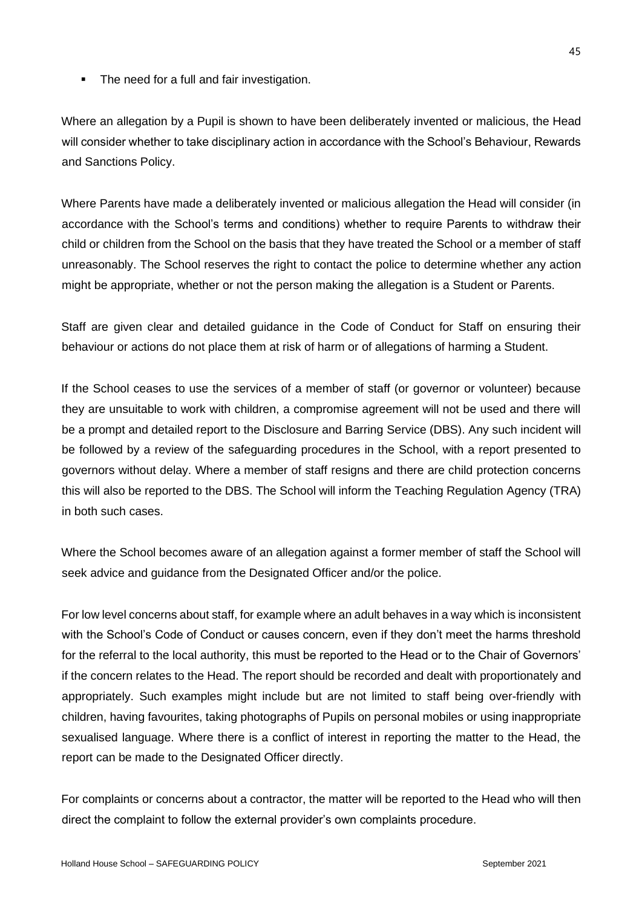- The need for a full and fair investigation.

Where an allegation by a Pupil is shown to have been deliberately invented or malicious, the Head will consider whether to take disciplinary action in accordance with the School's Behaviour, Rewards and Sanctions Policy.

Where Parents have made a deliberately invented or malicious allegation the Head will consider (in accordance with the School's terms and conditions) whether to require Parents to withdraw their child or children from the School on the basis that they have treated the School or a member of staff unreasonably. The School reserves the right to contact the police to determine whether any action might be appropriate, whether or not the person making the allegation is a Student or Parents.

Staff are given clear and detailed guidance in the Code of Conduct for Staff on ensuring their behaviour or actions do not place them at risk of harm or of allegations of harming a Student.

If the School ceases to use the services of a member of staff (or governor or volunteer) because they are unsuitable to work with children, a compromise agreement will not be used and there will be a prompt and detailed report to the Disclosure and Barring Service (DBS). Any such incident will be followed by a review of the safeguarding procedures in the School, with a report presented to governors without delay. Where a member of staff resigns and there are child protection concerns this will also be reported to the DBS. The School will inform the Teaching Regulation Agency (TRA) in both such cases.

Where the School becomes aware of an allegation against a former member of staff the School will seek advice and guidance from the Designated Officer and/or the police.

For low level concerns about staff, for example where an adult behaves in a way which is inconsistent with the School's Code of Conduct or causes concern, even if they don't meet the harms threshold for the referral to the local authority, this must be reported to the Head or to the Chair of Governors' if the concern relates to the Head. The report should be recorded and dealt with proportionately and appropriately. Such examples might include but are not limited to staff being over-friendly with children, having favourites, taking photographs of Pupils on personal mobiles or using inappropriate sexualised language. Where there is a conflict of interest in reporting the matter to the Head, the report can be made to the Designated Officer directly.

For complaints or concerns about a contractor, the matter will be reported to the Head who will then direct the complaint to follow the external provider's own complaints procedure.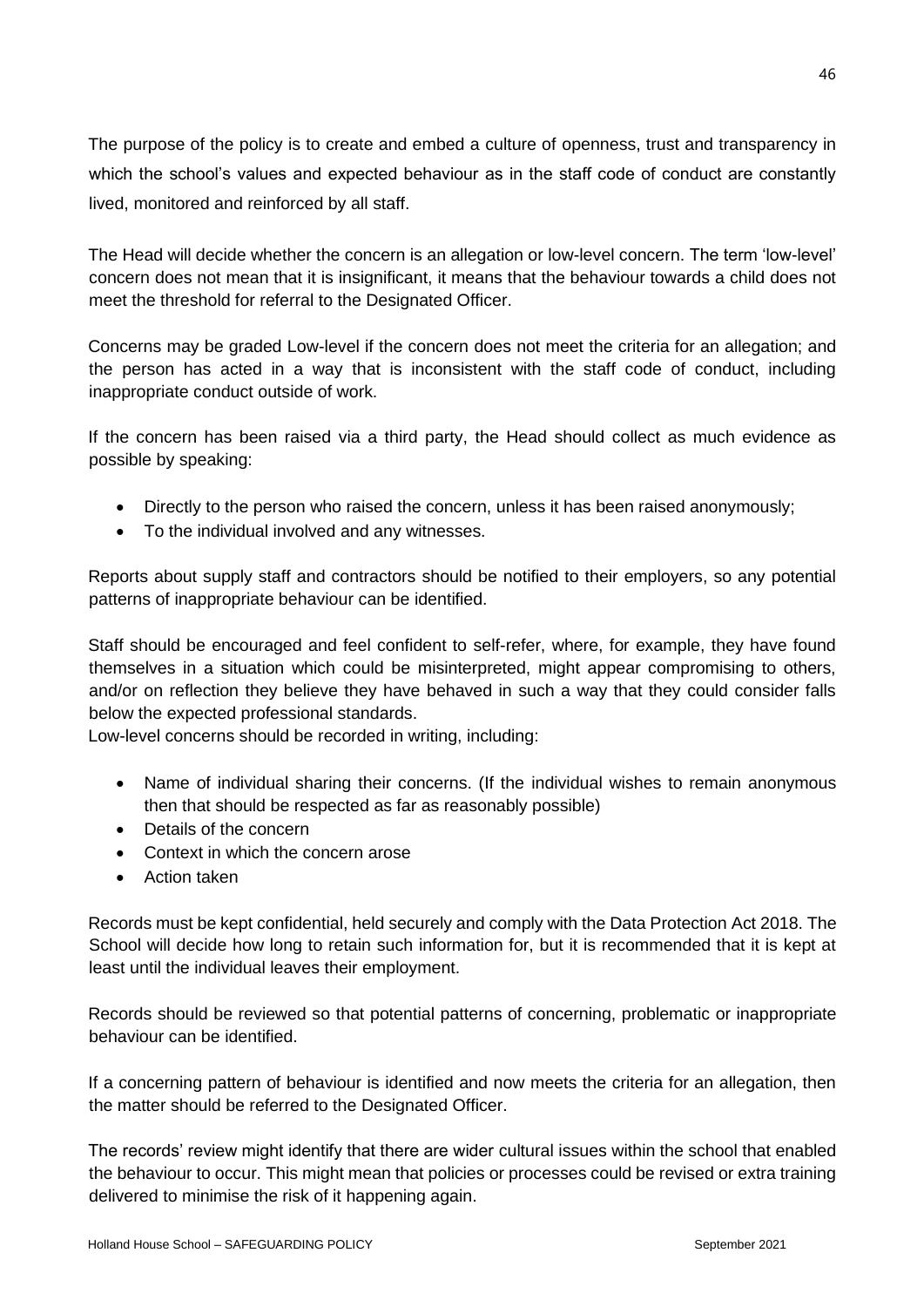The purpose of the policy is to create and embed a culture of openness, trust and transparency in which the school's values and expected behaviour as in the staff code of conduct are constantly lived, monitored and reinforced by all staff.

The Head will decide whether the concern is an allegation or low-level concern. The term 'low-level' concern does not mean that it is insignificant, it means that the behaviour towards a child does not meet the threshold for referral to the Designated Officer.

Concerns may be graded Low-level if the concern does not meet the criteria for an allegation; and the person has acted in a way that is inconsistent with the staff code of conduct, including inappropriate conduct outside of work.

If the concern has been raised via a third party, the Head should collect as much evidence as possible by speaking:

- Directly to the person who raised the concern, unless it has been raised anonymously;
- To the individual involved and any witnesses.

Reports about supply staff and contractors should be notified to their employers, so any potential patterns of inappropriate behaviour can be identified.

Staff should be encouraged and feel confident to self-refer, where, for example, they have found themselves in a situation which could be misinterpreted, might appear compromising to others, and/or on reflection they believe they have behaved in such a way that they could consider falls below the expected professional standards.

Low-level concerns should be recorded in writing, including:

- Name of individual sharing their concerns. (If the individual wishes to remain anonymous then that should be respected as far as reasonably possible)
- Details of the concern
- Context in which the concern arose
- Action taken

Records must be kept confidential, held securely and comply with the Data Protection Act 2018. The School will decide how long to retain such information for, but it is recommended that it is kept at least until the individual leaves their employment.

Records should be reviewed so that potential patterns of concerning, problematic or inappropriate behaviour can be identified.

If a concerning pattern of behaviour is identified and now meets the criteria for an allegation, then the matter should be referred to the Designated Officer.

The records' review might identify that there are wider cultural issues within the school that enabled the behaviour to occur. This might mean that policies or processes could be revised or extra training delivered to minimise the risk of it happening again.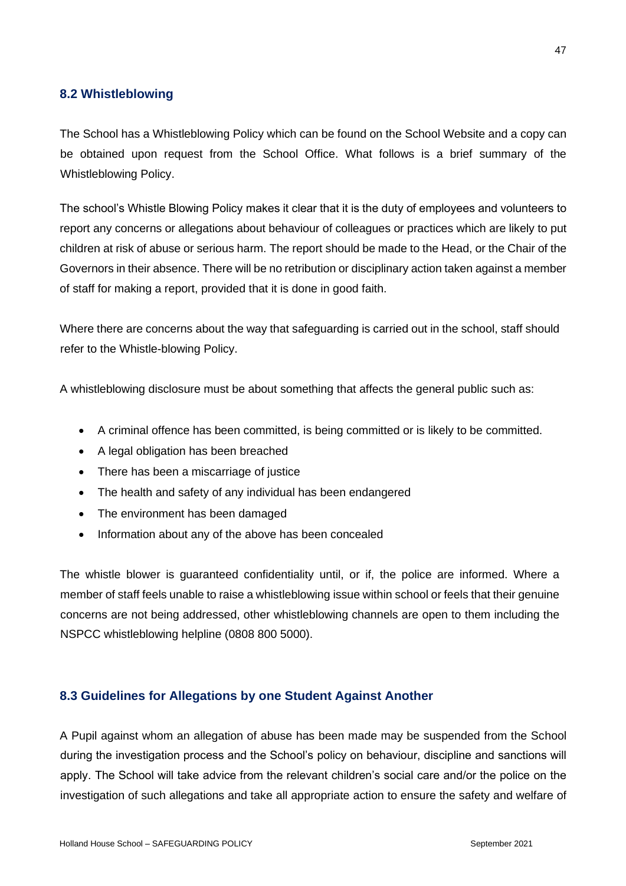## 8.2 Whistleblowing

The School has a Whistleblowing Policy which can be found on the School Website and a copy can be obtained upon request from the School Office. What follows is a brief summary of the Whistleblowing Policy.

The school's Whistle Blowing Policy makes it clear that it is the duty of employees and volunteers to report any concerns or allegations about behaviour of colleagues or practices which are likely to put children at risk of abuse or serious harm. The report should be made to the Head, or the Chair of the Governors in their absence. There will be no retribution or disciplinary action taken against a member of staff for making a report, provided that it is done in good faith.

Where there are concerns about the way that safeguarding is carried out in the school, staff should refer to the Whistle-blowing Policy.

A whistleblowing disclosure must be about something that affects the general public such as:

- A criminal offence has been committed, is being committed or is likely to be committed.
- A legal obligation has been breached
- There has been a miscarriage of justice
- The health and safety of any individual has been endangered
- The environment has been damaged
- Information about any of the above has been concealed

The whistle blower is guaranteed confidentiality until, or if, the police are informed. Where a member of staff feels unable to raise a whistleblowing issue within school or feels that their genuine concerns are not being addressed, other whistleblowing channels are open to them including the NSPCC whistleblowing helpline (0808 800 5000).

## 8.3 Guidelines for Allegations by one Student Against Another

A Pupil against whom an allegation of abuse has been made may be suspended from the School during the investigation process and the School's policy on behaviour, discipline and sanctions will apply. The School will take advice from the relevant children's social care and/or the police on the investigation of such allegations and take all appropriate action to ensure the safety and welfare of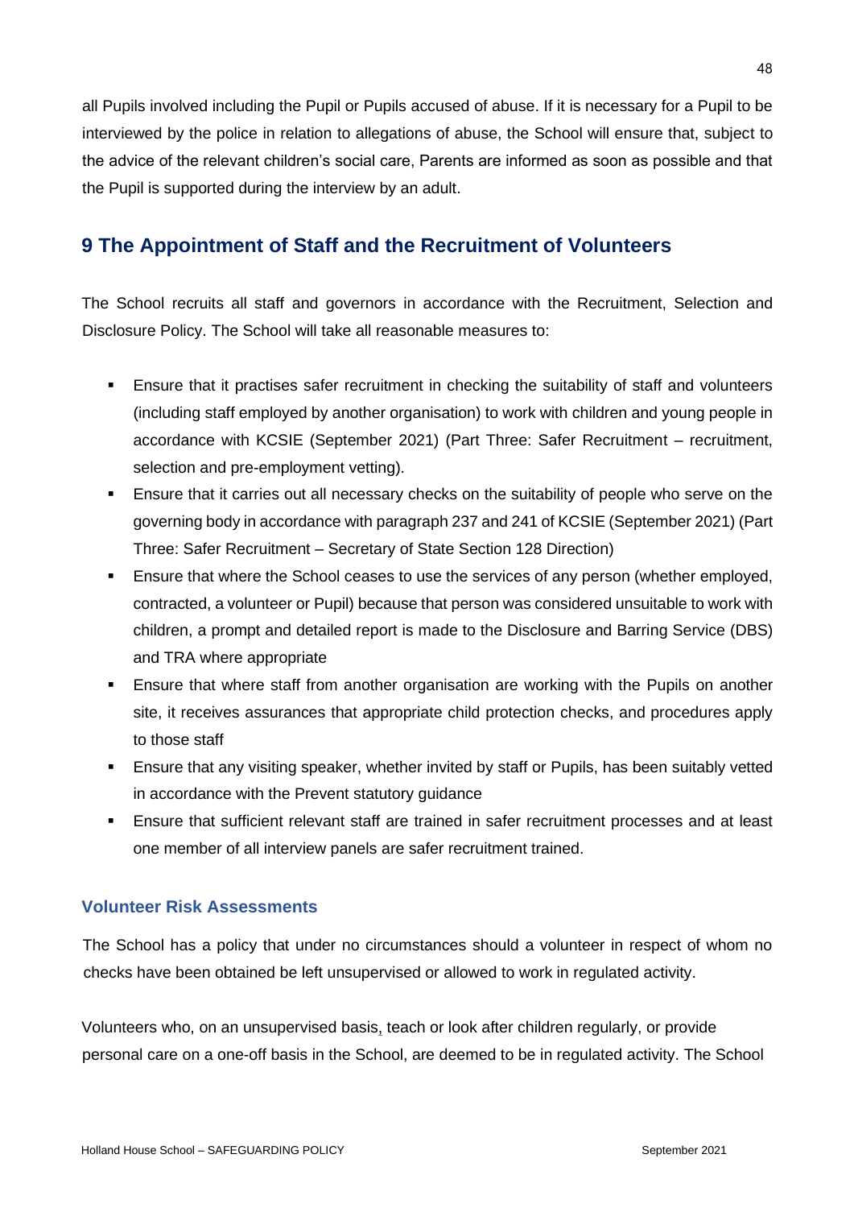all Pupils involved including the Pupil or Pupils accused of abuse. If it is necessary for a Pupil to be interviewed by the police in relation to allegations of abuse, the School will ensure that, subject to the advice of the relevant children's social care, Parents are informed as soon as possible and that the Pupil is supported during the interview by an adult.

## 9 The Appointment of Staff and the Recruitment of Volunteers

The School recruits all staff and governors in accordance with the Recruitment, Selection and Disclosure Policy. The School will take all reasonable measures to:

- Ensure that it practises safer recruitment in checking the suitability of staff and volunteers (including staff employed by another organisation) to work with children and young people in accordance with KCSIE (September 2021) (Part Three: Safer Recruitment – recruitment, selection and pre-employment vetting).
- Ensure that it carries out all necessary checks on the suitability of people who serve on the governing body in accordance with paragraph 237 and 241 of KCSIE (September 2021) (Part Three: Safer Recruitment – Secretary of State Section 128 Direction)
- Ensure that where the School ceases to use the services of any person (whether employed, contracted, a volunteer or Pupil) because that person was considered unsuitable to work with children, a prompt and detailed report is made to the Disclosure and Barring Service (DBS) and TRA where appropriate
- Ensure that where staff from another organisation are working with the Pupils on another site, it receives assurances that appropriate child protection checks, and procedures apply to those staff
- Ensure that any visiting speaker, whether invited by staff or Pupils, has been suitably vetted in accordance with the Prevent statutory guidance
- Ensure that sufficient relevant staff are trained in safer recruitment processes and at least one member of all interview panels are safer recruitment trained.

### Volunteer Risk Assessments

The School has a policy that under no circumstances should a volunteer in respect of whom no checks have been obtained be left unsupervised or allowed to work in regulated activity.

Volunteers who, on an unsupervised basis, teach or look after children regularly, or provide personal care on a one-off basis in the School, are deemed to be in regulated activity. The School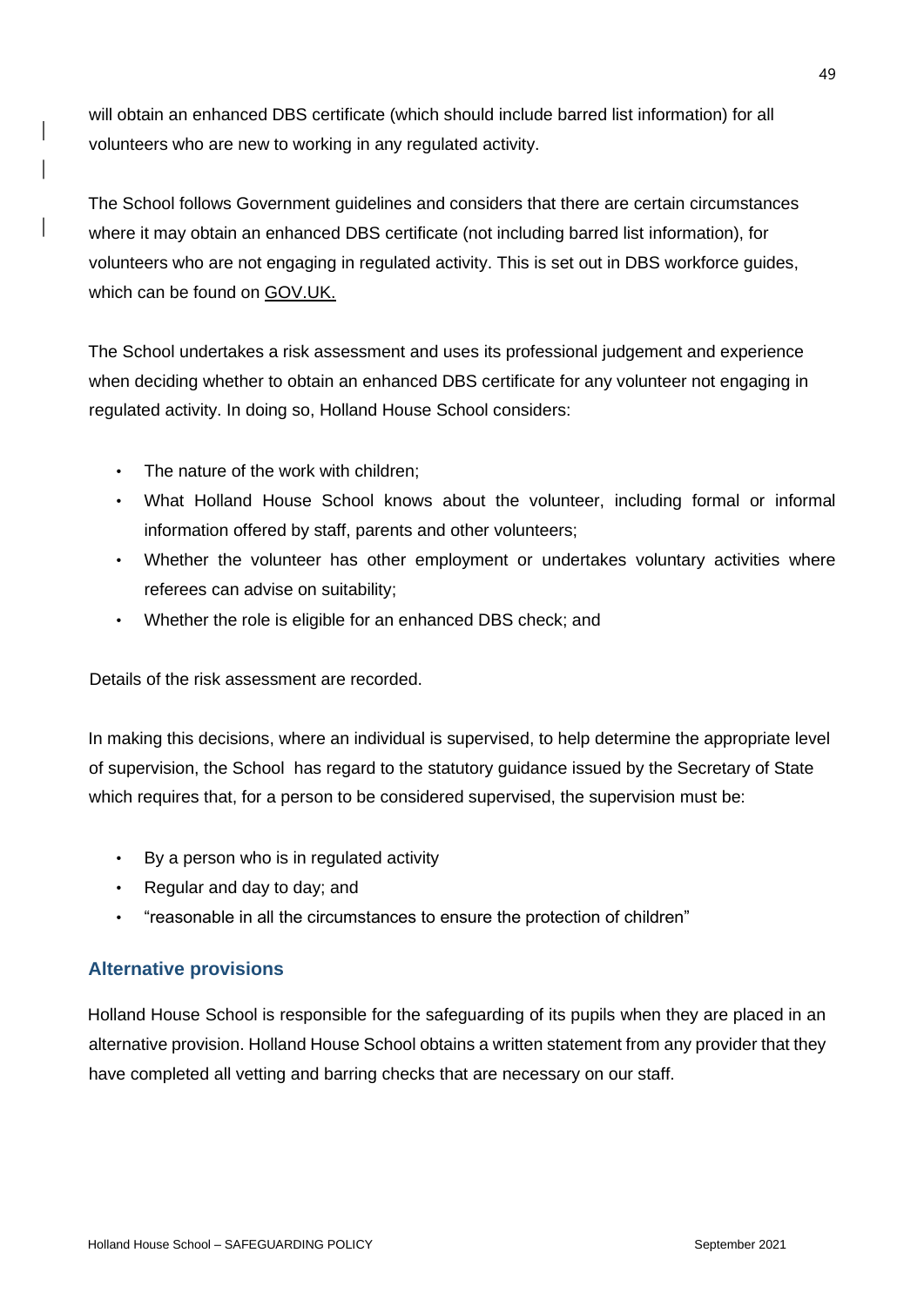will obtain an enhanced DBS certificate (which should include barred list information) for all volunteers who are new to working in any regulated activity.

The School follows Government guidelines and considers that there are certain circumstances where it may obtain an enhanced DBS certificate (not including barred list information), for volunteers who are not engaging in regulated activity. This is set out in DBS workforce guides, which can be found on GOV.UK.

The School undertakes a risk assessment and uses its professional judgement and experience when deciding whether to obtain an enhanced DBS certificate for any volunteer not engaging in regulated activity. In doing so, Holland House School considers:

- The nature of the work with children;
- What Holland House School knows about the volunteer, including formal or informal information offered by staff, parents and other volunteers;
- Whether the volunteer has other employment or undertakes voluntary activities where referees can advise on suitability;
- Whether the role is eligible for an enhanced DBS check; and

Details of the risk assessment are recorded.

In making this decisions, where an individual is supervised, to help determine the appropriate level of supervision, the School has regard to the statutory guidance issued by the Secretary of State which requires that, for a person to be considered supervised, the supervision must be:

- By a person who is in regulated activity
- Regular and day to day; and
- "reasonable in all the circumstances to ensure the protection of children"

## Alternative provisions

Holland House School is responsible for the safeguarding of its pupils when they are placed in an alternative provision. Holland House School obtains a written statement from any provider that they have completed all vetting and barring checks that are necessary on our staff.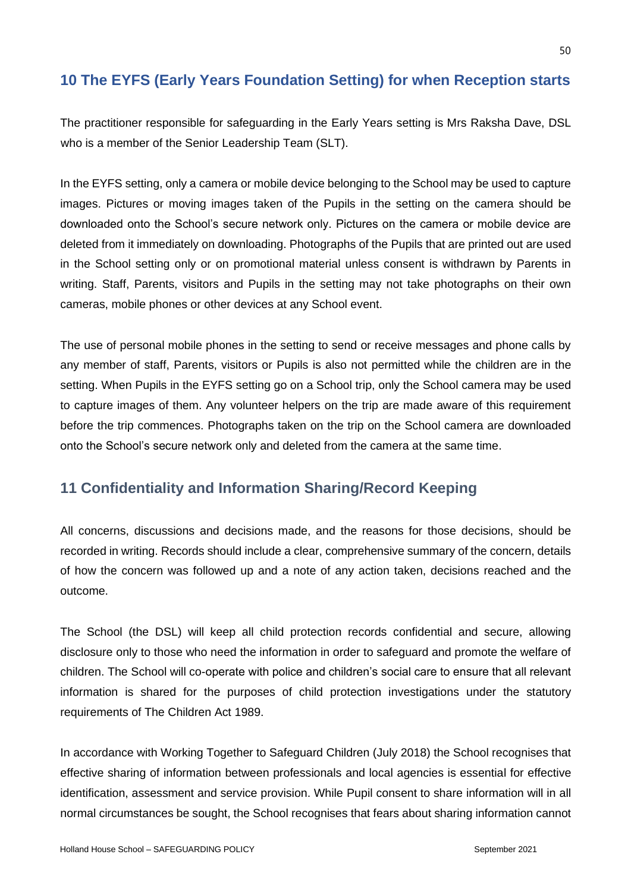## 10 The EYFS (Early Years Foundation Setting) for when Reception starts

The practitioner responsible for safeguarding in the Early Years setting is Mrs Raksha Dave, DSL who is a member of the Senior Leadership Team (SLT).

In the EYFS setting, only a camera or mobile device belonging to the School may be used to capture images. Pictures or moving images taken of the Pupils in the setting on the camera should be downloaded onto the School's secure network only. Pictures on the camera or mobile device are deleted from it immediately on downloading. Photographs of the Pupils that are printed out are used in the School setting only or on promotional material unless consent is withdrawn by Parents in writing. Staff, Parents, visitors and Pupils in the setting may not take photographs on their own cameras, mobile phones or other devices at any School event.

The use of personal mobile phones in the setting to send or receive messages and phone calls by any member of staff, Parents, visitors or Pupils is also not permitted while the children are in the setting. When Pupils in the EYFS setting go on a School trip, only the School camera may be used to capture images of them. Any volunteer helpers on the trip are made aware of this requirement before the trip commences. Photographs taken on the trip on the School camera are downloaded onto the School's secure network only and deleted from the camera at the same time.

## 11 Confidentiality and Information Sharing/Record Keeping

All concerns, discussions and decisions made, and the reasons for those decisions, should be recorded in writing. Records should include a clear, comprehensive summary of the concern, details of how the concern was followed up and a note of any action taken, decisions reached and the outcome.

The School (the DSL) will keep all child protection records confidential and secure, allowing disclosure only to those who need the information in order to safeguard and promote the welfare of children. The School will co-operate with police and children's social care to ensure that all relevant information is shared for the purposes of child protection investigations under the statutory requirements of The Children Act 1989.

In accordance with Working Together to Safeguard Children (July 2018) the School recognises that effective sharing of information between professionals and local agencies is essential for effective identification, assessment and service provision. While Pupil consent to share information will in all normal circumstances be sought, the School recognises that fears about sharing information cannot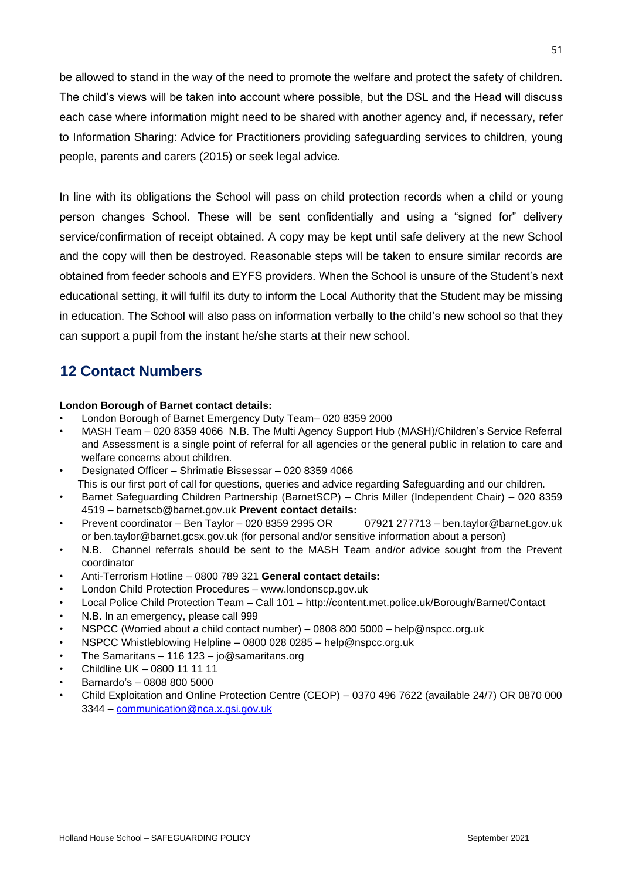be allowed to stand in the way of the need to promote the welfare and protect the safety of children. The child's views will be taken into account where possible, but the DSL and the Head will discuss each case where information might need to be shared with another agency and, if necessary, refer to Information Sharing: Advice for Practitioners providing safeguarding services to children, young people, parents and carers (2015) or seek legal advice.

In line with its obligations the School will pass on child protection records when a child or young person changes School. These will be sent confidentially and using a "signed for" delivery service/confirmation of receipt obtained. A copy may be kept until safe delivery at the new School and the copy will then be destroyed. Reasonable steps will be taken to ensure similar records are obtained from feeder schools and EYFS providers. When the School is unsure of the Student's next educational setting, it will fulfil its duty to inform the Local Authority that the Student may be missing in education. The School will also pass on information verbally to the child's new school so that they can support a pupil from the instant he/she starts at their new school.

## 12 Contact Numbers

**London Borough of Barnet contact details:**

- London Borough of Barnet Emergency Duty Team– 020 8359 2000
- MASH Team – 020 8359 4066 N.B. The Multi Agency Support Hub (MASH)/Children's Service Referral and Assessment is a single point of referral for all agencies or the general public in relation to care and welfare concerns about children.
- Designated Officer – Shrimatie Bissessar – 020 8359 4066
  This is our first port of call for questions, queries and advice regarding Safeguarding and our children.
- Barnet Safeguarding Children Partnership (BarnetSCP) – Chris Miller (Independent Chair) – 020 8359 4519 – barnetscb@barnet.gov.uk **Prevent contact details:**
- Prevent coordinator – Ben Taylor – 020 8359 2995 OR 07921 277713 – ben.taylor@barnet.gov.uk or ben.taylor@barnet.gcsx.gov.uk (for personal and/or sensitive information about a person)
- N.B. Channel referrals should be sent to the MASH Team and/or advice sought from the Prevent coordinator
- Anti-Terrorism Hotline – 0800 789 321 **General contact details:**
- London Child Protection Procedures – www.londonscp.gov.uk
- Local Police Child Protection Team – Call 101 – http://content.met.police.uk/Borough/Barnet/Contact
- N.B. In an emergency, please call 999
- NSPCC (Worried about a child contact number) – 0808 800 5000 – help@nspcc.org.uk
- NSPCC Whistleblowing Helpline – 0800 028 0285 – help@nspcc.org.uk
- The Samaritans – 116 123 – jo@samaritans.org
- Childline UK – 0800 11 11 11
- Barnardo's – 0808 800 5000
- Child Exploitation and Online Protection Centre (CEOP) – 0370 496 7622 (available 24/7) OR 0870 000 3344 – communication@nca.x.gsi.gov.uk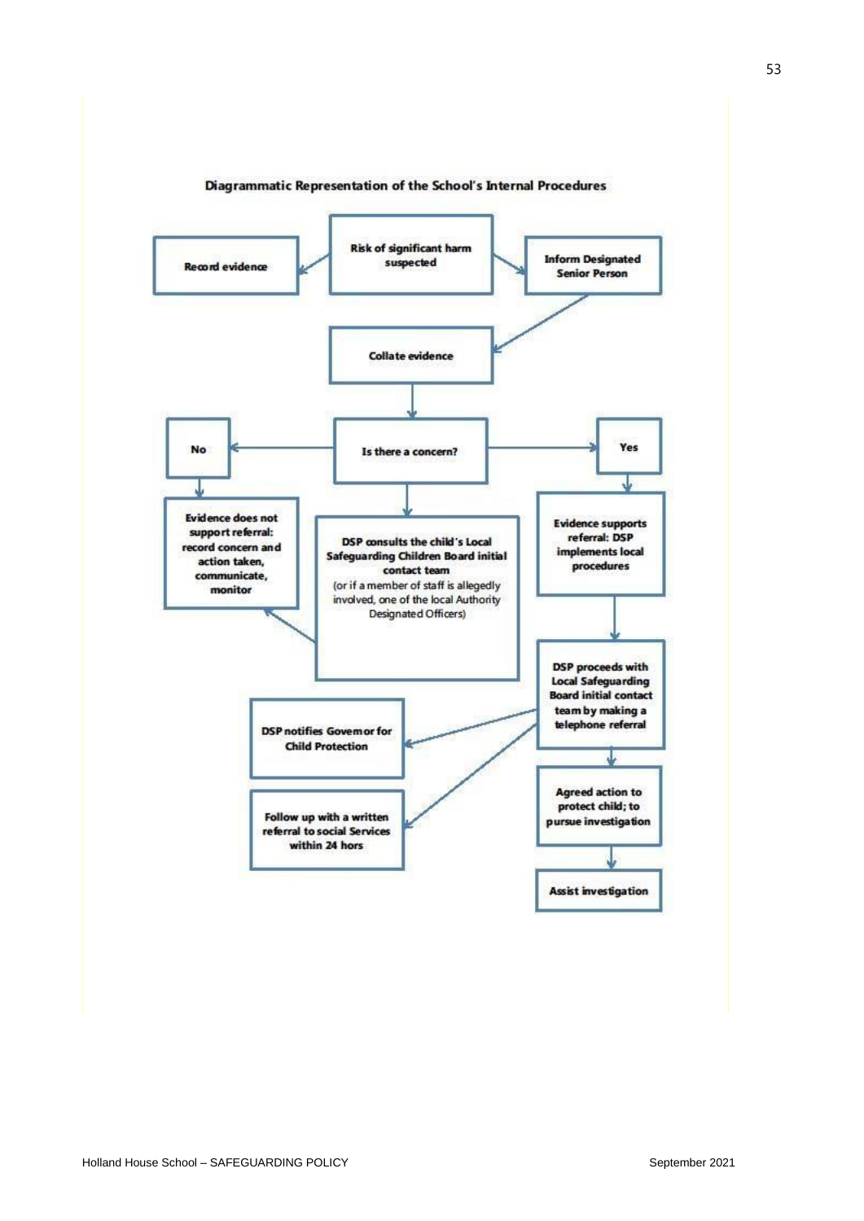## Diagrammatic Representation of the School's Internal Procedures

- **Risk of significant harm suspected**
  - → **Record evidence**
  - → **Inform Designated Senior Person**
    - → **Collate evidence**
      - → **Is there a concern?**
        - → **No**
          - → **Evidence does not support referral: record concern and action taken, communicate, monitor**
        - → **DSP consults the child's Local Safeguarding Children Board initial contact team** (or if a member of staff is allegedly involved, one of the local Authority Designated Officers)
          - → **Evidence does not support referral: record concern and action taken, communicate, monitor**
        - → **Yes**
          - → **Evidence supports referral: DSP implements local procedures**
            - → **DSP proceeds with Local Safeguarding Board initial contact team by making a telephone referral**
              - → **DSP notifies Governor for Child Protection**
              - → **Follow up with a written referral to social Services within 24 hors**
              - → **Agreed action to protect child; to pursue investigation**
                - → **Assist investigation**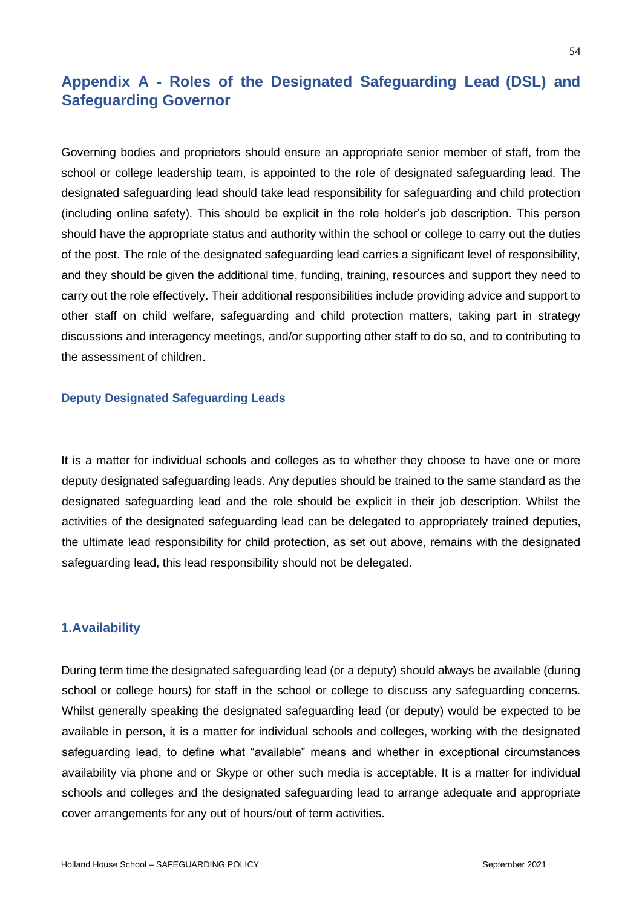## Appendix A - Roles of the Designated Safeguarding Lead (DSL) and Safeguarding Governor

Governing bodies and proprietors should ensure an appropriate senior member of staff, from the school or college leadership team, is appointed to the role of designated safeguarding lead. The designated safeguarding lead should take lead responsibility for safeguarding and child protection (including online safety). This should be explicit in the role holder's job description. This person should have the appropriate status and authority within the school or college to carry out the duties of the post. The role of the designated safeguarding lead carries a significant level of responsibility, and they should be given the additional time, funding, training, resources and support they need to carry out the role effectively. Their additional responsibilities include providing advice and support to other staff on child welfare, safeguarding and child protection matters, taking part in strategy discussions and interagency meetings, and/or supporting other staff to do so, and to contributing to the assessment of children.

### Deputy Designated Safeguarding Leads

It is a matter for individual schools and colleges as to whether they choose to have one or more deputy designated safeguarding leads. Any deputies should be trained to the same standard as the designated safeguarding lead and the role should be explicit in their job description. Whilst the activities of the designated safeguarding lead can be delegated to appropriately trained deputies, the ultimate lead responsibility for child protection, as set out above, remains with the designated safeguarding lead, this lead responsibility should not be delegated.

### 1.Availability

During term time the designated safeguarding lead (or a deputy) should always be available (during school or college hours) for staff in the school or college to discuss any safeguarding concerns. Whilst generally speaking the designated safeguarding lead (or deputy) would be expected to be available in person, it is a matter for individual schools and colleges, working with the designated safeguarding lead, to define what "available" means and whether in exceptional circumstances availability via phone and or Skype or other such media is acceptable. It is a matter for individual schools and colleges and the designated safeguarding lead to arrange adequate and appropriate cover arrangements for any out of hours/out of term activities.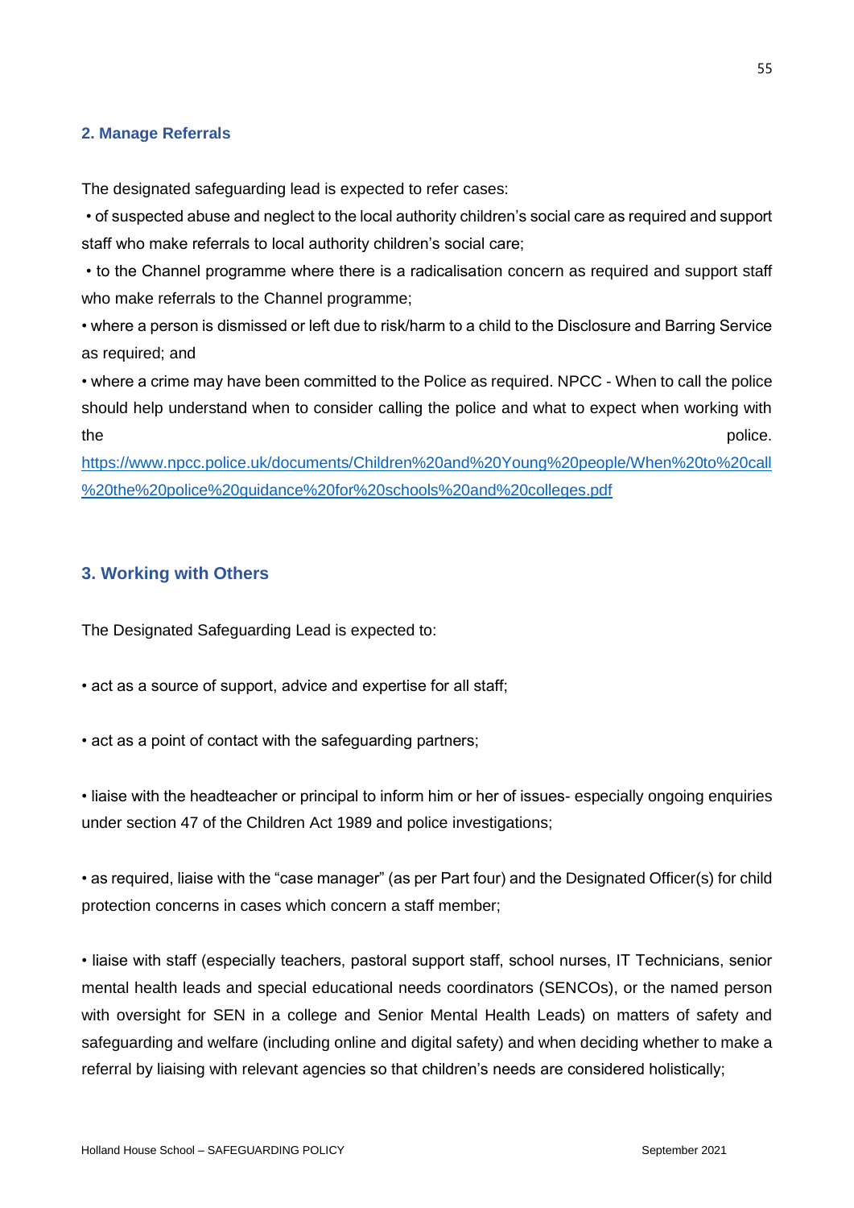### 2. Manage Referrals

The designated safeguarding lead is expected to refer cases:

- of suspected abuse and neglect to the local authority children's social care as required and support staff who make referrals to local authority children's social care;
- to the Channel programme where there is a radicalisation concern as required and support staff who make referrals to the Channel programme;
- where a person is dismissed or left due to risk/harm to a child to the Disclosure and Barring Service as required; and
- where a crime may have been committed to the Police as required. NPCC - When to call the police should help understand when to consider calling the police and what to expect when working with the police. https://www.npcc.police.uk/documents/Children%20and%20Young%20people/When%20to%20call%20the%20police%20guidance%20for%20schools%20and%20colleges.pdf

### 3. Working with Others

The Designated Safeguarding Lead is expected to:

- act as a source of support, advice and expertise for all staff;
- act as a point of contact with the safeguarding partners;
- liaise with the headteacher or principal to inform him or her of issues- especially ongoing enquiries under section 47 of the Children Act 1989 and police investigations;
- as required, liaise with the "case manager" (as per Part four) and the Designated Officer(s) for child protection concerns in cases which concern a staff member;
- liaise with staff (especially teachers, pastoral support staff, school nurses, IT Technicians, senior mental health leads and special educational needs coordinators (SENCOs), or the named person with oversight for SEN in a college and Senior Mental Health Leads) on matters of safety and safeguarding and welfare (including online and digital safety) and when deciding whether to make a referral by liaising with relevant agencies so that children's needs are considered holistically;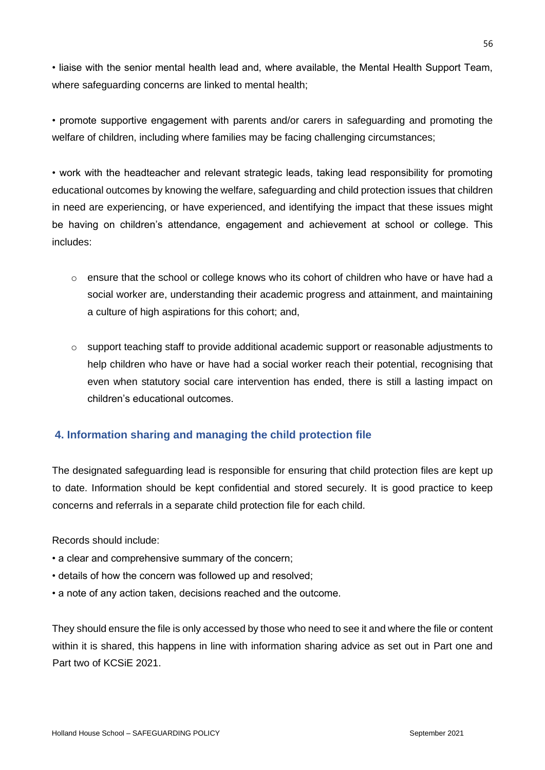- liaise with the senior mental health lead and, where available, the Mental Health Support Team, where safeguarding concerns are linked to mental health;

- promote supportive engagement with parents and/or carers in safeguarding and promoting the welfare of children, including where families may be facing challenging circumstances;

- work with the headteacher and relevant strategic leads, taking lead responsibility for promoting educational outcomes by knowing the welfare, safeguarding and child protection issues that children in need are experiencing, or have experienced, and identifying the impact that these issues might be having on children's attendance, engagement and achievement at school or college. This includes:

    - ensure that the school or college knows who its cohort of children who have or have had a social worker are, understanding their academic progress and attainment, and maintaining a culture of high aspirations for this cohort; and,

    - support teaching staff to provide additional academic support or reasonable adjustments to help children who have or have had a social worker reach their potential, recognising that even when statutory social care intervention has ended, there is still a lasting impact on children's educational outcomes.

## 4. Information sharing and managing the child protection file

The designated safeguarding lead is responsible for ensuring that child protection files are kept up to date. Information should be kept confidential and stored securely. It is good practice to keep concerns and referrals in a separate child protection file for each child.

Records should include:

- a clear and comprehensive summary of the concern;
- details of how the concern was followed up and resolved;
- a note of any action taken, decisions reached and the outcome.

They should ensure the file is only accessed by those who need to see it and where the file or content within it is shared, this happens in line with information sharing advice as set out in Part one and Part two of KCSiE 2021.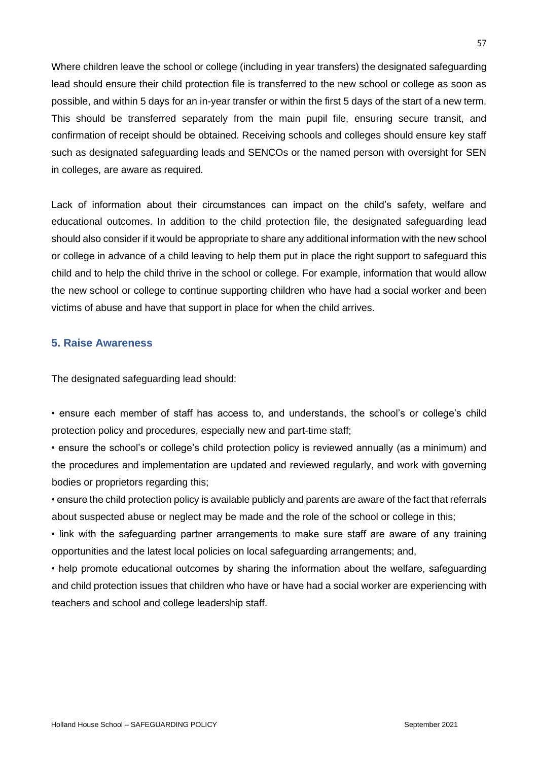Where children leave the school or college (including in year transfers) the designated safeguarding lead should ensure their child protection file is transferred to the new school or college as soon as possible, and within 5 days for an in-year transfer or within the first 5 days of the start of a new term. This should be transferred separately from the main pupil file, ensuring secure transit, and confirmation of receipt should be obtained. Receiving schools and colleges should ensure key staff such as designated safeguarding leads and SENCOs or the named person with oversight for SEN in colleges, are aware as required.

Lack of information about their circumstances can impact on the child's safety, welfare and educational outcomes. In addition to the child protection file, the designated safeguarding lead should also consider if it would be appropriate to share any additional information with the new school or college in advance of a child leaving to help them put in place the right support to safeguard this child and to help the child thrive in the school or college. For example, information that would allow the new school or college to continue supporting children who have had a social worker and been victims of abuse and have that support in place for when the child arrives.

### 5. Raise Awareness

The designated safeguarding lead should:

- ensure each member of staff has access to, and understands, the school's or college's child protection policy and procedures, especially new and part-time staff;
- ensure the school's or college's child protection policy is reviewed annually (as a minimum) and the procedures and implementation are updated and reviewed regularly, and work with governing bodies or proprietors regarding this;
- ensure the child protection policy is available publicly and parents are aware of the fact that referrals about suspected abuse or neglect may be made and the role of the school or college in this;
- link with the safeguarding partner arrangements to make sure staff are aware of any training opportunities and the latest local policies on local safeguarding arrangements; and,
- help promote educational outcomes by sharing the information about the welfare, safeguarding and child protection issues that children who have or have had a social worker are experiencing with teachers and school and college leadership staff.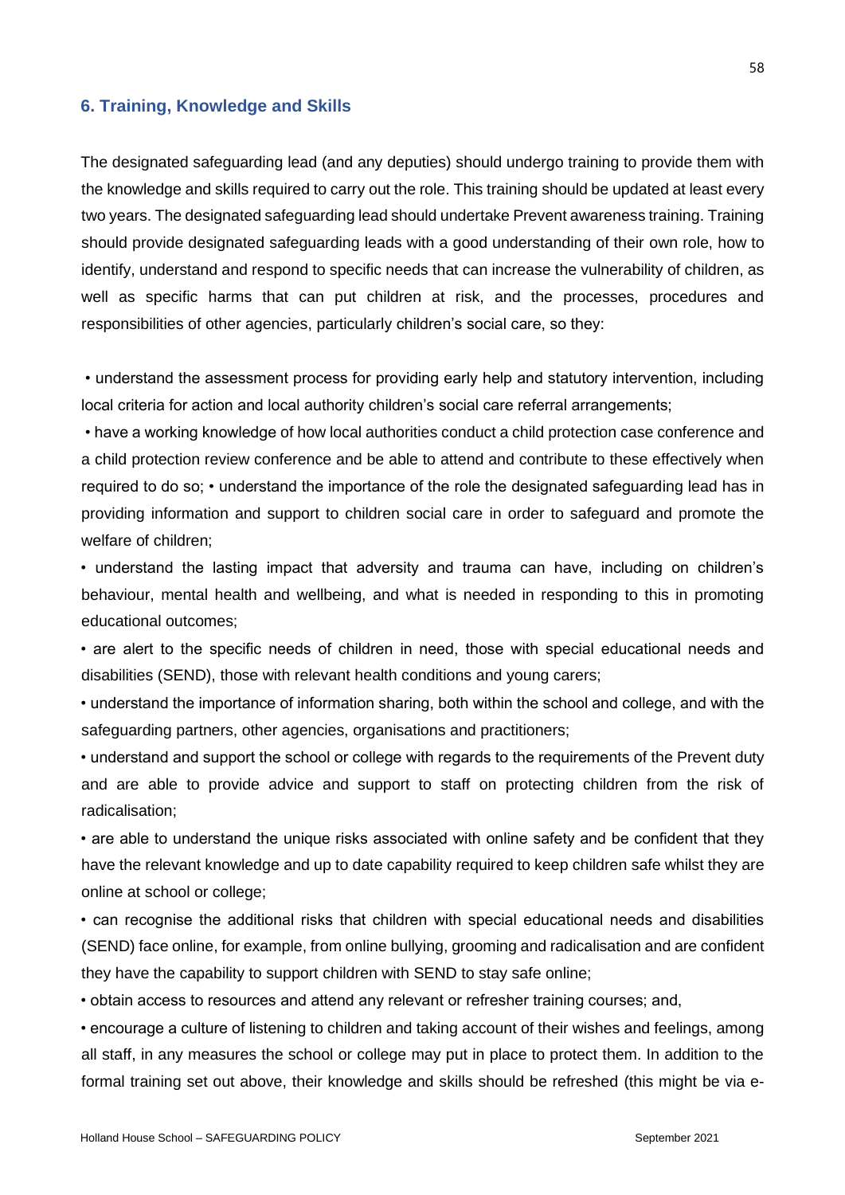## 6. Training, Knowledge and Skills

The designated safeguarding lead (and any deputies) should undergo training to provide them with the knowledge and skills required to carry out the role. This training should be updated at least every two years. The designated safeguarding lead should undertake Prevent awareness training. Training should provide designated safeguarding leads with a good understanding of their own role, how to identify, understand and respond to specific needs that can increase the vulnerability of children, as well as specific harms that can put children at risk, and the processes, procedures and responsibilities of other agencies, particularly children's social care, so they:

- understand the assessment process for providing early help and statutory intervention, including local criteria for action and local authority children's social care referral arrangements;
- have a working knowledge of how local authorities conduct a child protection case conference and a child protection review conference and be able to attend and contribute to these effectively when required to do so;
- understand the importance of the role the designated safeguarding lead has in providing information and support to children social care in order to safeguard and promote the welfare of children;
- understand the lasting impact that adversity and trauma can have, including on children's behaviour, mental health and wellbeing, and what is needed in responding to this in promoting educational outcomes;
- are alert to the specific needs of children in need, those with special educational needs and disabilities (SEND), those with relevant health conditions and young carers;
- understand the importance of information sharing, both within the school and college, and with the safeguarding partners, other agencies, organisations and practitioners;
- understand and support the school or college with regards to the requirements of the Prevent duty and are able to provide advice and support to staff on protecting children from the risk of radicalisation;
- are able to understand the unique risks associated with online safety and be confident that they have the relevant knowledge and up to date capability required to keep children safe whilst they are online at school or college;
- can recognise the additional risks that children with special educational needs and disabilities (SEND) face online, for example, from online bullying, grooming and radicalisation and are confident they have the capability to support children with SEND to stay safe online;
- obtain access to resources and attend any relevant or refresher training courses; and,
- encourage a culture of listening to children and taking account of their wishes and feelings, among all staff, in any measures the school or college may put in place to protect them. In addition to the formal training set out above, their knowledge and skills should be refreshed (this might be via e-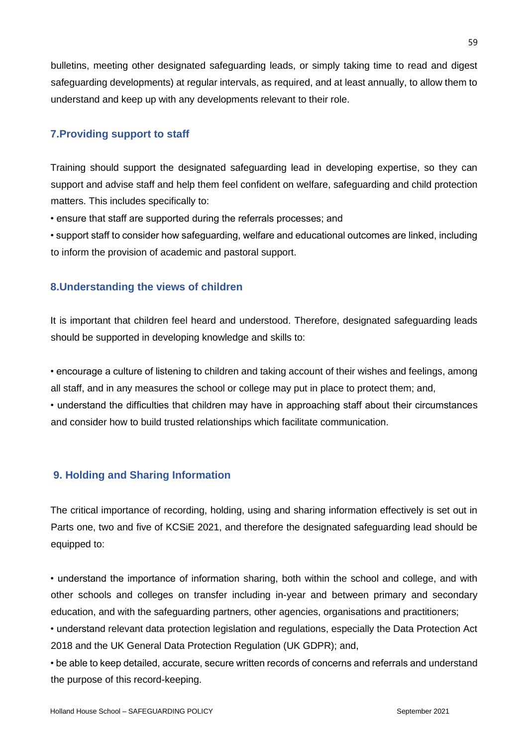bulletins, meeting other designated safeguarding leads, or simply taking time to read and digest safeguarding developments) at regular intervals, as required, and at least annually, to allow them to understand and keep up with any developments relevant to their role.

## 7.Providing support to staff

Training should support the designated safeguarding lead in developing expertise, so they can support and advise staff and help them feel confident on welfare, safeguarding and child protection matters. This includes specifically to:

- ensure that staff are supported during the referrals processes; and
- support staff to consider how safeguarding, welfare and educational outcomes are linked, including to inform the provision of academic and pastoral support.

## 8.Understanding the views of children

It is important that children feel heard and understood. Therefore, designated safeguarding leads should be supported in developing knowledge and skills to:

- encourage a culture of listening to children and taking account of their wishes and feelings, among all staff, and in any measures the school or college may put in place to protect them; and,
- understand the difficulties that children may have in approaching staff about their circumstances and consider how to build trusted relationships which facilitate communication.

## 9. Holding and Sharing Information

The critical importance of recording, holding, using and sharing information effectively is set out in Parts one, two and five of KCSiE 2021, and therefore the designated safeguarding lead should be equipped to:

- understand the importance of information sharing, both within the school and college, and with other schools and colleges on transfer including in-year and between primary and secondary education, and with the safeguarding partners, other agencies, organisations and practitioners;
- understand relevant data protection legislation and regulations, especially the Data Protection Act 2018 and the UK General Data Protection Regulation (UK GDPR); and,
- be able to keep detailed, accurate, secure written records of concerns and referrals and understand the purpose of this record-keeping.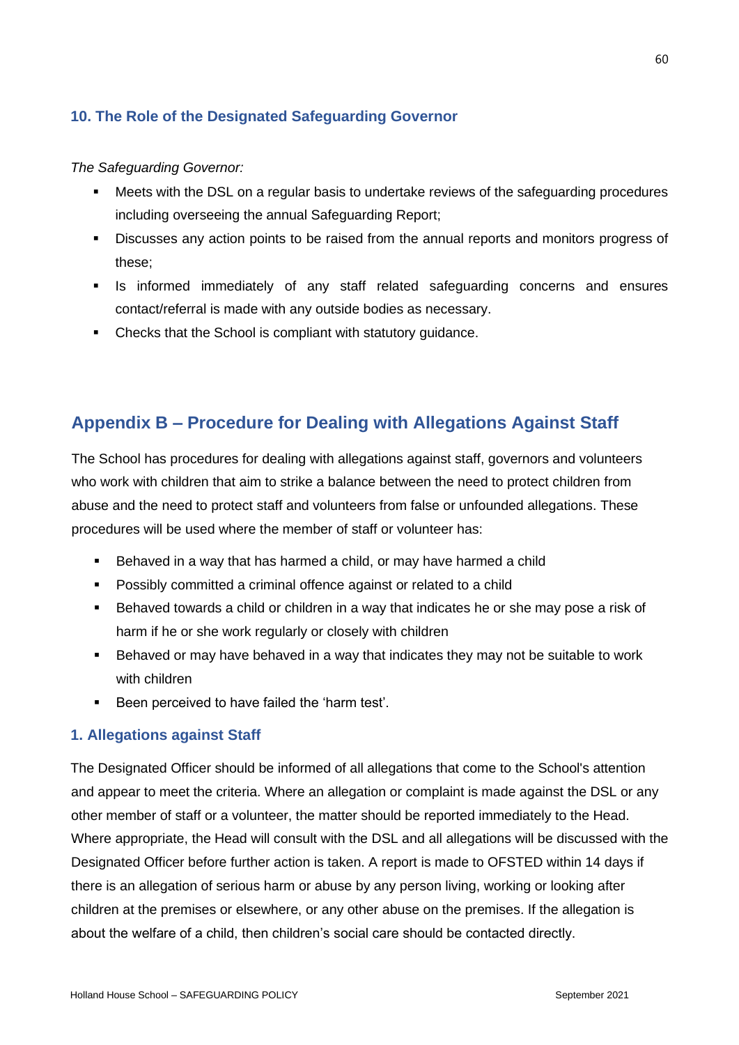### 10. The Role of the Designated Safeguarding Governor

*The Safeguarding Governor:*

- Meets with the DSL on a regular basis to undertake reviews of the safeguarding procedures including overseeing the annual Safeguarding Report;
- Discusses any action points to be raised from the annual reports and monitors progress of these;
- Is informed immediately of any staff related safeguarding concerns and ensures contact/referral is made with any outside bodies as necessary.
- Checks that the School is compliant with statutory guidance.

## Appendix B – Procedure for Dealing with Allegations Against Staff

The School has procedures for dealing with allegations against staff, governors and volunteers who work with children that aim to strike a balance between the need to protect children from abuse and the need to protect staff and volunteers from false or unfounded allegations. These procedures will be used where the member of staff or volunteer has:

- Behaved in a way that has harmed a child, or may have harmed a child
- Possibly committed a criminal offence against or related to a child
- Behaved towards a child or children in a way that indicates he or she may pose a risk of harm if he or she work regularly or closely with children
- Behaved or may have behaved in a way that indicates they may not be suitable to work with children
- Been perceived to have failed the 'harm test'.

### 1. Allegations against Staff

The Designated Officer should be informed of all allegations that come to the School's attention and appear to meet the criteria. Where an allegation or complaint is made against the DSL or any other member of staff or a volunteer, the matter should be reported immediately to the Head. Where appropriate, the Head will consult with the DSL and all allegations will be discussed with the Designated Officer before further action is taken. A report is made to OFSTED within 14 days if there is an allegation of serious harm or abuse by any person living, working or looking after children at the premises or elsewhere, or any other abuse on the premises. If the allegation is about the welfare of a child, then children's social care should be contacted directly.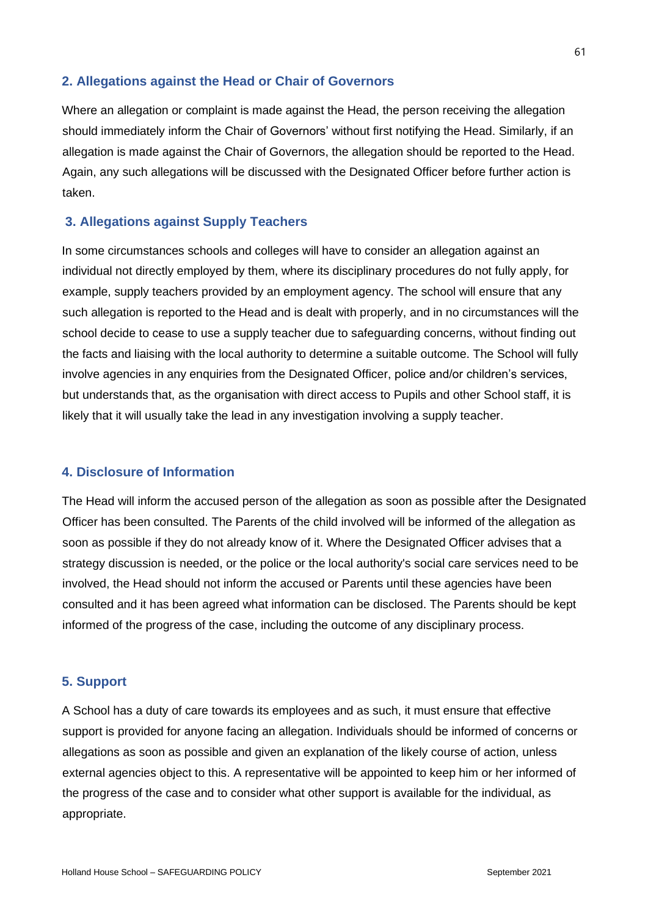## 2. Allegations against the Head or Chair of Governors

Where an allegation or complaint is made against the Head, the person receiving the allegation should immediately inform the Chair of Governors' without first notifying the Head. Similarly, if an allegation is made against the Chair of Governors, the allegation should be reported to the Head. Again, any such allegations will be discussed with the Designated Officer before further action is taken.

## 3. Allegations against Supply Teachers

In some circumstances schools and colleges will have to consider an allegation against an individual not directly employed by them, where its disciplinary procedures do not fully apply, for example, supply teachers provided by an employment agency. The school will ensure that any such allegation is reported to the Head and is dealt with properly, and in no circumstances will the school decide to cease to use a supply teacher due to safeguarding concerns, without finding out the facts and liaising with the local authority to determine a suitable outcome. The School will fully involve agencies in any enquiries from the Designated Officer, police and/or children's services, but understands that, as the organisation with direct access to Pupils and other School staff, it is likely that it will usually take the lead in any investigation involving a supply teacher.

## 4. Disclosure of Information

The Head will inform the accused person of the allegation as soon as possible after the Designated Officer has been consulted. The Parents of the child involved will be informed of the allegation as soon as possible if they do not already know of it. Where the Designated Officer advises that a strategy discussion is needed, or the police or the local authority's social care services need to be involved, the Head should not inform the accused or Parents until these agencies have been consulted and it has been agreed what information can be disclosed. The Parents should be kept informed of the progress of the case, including the outcome of any disciplinary process.

## 5. Support

A School has a duty of care towards its employees and as such, it must ensure that effective support is provided for anyone facing an allegation. Individuals should be informed of concerns or allegations as soon as possible and given an explanation of the likely course of action, unless external agencies object to this. A representative will be appointed to keep him or her informed of the progress of the case and to consider what other support is available for the individual, as appropriate.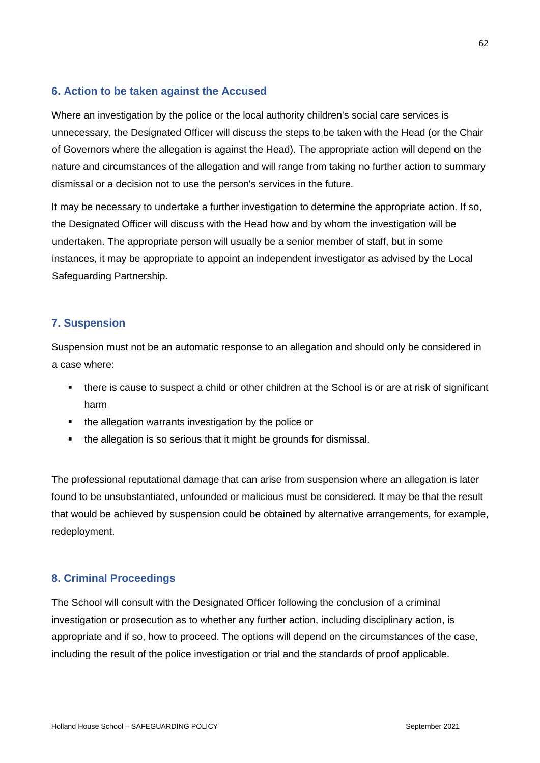### 6. Action to be taken against the Accused

Where an investigation by the police or the local authority children's social care services is unnecessary, the Designated Officer will discuss the steps to be taken with the Head (or the Chair of Governors where the allegation is against the Head). The appropriate action will depend on the nature and circumstances of the allegation and will range from taking no further action to summary dismissal or a decision not to use the person's services in the future.

It may be necessary to undertake a further investigation to determine the appropriate action. If so, the Designated Officer will discuss with the Head how and by whom the investigation will be undertaken. The appropriate person will usually be a senior member of staff, but in some instances, it may be appropriate to appoint an independent investigator as advised by the Local Safeguarding Partnership.

### 7. Suspension

Suspension must not be an automatic response to an allegation and should only be considered in a case where:

- there is cause to suspect a child or other children at the School is or are at risk of significant harm
- the allegation warrants investigation by the police or
- the allegation is so serious that it might be grounds for dismissal.

The professional reputational damage that can arise from suspension where an allegation is later found to be unsubstantiated, unfounded or malicious must be considered. It may be that the result that would be achieved by suspension could be obtained by alternative arrangements, for example, redeployment.

### 8. Criminal Proceedings

The School will consult with the Designated Officer following the conclusion of a criminal investigation or prosecution as to whether any further action, including disciplinary action, is appropriate and if so, how to proceed. The options will depend on the circumstances of the case, including the result of the police investigation or trial and the standards of proof applicable.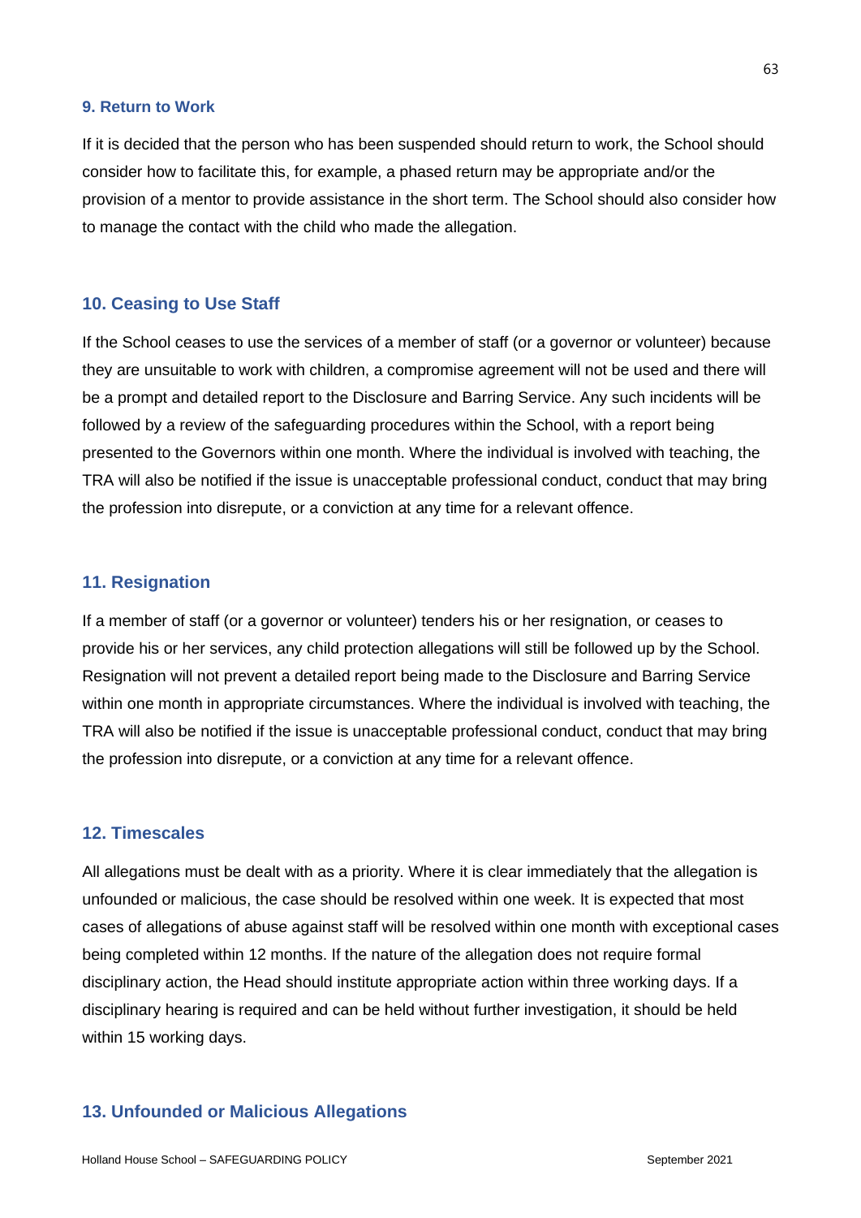### 9. Return to Work

If it is decided that the person who has been suspended should return to work, the School should consider how to facilitate this, for example, a phased return may be appropriate and/or the provision of a mentor to provide assistance in the short term. The School should also consider how to manage the contact with the child who made the allegation.

### 10. Ceasing to Use Staff

If the School ceases to use the services of a member of staff (or a governor or volunteer) because they are unsuitable to work with children, a compromise agreement will not be used and there will be a prompt and detailed report to the Disclosure and Barring Service. Any such incidents will be followed by a review of the safeguarding procedures within the School, with a report being presented to the Governors within one month. Where the individual is involved with teaching, the TRA will also be notified if the issue is unacceptable professional conduct, conduct that may bring the profession into disrepute, or a conviction at any time for a relevant offence.

### 11. Resignation

If a member of staff (or a governor or volunteer) tenders his or her resignation, or ceases to provide his or her services, any child protection allegations will still be followed up by the School. Resignation will not prevent a detailed report being made to the Disclosure and Barring Service within one month in appropriate circumstances. Where the individual is involved with teaching, the TRA will also be notified if the issue is unacceptable professional conduct, conduct that may bring the profession into disrepute, or a conviction at any time for a relevant offence.

### 12. Timescales

All allegations must be dealt with as a priority. Where it is clear immediately that the allegation is unfounded or malicious, the case should be resolved within one week. It is expected that most cases of allegations of abuse against staff will be resolved within one month with exceptional cases being completed within 12 months. If the nature of the allegation does not require formal disciplinary action, the Head should institute appropriate action within three working days. If a disciplinary hearing is required and can be held without further investigation, it should be held within 15 working days.

### 13. Unfounded or Malicious Allegations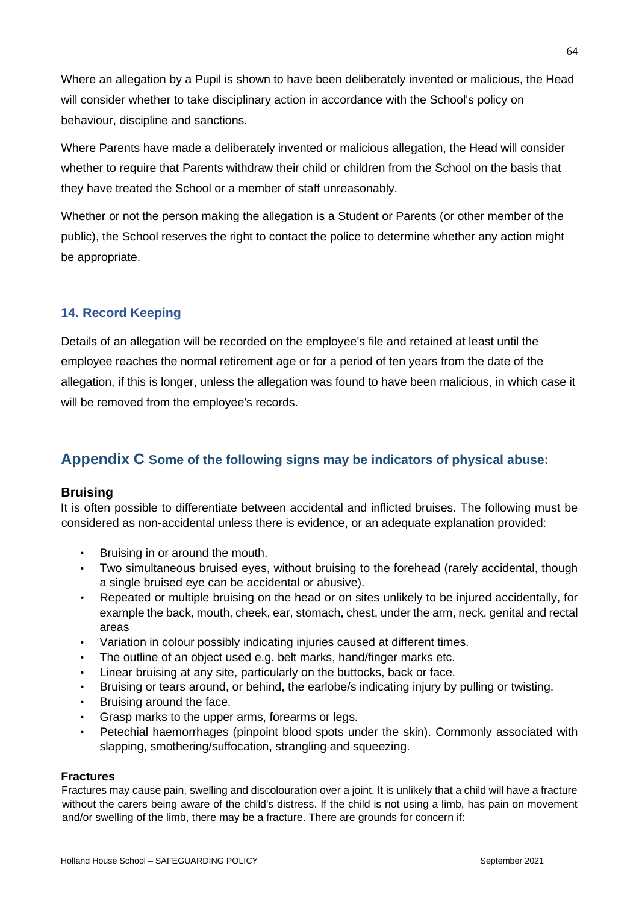Where an allegation by a Pupil is shown to have been deliberately invented or malicious, the Head will consider whether to take disciplinary action in accordance with the School's policy on behaviour, discipline and sanctions.

Where Parents have made a deliberately invented or malicious allegation, the Head will consider whether to require that Parents withdraw their child or children from the School on the basis that they have treated the School or a member of staff unreasonably.

Whether or not the person making the allegation is a Student or Parents (or other member of the public), the School reserves the right to contact the police to determine whether any action might be appropriate.

## 14. Record Keeping

Details of an allegation will be recorded on the employee's file and retained at least until the employee reaches the normal retirement age or for a period of ten years from the date of the allegation, if this is longer, unless the allegation was found to have been malicious, in which case it will be removed from the employee's records.

# Appendix C Some of the following signs may be indicators of physical abuse:

### Bruising

It is often possible to differentiate between accidental and inflicted bruises. The following must be considered as non-accidental unless there is evidence, or an adequate explanation provided:

- Bruising in or around the mouth.
- Two simultaneous bruised eyes, without bruising to the forehead (rarely accidental, though a single bruised eye can be accidental or abusive).
- Repeated or multiple bruising on the head or on sites unlikely to be injured accidentally, for example the back, mouth, cheek, ear, stomach, chest, under the arm, neck, genital and rectal areas
- Variation in colour possibly indicating injuries caused at different times.
- The outline of an object used e.g. belt marks, hand/finger marks etc.
- Linear bruising at any site, particularly on the buttocks, back or face.
- Bruising or tears around, or behind, the earlobe/s indicating injury by pulling or twisting.
- Bruising around the face.
- Grasp marks to the upper arms, forearms or legs.
- Petechial haemorrhages (pinpoint blood spots under the skin). Commonly associated with slapping, smothering/suffocation, strangling and squeezing.

#### Fractures

Fractures may cause pain, swelling and discolouration over a joint. It is unlikely that a child will have a fracture without the carers being aware of the child's distress. If the child is not using a limb, has pain on movement and/or swelling of the limb, there may be a fracture. There are grounds for concern if: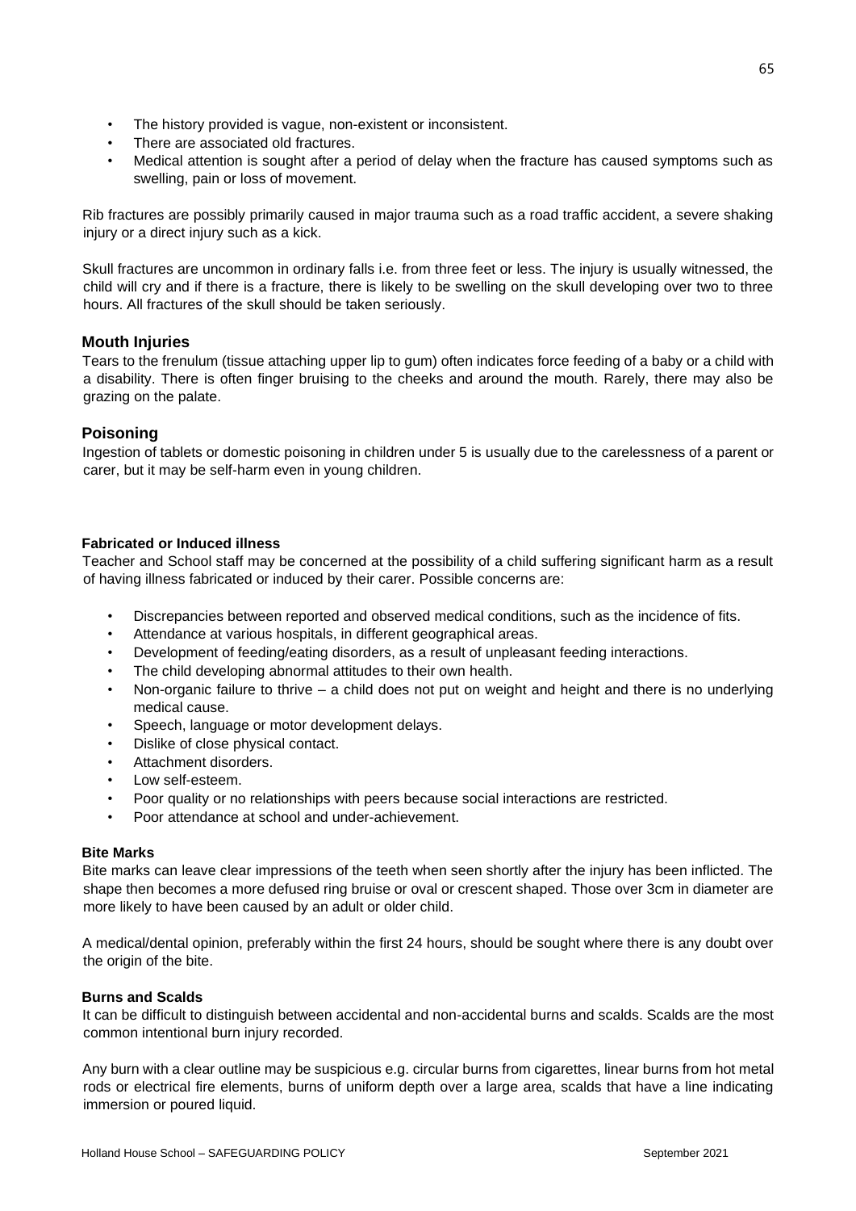- The history provided is vague, non-existent or inconsistent.
- There are associated old fractures.
- Medical attention is sought after a period of delay when the fracture has caused symptoms such as swelling, pain or loss of movement.

Rib fractures are possibly primarily caused in major trauma such as a road traffic accident, a severe shaking injury or a direct injury such as a kick.

Skull fractures are uncommon in ordinary falls i.e. from three feet or less. The injury is usually witnessed, the child will cry and if there is a fracture, there is likely to be swelling on the skull developing over two to three hours. All fractures of the skull should be taken seriously.

### Mouth Injuries

Tears to the frenulum (tissue attaching upper lip to gum) often indicates force feeding of a baby or a child with a disability. There is often finger bruising to the cheeks and around the mouth. Rarely, there may also be grazing on the palate.

### Poisoning

Ingestion of tablets or domestic poisoning in children under 5 is usually due to the carelessness of a parent or carer, but it may be self-harm even in young children.

#### Fabricated or Induced illness

Teacher and School staff may be concerned at the possibility of a child suffering significant harm as a result of having illness fabricated or induced by their carer. Possible concerns are:

- Discrepancies between reported and observed medical conditions, such as the incidence of fits.
- Attendance at various hospitals, in different geographical areas.
- Development of feeding/eating disorders, as a result of unpleasant feeding interactions.
- The child developing abnormal attitudes to their own health.
- Non-organic failure to thrive – a child does not put on weight and height and there is no underlying medical cause.
- Speech, language or motor development delays.
- Dislike of close physical contact.
- Attachment disorders.
- Low self-esteem.
- Poor quality or no relationships with peers because social interactions are restricted.
- Poor attendance at school and under-achievement.

#### Bite Marks

Bite marks can leave clear impressions of the teeth when seen shortly after the injury has been inflicted. The shape then becomes a more defused ring bruise or oval or crescent shaped. Those over 3cm in diameter are more likely to have been caused by an adult or older child.

A medical/dental opinion, preferably within the first 24 hours, should be sought where there is any doubt over the origin of the bite.

#### Burns and Scalds

It can be difficult to distinguish between accidental and non-accidental burns and scalds. Scalds are the most common intentional burn injury recorded.

Any burn with a clear outline may be suspicious e.g. circular burns from cigarettes, linear burns from hot metal rods or electrical fire elements, burns of uniform depth over a large area, scalds that have a line indicating immersion or poured liquid.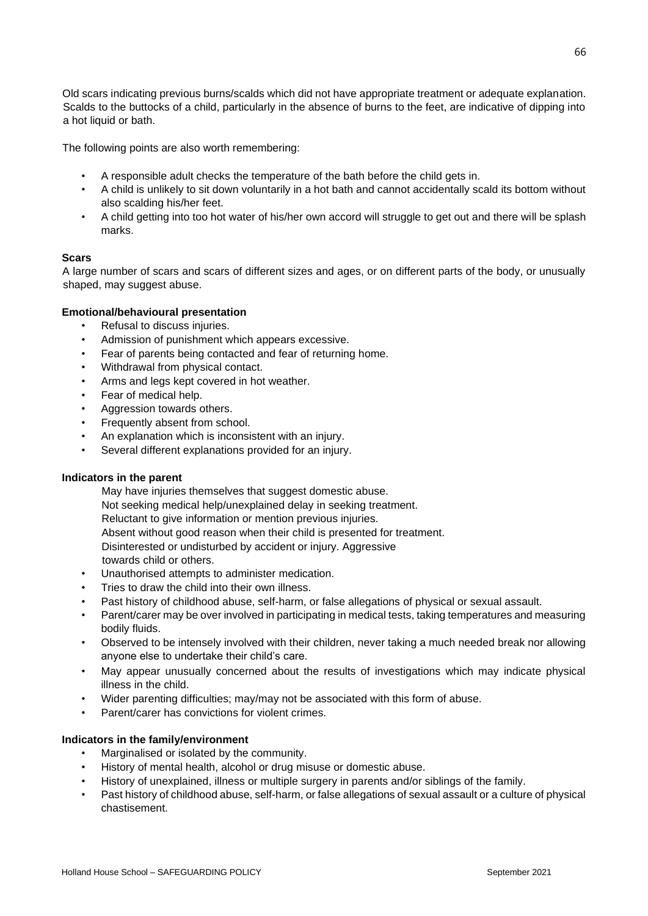Old scars indicating previous burns/scalds which did not have appropriate treatment or adequate explanation. Scalds to the buttocks of a child, particularly in the absence of burns to the feet, are indicative of dipping into a hot liquid or bath.

The following points are also worth remembering:

- A responsible adult checks the temperature of the bath before the child gets in.
- A child is unlikely to sit down voluntarily in a hot bath and cannot accidentally scald its bottom without also scalding his/her feet.
- A child getting into too hot water of his/her own accord will struggle to get out and there will be splash marks.

**Scars**

A large number of scars and scars of different sizes and ages, or on different parts of the body, or unusually shaped, may suggest abuse.

**Emotional/behavioural presentation**

- Refusal to discuss injuries.
- Admission of punishment which appears excessive.
- Fear of parents being contacted and fear of returning home.
- Withdrawal from physical contact.
- Arms and legs kept covered in hot weather.
- Fear of medical help.
- Aggression towards others.
- Frequently absent from school.
- An explanation which is inconsistent with an injury.
- Several different explanations provided for an injury.

**Indicators in the parent**

May have injuries themselves that suggest domestic abuse.
Not seeking medical help/unexplained delay in seeking treatment.
Reluctant to give information or mention previous injuries.
Absent without good reason when their child is presented for treatment.
Disinterested or undisturbed by accident or injury. Aggressive towards child or others.

- Unauthorised attempts to administer medication.
- Tries to draw the child into their own illness.
- Past history of childhood abuse, self-harm, or false allegations of physical or sexual assault.
- Parent/carer may be over involved in participating in medical tests, taking temperatures and measuring bodily fluids.
- Observed to be intensely involved with their children, never taking a much needed break nor allowing anyone else to undertake their child's care.
- May appear unusually concerned about the results of investigations which may indicate physical illness in the child.
- Wider parenting difficulties; may/may not be associated with this form of abuse.
- Parent/carer has convictions for violent crimes.

**Indicators in the family/environment**

- Marginalised or isolated by the community.
- History of mental health, alcohol or drug misuse or domestic abuse.
- History of unexplained, illness or multiple surgery in parents and/or siblings of the family.
- Past history of childhood abuse, self-harm, or false allegations of sexual assault or a culture of physical chastisement.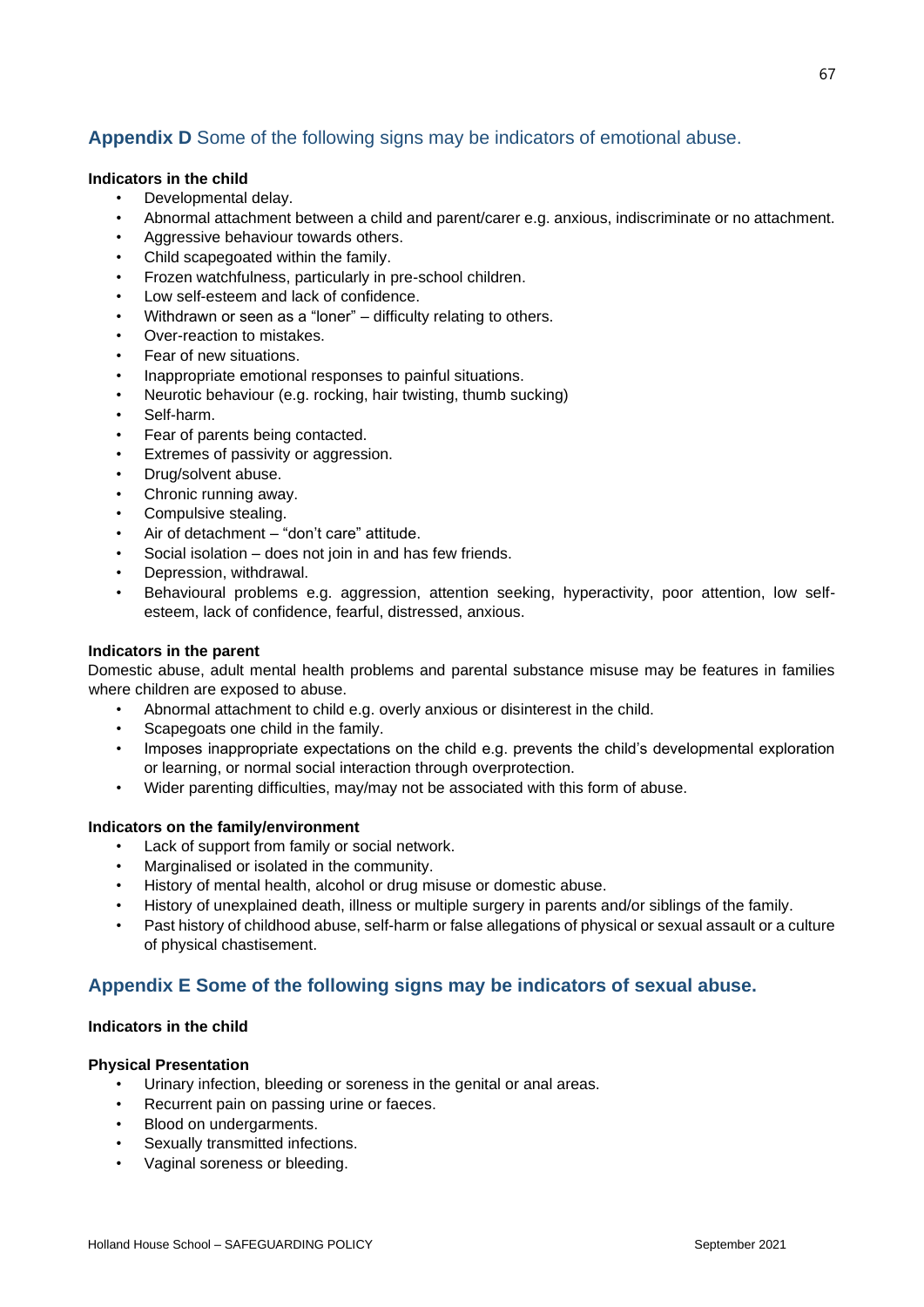## **Appendix D** Some of the following signs may be indicators of emotional abuse.

**Indicators in the child**

- Developmental delay.
- Abnormal attachment between a child and parent/carer e.g. anxious, indiscriminate or no attachment.
- Aggressive behaviour towards others.
- Child scapegoated within the family.
- Frozen watchfulness, particularly in pre-school children.
- Low self-esteem and lack of confidence.
- Withdrawn or seen as a "loner" – difficulty relating to others.
- Over-reaction to mistakes.
- Fear of new situations.
- Inappropriate emotional responses to painful situations.
- Neurotic behaviour (e.g. rocking, hair twisting, thumb sucking)
- Self-harm.
- Fear of parents being contacted.
- Extremes of passivity or aggression.
- Drug/solvent abuse.
- Chronic running away.
- Compulsive stealing.
- Air of detachment – "don't care" attitude.
- Social isolation – does not join in and has few friends.
- Depression, withdrawal.
- Behavioural problems e.g. aggression, attention seeking, hyperactivity, poor attention, low self-esteem, lack of confidence, fearful, distressed, anxious.

**Indicators in the parent**

Domestic abuse, adult mental health problems and parental substance misuse may be features in families where children are exposed to abuse.

- Abnormal attachment to child e.g. overly anxious or disinterest in the child.
- Scapegoats one child in the family.
- Imposes inappropriate expectations on the child e.g. prevents the child's developmental exploration or learning, or normal social interaction through overprotection.
- Wider parenting difficulties, may/may not be associated with this form of abuse.

**Indicators on the family/environment**

- Lack of support from family or social network.
- Marginalised or isolated in the community.
- History of mental health, alcohol or drug misuse or domestic abuse.
- History of unexplained death, illness or multiple surgery in parents and/or siblings of the family.
- Past history of childhood abuse, self-harm or false allegations of physical or sexual assault or a culture of physical chastisement.

## **Appendix E Some of the following signs may be indicators of sexual abuse.**

**Indicators in the child**

**Physical Presentation**

- Urinary infection, bleeding or soreness in the genital or anal areas.
- Recurrent pain on passing urine or faeces.
- Blood on undergarments.
- Sexually transmitted infections.
- Vaginal soreness or bleeding.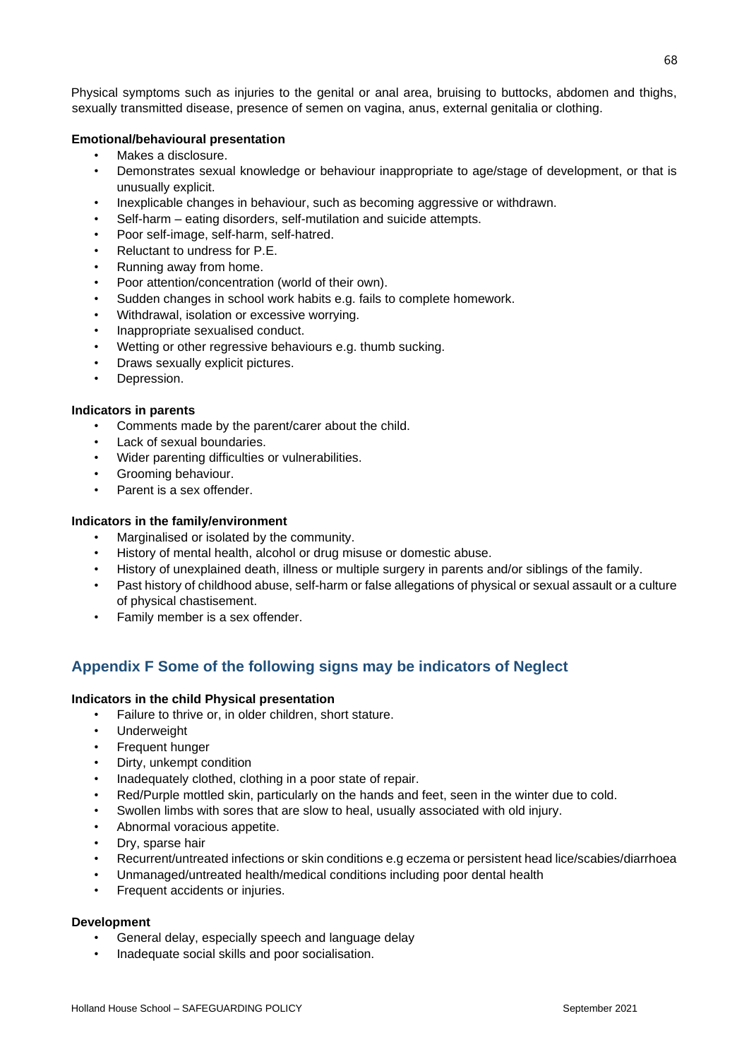Physical symptoms such as injuries to the genital or anal area, bruising to buttocks, abdomen and thighs, sexually transmitted disease, presence of semen on vagina, anus, external genitalia or clothing.

**Emotional/behavioural presentation**

- Makes a disclosure.
- Demonstrates sexual knowledge or behaviour inappropriate to age/stage of development, or that is unusually explicit.
- Inexplicable changes in behaviour, such as becoming aggressive or withdrawn.
- Self-harm – eating disorders, self-mutilation and suicide attempts.
- Poor self-image, self-harm, self-hatred.
- Reluctant to undress for P.E.
- Running away from home.
- Poor attention/concentration (world of their own).
- Sudden changes in school work habits e.g. fails to complete homework.
- Withdrawal, isolation or excessive worrying.
- Inappropriate sexualised conduct.
- Wetting or other regressive behaviours e.g. thumb sucking.
- Draws sexually explicit pictures.
- Depression.

**Indicators in parents**

- Comments made by the parent/carer about the child.
- Lack of sexual boundaries.
- Wider parenting difficulties or vulnerabilities.
- Grooming behaviour.
- Parent is a sex offender.

**Indicators in the family/environment**

- Marginalised or isolated by the community.
- History of mental health, alcohol or drug misuse or domestic abuse.
- History of unexplained death, illness or multiple surgery in parents and/or siblings of the family.
- Past history of childhood abuse, self-harm or false allegations of physical or sexual assault or a culture of physical chastisement.
- Family member is a sex offender.

## Appendix F Some of the following signs may be indicators of Neglect

**Indicators in the child Physical presentation**

- Failure to thrive or, in older children, short stature.
- Underweight
- Frequent hunger
- Dirty, unkempt condition
- Inadequately clothed, clothing in a poor state of repair.
- Red/Purple mottled skin, particularly on the hands and feet, seen in the winter due to cold.
- Swollen limbs with sores that are slow to heal, usually associated with old injury.
- Abnormal voracious appetite.
- Dry, sparse hair
- Recurrent/untreated infections or skin conditions e.g eczema or persistent head lice/scabies/diarrhoea
- Unmanaged/untreated health/medical conditions including poor dental health
- Frequent accidents or injuries.

**Development**

- General delay, especially speech and language delay
- Inadequate social skills and poor socialisation.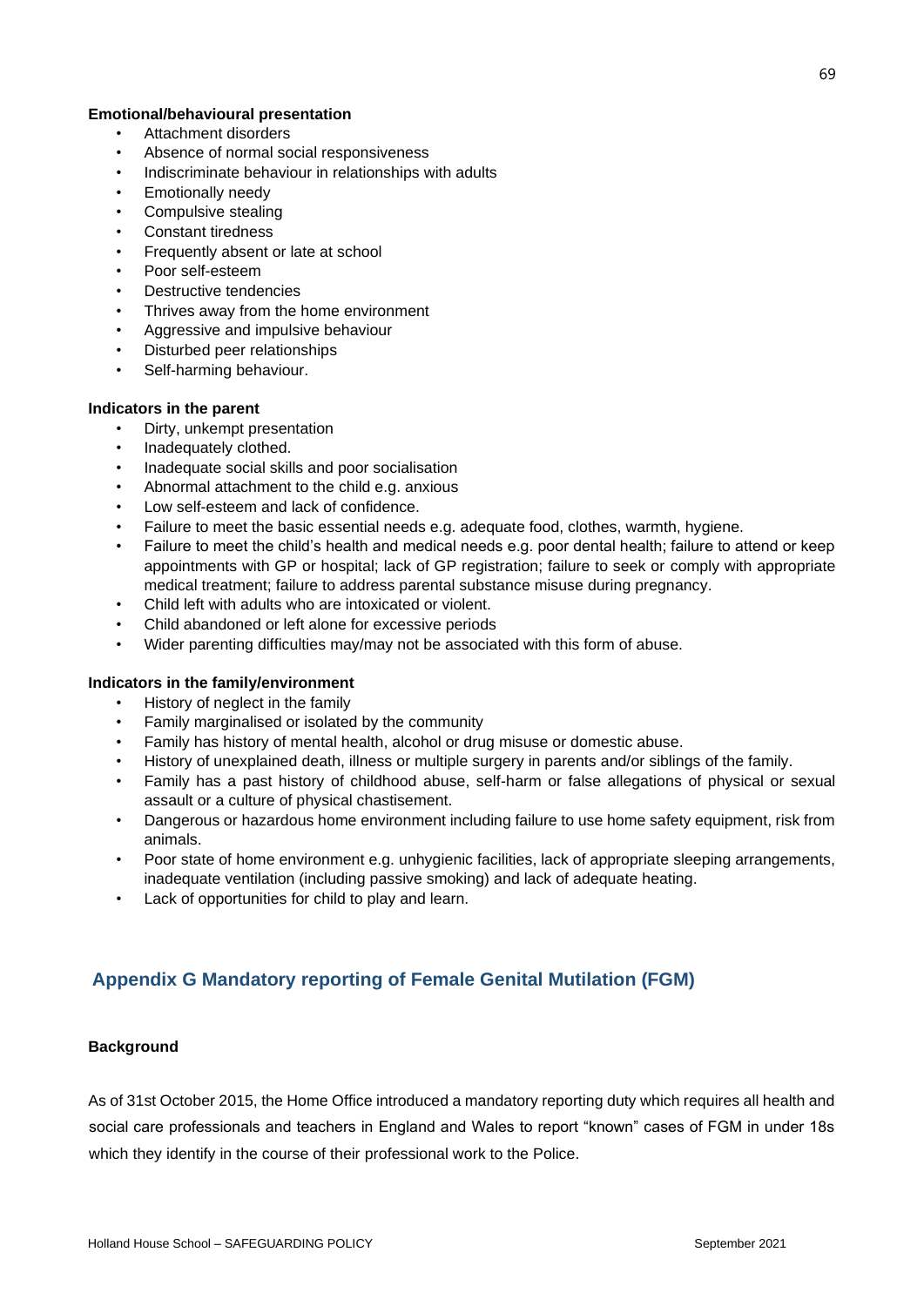**Emotional/behavioural presentation**

- Attachment disorders
- Absence of normal social responsiveness
- Indiscriminate behaviour in relationships with adults
- Emotionally needy
- Compulsive stealing
- Constant tiredness
- Frequently absent or late at school
- Poor self-esteem
- Destructive tendencies
- Thrives away from the home environment
- Aggressive and impulsive behaviour
- Disturbed peer relationships
- Self-harming behaviour.

**Indicators in the parent**

- Dirty, unkempt presentation
- Inadequately clothed.
- Inadequate social skills and poor socialisation
- Abnormal attachment to the child e.g. anxious
- Low self-esteem and lack of confidence.
- Failure to meet the basic essential needs e.g. adequate food, clothes, warmth, hygiene.
- Failure to meet the child's health and medical needs e.g. poor dental health; failure to attend or keep appointments with GP or hospital; lack of GP registration; failure to seek or comply with appropriate medical treatment; failure to address parental substance misuse during pregnancy.
- Child left with adults who are intoxicated or violent.
- Child abandoned or left alone for excessive periods
- Wider parenting difficulties may/may not be associated with this form of abuse.

**Indicators in the family/environment**

- History of neglect in the family
- Family marginalised or isolated by the community
- Family has history of mental health, alcohol or drug misuse or domestic abuse.
- History of unexplained death, illness or multiple surgery in parents and/or siblings of the family.
- Family has a past history of childhood abuse, self-harm or false allegations of physical or sexual assault or a culture of physical chastisement.
- Dangerous or hazardous home environment including failure to use home safety equipment, risk from animals.
- Poor state of home environment e.g. unhygienic facilities, lack of appropriate sleeping arrangements, inadequate ventilation (including passive smoking) and lack of adequate heating.
- Lack of opportunities for child to play and learn.

## Appendix G Mandatory reporting of Female Genital Mutilation (FGM)

**Background**

As of 31st October 2015, the Home Office introduced a mandatory reporting duty which requires all health and social care professionals and teachers in England and Wales to report "known" cases of FGM in under 18s which they identify in the course of their professional work to the Police.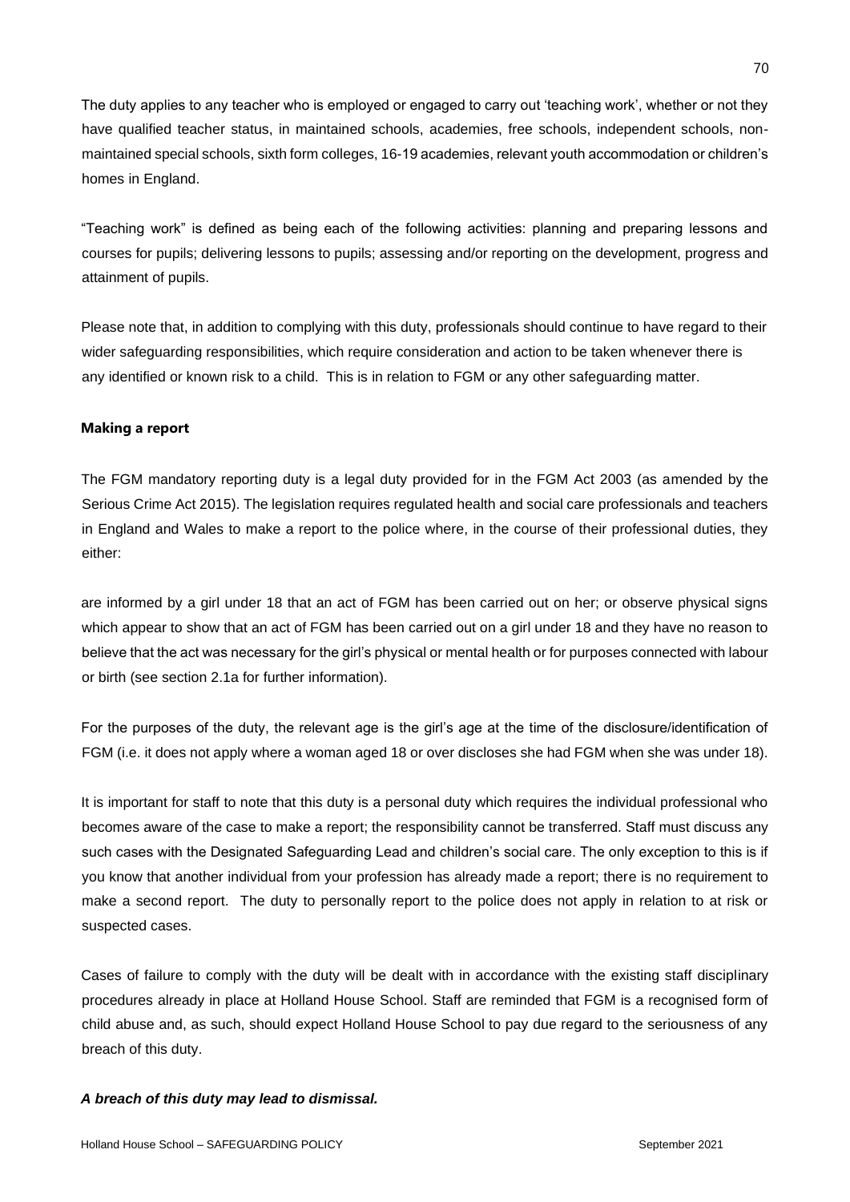The duty applies to any teacher who is employed or engaged to carry out 'teaching work', whether or not they have qualified teacher status, in maintained schools, academies, free schools, independent schools, non-maintained special schools, sixth form colleges, 16-19 academies, relevant youth accommodation or children's homes in England.

"Teaching work" is defined as being each of the following activities: planning and preparing lessons and courses for pupils; delivering lessons to pupils; assessing and/or reporting on the development, progress and attainment of pupils.

Please note that, in addition to complying with this duty, professionals should continue to have regard to their wider safeguarding responsibilities, which require consideration and action to be taken whenever there is any identified or known risk to a child. This is in relation to FGM or any other safeguarding matter.

**Making a report**

The FGM mandatory reporting duty is a legal duty provided for in the FGM Act 2003 (as amended by the Serious Crime Act 2015). The legislation requires regulated health and social care professionals and teachers in England and Wales to make a report to the police where, in the course of their professional duties, they either:

are informed by a girl under 18 that an act of FGM has been carried out on her; or observe physical signs which appear to show that an act of FGM has been carried out on a girl under 18 and they have no reason to believe that the act was necessary for the girl's physical or mental health or for purposes connected with labour or birth (see section 2.1a for further information).

For the purposes of the duty, the relevant age is the girl's age at the time of the disclosure/identification of FGM (i.e. it does not apply where a woman aged 18 or over discloses she had FGM when she was under 18).

It is important for staff to note that this duty is a personal duty which requires the individual professional who becomes aware of the case to make a report; the responsibility cannot be transferred. Staff must discuss any such cases with the Designated Safeguarding Lead and children's social care. The only exception to this is if you know that another individual from your profession has already made a report; there is no requirement to make a second report. The duty to personally report to the police does not apply in relation to at risk or suspected cases.

Cases of failure to comply with the duty will be dealt with in accordance with the existing staff disciplinary procedures already in place at Holland House School. Staff are reminded that FGM is a recognised form of child abuse and, as such, should expect Holland House School to pay due regard to the seriousness of any breach of this duty.

***A breach of this duty may lead to dismissal.***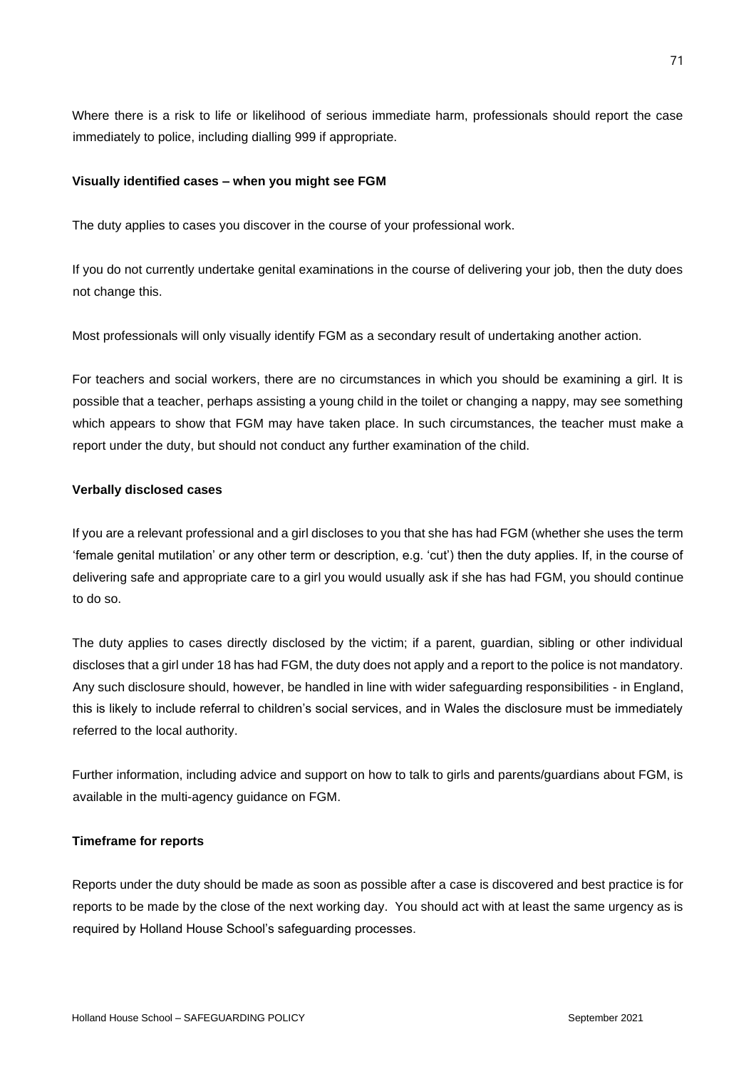Where there is a risk to life or likelihood of serious immediate harm, professionals should report the case immediately to police, including dialling 999 if appropriate.

**Visually identified cases – when you might see FGM**

The duty applies to cases you discover in the course of your professional work.

If you do not currently undertake genital examinations in the course of delivering your job, then the duty does not change this.

Most professionals will only visually identify FGM as a secondary result of undertaking another action.

For teachers and social workers, there are no circumstances in which you should be examining a girl. It is possible that a teacher, perhaps assisting a young child in the toilet or changing a nappy, may see something which appears to show that FGM may have taken place. In such circumstances, the teacher must make a report under the duty, but should not conduct any further examination of the child.

**Verbally disclosed cases**

If you are a relevant professional and a girl discloses to you that she has had FGM (whether she uses the term 'female genital mutilation' or any other term or description, e.g. 'cut') then the duty applies. If, in the course of delivering safe and appropriate care to a girl you would usually ask if she has had FGM, you should continue to do so.

The duty applies to cases directly disclosed by the victim; if a parent, guardian, sibling or other individual discloses that a girl under 18 has had FGM, the duty does not apply and a report to the police is not mandatory. Any such disclosure should, however, be handled in line with wider safeguarding responsibilities - in England, this is likely to include referral to children's social services, and in Wales the disclosure must be immediately referred to the local authority.

Further information, including advice and support on how to talk to girls and parents/guardians about FGM, is available in the multi-agency guidance on FGM.

**Timeframe for reports**

Reports under the duty should be made as soon as possible after a case is discovered and best practice is for reports to be made by the close of the next working day. You should act with at least the same urgency as is required by Holland House School's safeguarding processes.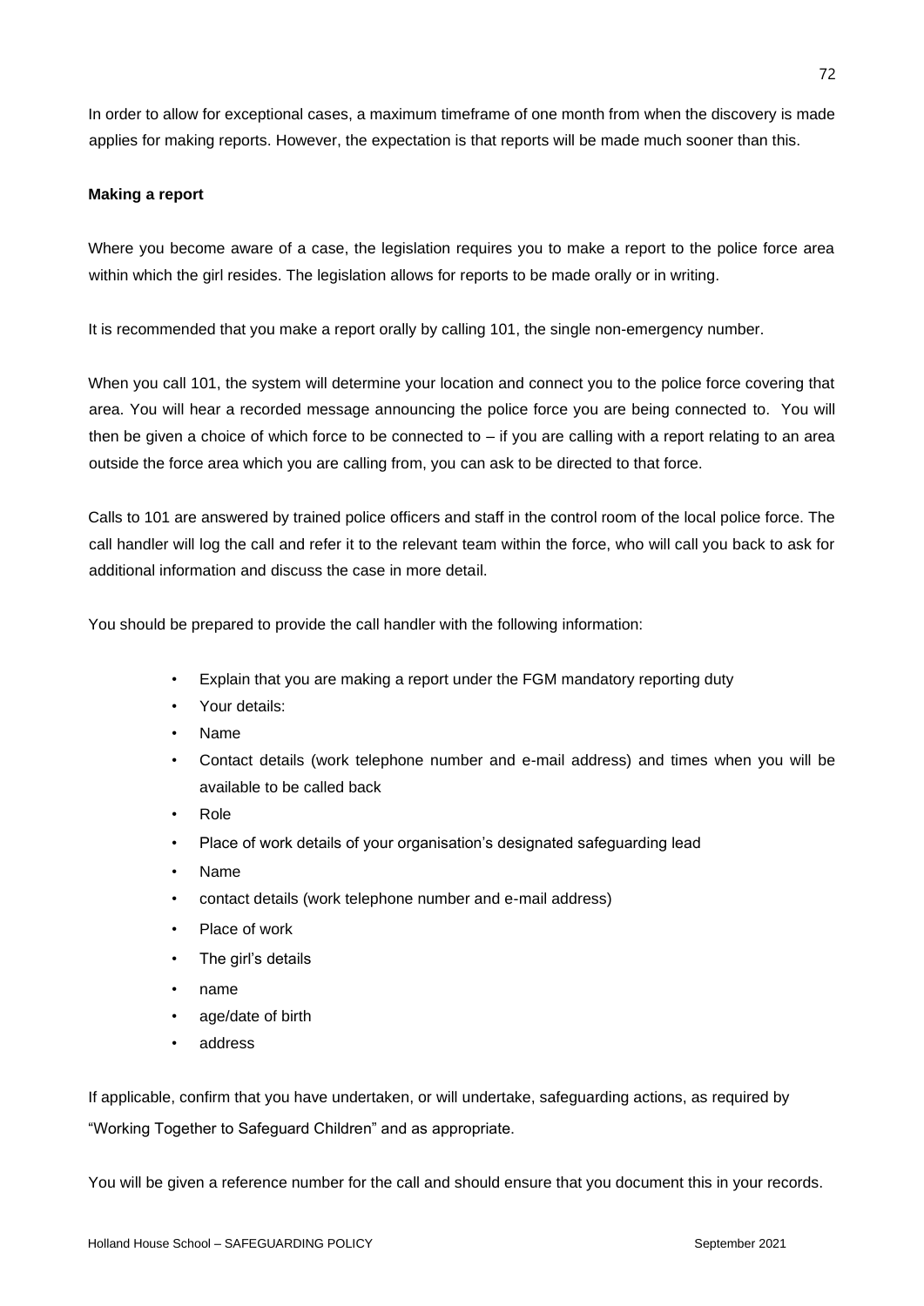In order to allow for exceptional cases, a maximum timeframe of one month from when the discovery is made applies for making reports. However, the expectation is that reports will be made much sooner than this.

**Making a report**

Where you become aware of a case, the legislation requires you to make a report to the police force area within which the girl resides. The legislation allows for reports to be made orally or in writing.

It is recommended that you make a report orally by calling 101, the single non-emergency number.

When you call 101, the system will determine your location and connect you to the police force covering that area. You will hear a recorded message announcing the police force you are being connected to. You will then be given a choice of which force to be connected to – if you are calling with a report relating to an area outside the force area which you are calling from, you can ask to be directed to that force.

Calls to 101 are answered by trained police officers and staff in the control room of the local police force. The call handler will log the call and refer it to the relevant team within the force, who will call you back to ask for additional information and discuss the case in more detail.

You should be prepared to provide the call handler with the following information:

- Explain that you are making a report under the FGM mandatory reporting duty
- Your details:
- Name
- Contact details (work telephone number and e-mail address) and times when you will be available to be called back
- Role
- Place of work details of your organisation's designated safeguarding lead
- Name
- contact details (work telephone number and e-mail address)
- Place of work
- The girl's details
- name
- age/date of birth
- address

If applicable, confirm that you have undertaken, or will undertake, safeguarding actions, as required by "Working Together to Safeguard Children" and as appropriate.

You will be given a reference number for the call and should ensure that you document this in your records.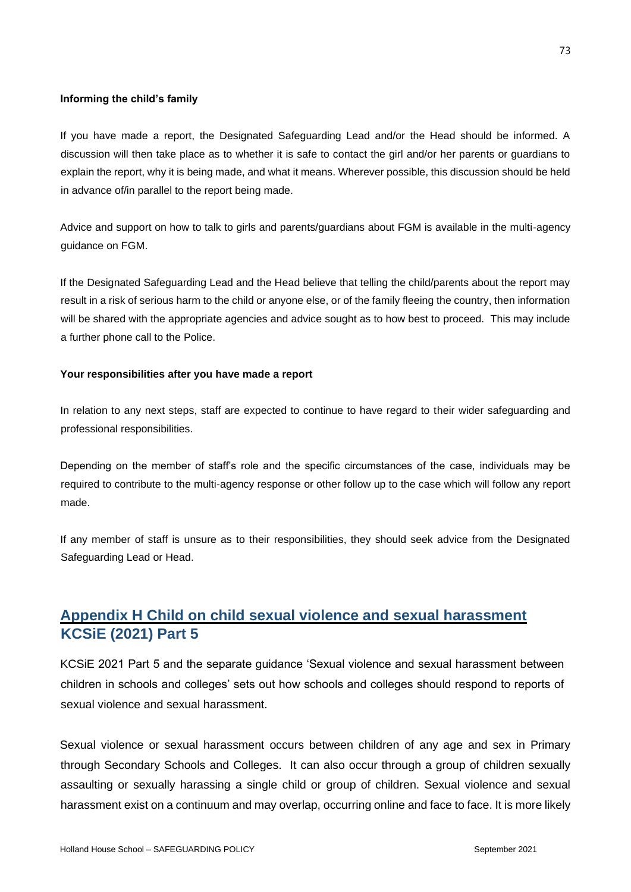#### Informing the child's family

If you have made a report, the Designated Safeguarding Lead and/or the Head should be informed. A discussion will then take place as to whether it is safe to contact the girl and/or her parents or guardians to explain the report, why it is being made, and what it means. Wherever possible, this discussion should be held in advance of/in parallel to the report being made.

Advice and support on how to talk to girls and parents/guardians about FGM is available in the multi-agency guidance on FGM.

If the Designated Safeguarding Lead and the Head believe that telling the child/parents about the report may result in a risk of serious harm to the child or anyone else, or of the family fleeing the country, then information will be shared with the appropriate agencies and advice sought as to how best to proceed. This may include a further phone call to the Police.

#### Your responsibilities after you have made a report

In relation to any next steps, staff are expected to continue to have regard to their wider safeguarding and professional responsibilities.

Depending on the member of staff's role and the specific circumstances of the case, individuals may be required to contribute to the multi-agency response or other follow up to the case which will follow any report made.

If any member of staff is unsure as to their responsibilities, they should seek advice from the Designated Safeguarding Lead or Head.

## Appendix H Child on child sexual violence and sexual harassment KCSiE (2021) Part 5

KCSiE 2021 Part 5 and the separate guidance 'Sexual violence and sexual harassment between children in schools and colleges' sets out how schools and colleges should respond to reports of sexual violence and sexual harassment.

Sexual violence or sexual harassment occurs between children of any age and sex in Primary through Secondary Schools and Colleges. It can also occur through a group of children sexually assaulting or sexually harassing a single child or group of children. Sexual violence and sexual harassment exist on a continuum and may overlap, occurring online and face to face. It is more likely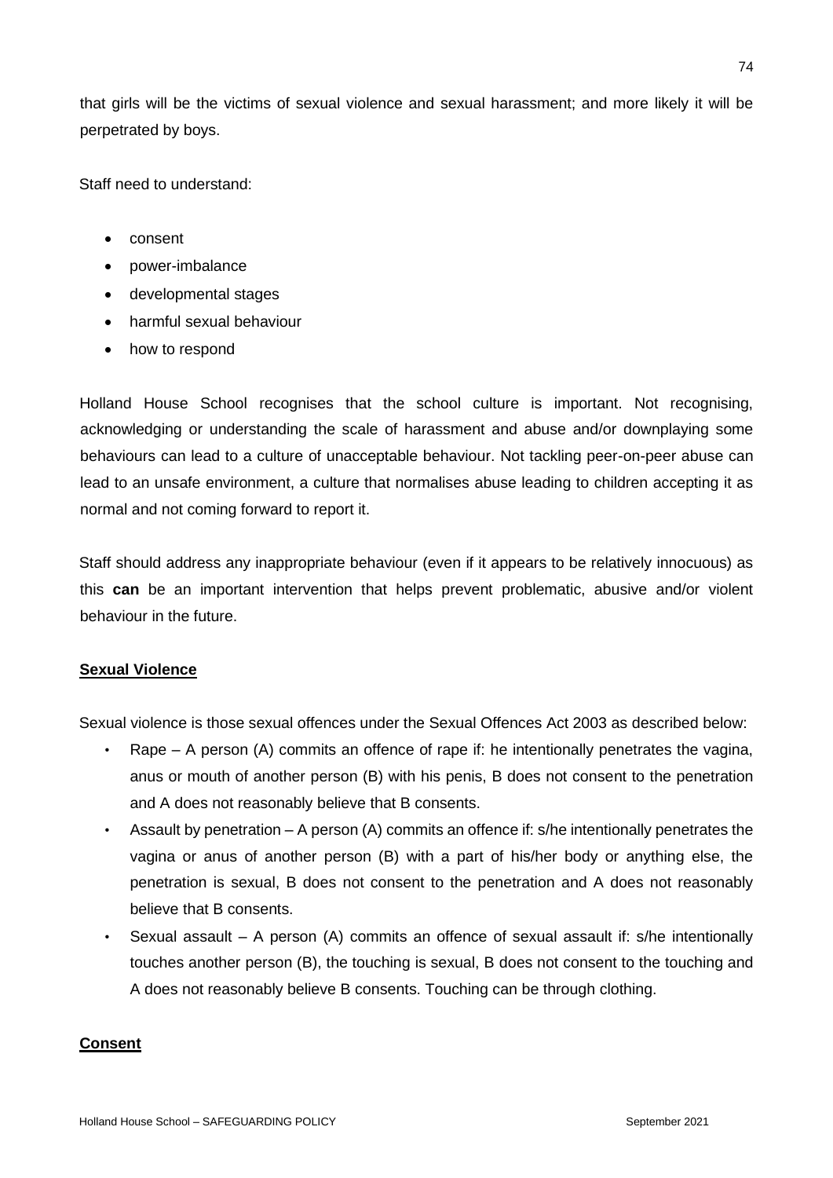that girls will be the victims of sexual violence and sexual harassment; and more likely it will be perpetrated by boys.

Staff need to understand:

- consent
- power-imbalance
- developmental stages
- harmful sexual behaviour
- how to respond

Holland House School recognises that the school culture is important. Not recognising, acknowledging or understanding the scale of harassment and abuse and/or downplaying some behaviours can lead to a culture of unacceptable behaviour. Not tackling peer-on-peer abuse can lead to an unsafe environment, a culture that normalises abuse leading to children accepting it as normal and not coming forward to report it.

Staff should address any inappropriate behaviour (even if it appears to be relatively innocuous) as this **can** be an important intervention that helps prevent problematic, abusive and/or violent behaviour in the future.

**Sexual Violence**

Sexual violence is those sexual offences under the Sexual Offences Act 2003 as described below:

- Rape – A person (A) commits an offence of rape if: he intentionally penetrates the vagina, anus or mouth of another person (B) with his penis, B does not consent to the penetration and A does not reasonably believe that B consents.
- Assault by penetration – A person (A) commits an offence if: s/he intentionally penetrates the vagina or anus of another person (B) with a part of his/her body or anything else, the penetration is sexual, B does not consent to the penetration and A does not reasonably believe that B consents.
- Sexual assault – A person (A) commits an offence of sexual assault if: s/he intentionally touches another person (B), the touching is sexual, B does not consent to the touching and A does not reasonably believe B consents. Touching can be through clothing.

**Consent**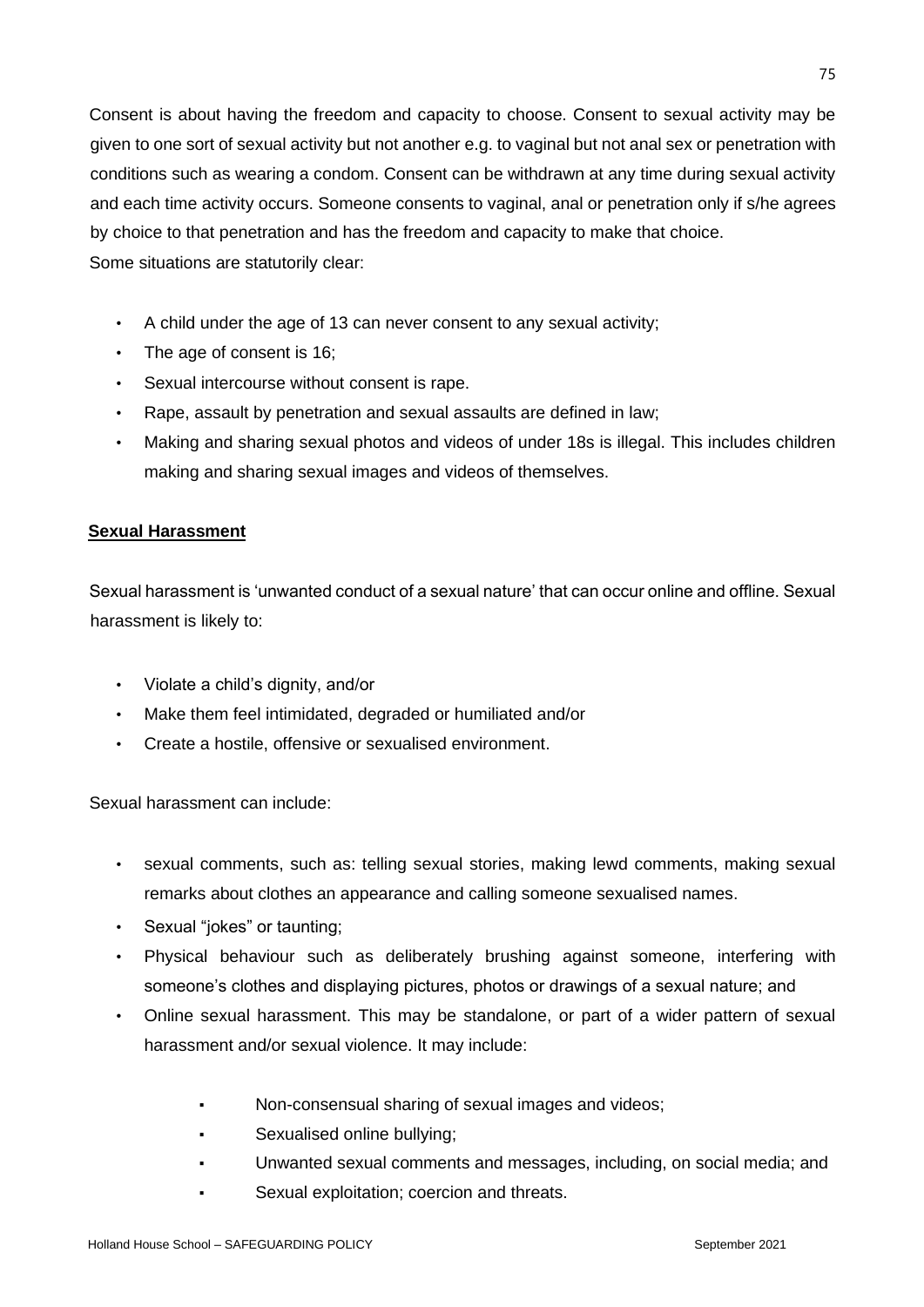Consent is about having the freedom and capacity to choose. Consent to sexual activity may be given to one sort of sexual activity but not another e.g. to vaginal but not anal sex or penetration with conditions such as wearing a condom. Consent can be withdrawn at any time during sexual activity and each time activity occurs. Someone consents to vaginal, anal or penetration only if s/he agrees by choice to that penetration and has the freedom and capacity to make that choice.

Some situations are statutorily clear:

- A child under the age of 13 can never consent to any sexual activity;
- The age of consent is 16;
- Sexual intercourse without consent is rape.
- Rape, assault by penetration and sexual assaults are defined in law;
- Making and sharing sexual photos and videos of under 18s is illegal. This includes children making and sharing sexual images and videos of themselves.

**Sexual Harassment**

Sexual harassment is 'unwanted conduct of a sexual nature' that can occur online and offline. Sexual harassment is likely to:

- Violate a child's dignity, and/or
- Make them feel intimidated, degraded or humiliated and/or
- Create a hostile, offensive or sexualised environment.

Sexual harassment can include:

- sexual comments, such as: telling sexual stories, making lewd comments, making sexual remarks about clothes an appearance and calling someone sexualised names.
- Sexual "jokes" or taunting;
- Physical behaviour such as deliberately brushing against someone, interfering with someone's clothes and displaying pictures, photos or drawings of a sexual nature; and
- Online sexual harassment. This may be standalone, or part of a wider pattern of sexual harassment and/or sexual violence. It may include:
    - Non-consensual sharing of sexual images and videos;
    - Sexualised online bullying;
    - Unwanted sexual comments and messages, including, on social media; and
    - Sexual exploitation; coercion and threats.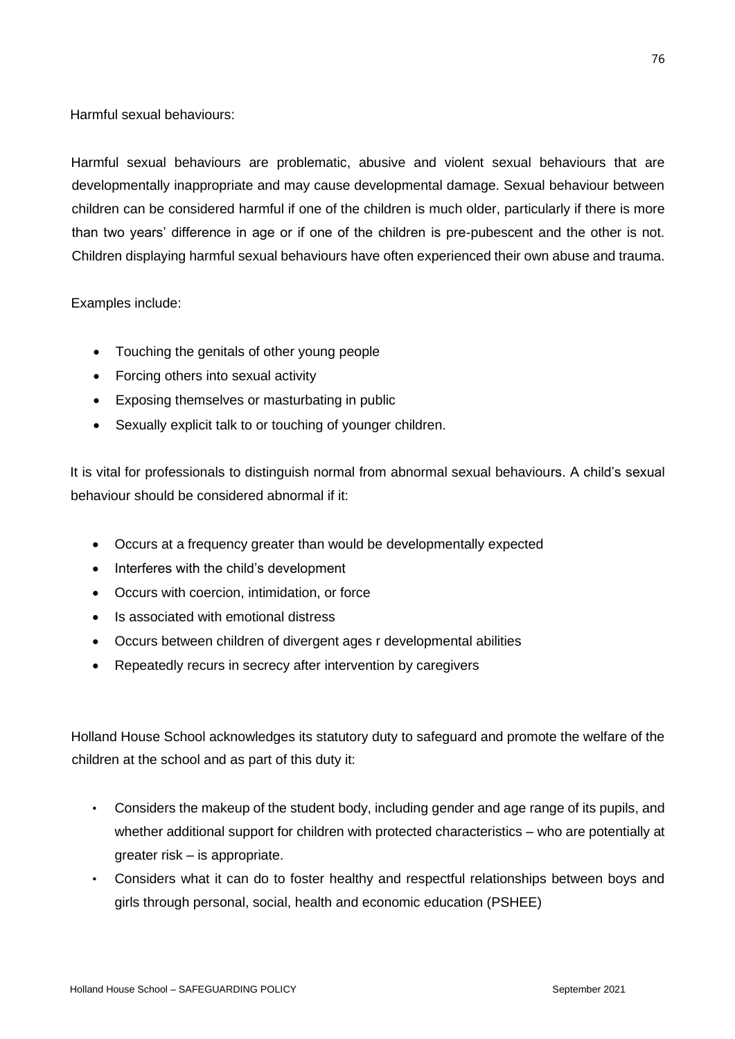Harmful sexual behaviours:

Harmful sexual behaviours are problematic, abusive and violent sexual behaviours that are developmentally inappropriate and may cause developmental damage. Sexual behaviour between children can be considered harmful if one of the children is much older, particularly if there is more than two years' difference in age or if one of the children is pre-pubescent and the other is not. Children displaying harmful sexual behaviours have often experienced their own abuse and trauma.

Examples include:

- Touching the genitals of other young people
- Forcing others into sexual activity
- Exposing themselves or masturbating in public
- Sexually explicit talk to or touching of younger children.

It is vital for professionals to distinguish normal from abnormal sexual behaviours. A child's sexual behaviour should be considered abnormal if it:

- Occurs at a frequency greater than would be developmentally expected
- Interferes with the child's development
- Occurs with coercion, intimidation, or force
- Is associated with emotional distress
- Occurs between children of divergent ages r developmental abilities
- Repeatedly recurs in secrecy after intervention by caregivers

Holland House School acknowledges its statutory duty to safeguard and promote the welfare of the children at the school and as part of this duty it:

- Considers the makeup of the student body, including gender and age range of its pupils, and whether additional support for children with protected characteristics – who are potentially at greater risk – is appropriate.
- Considers what it can do to foster healthy and respectful relationships between boys and girls through personal, social, health and economic education (PSHEE)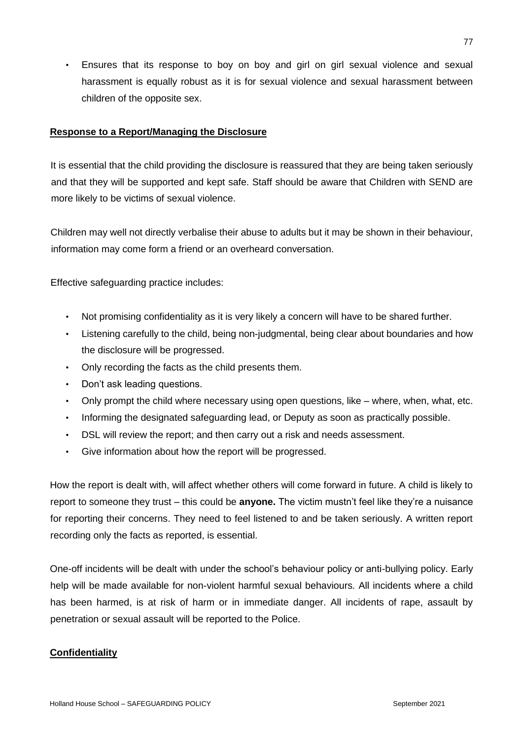- Ensures that its response to boy on boy and girl on girl sexual violence and sexual harassment is equally robust as it is for sexual violence and sexual harassment between children of the opposite sex.

## Response to a Report/Managing the Disclosure

It is essential that the child providing the disclosure is reassured that they are being taken seriously and that they will be supported and kept safe. Staff should be aware that Children with SEND are more likely to be victims of sexual violence.

Children may well not directly verbalise their abuse to adults but it may be shown in their behaviour, information may come form a friend or an overheard conversation.

Effective safeguarding practice includes:

- Not promising confidentiality as it is very likely a concern will have to be shared further.
- Listening carefully to the child, being non-judgmental, being clear about boundaries and how the disclosure will be progressed.
- Only recording the facts as the child presents them.
- Don't ask leading questions.
- Only prompt the child where necessary using open questions, like – where, when, what, etc.
- Informing the designated safeguarding lead, or Deputy as soon as practically possible.
- DSL will review the report; and then carry out a risk and needs assessment.
- Give information about how the report will be progressed.

How the report is dealt with, will affect whether others will come forward in future. A child is likely to report to someone they trust – this could be **anyone.** The victim mustn't feel like they're a nuisance for reporting their concerns. They need to feel listened to and be taken seriously. A written report recording only the facts as reported, is essential.

One-off incidents will be dealt with under the school's behaviour policy or anti-bullying policy. Early help will be made available for non-violent harmful sexual behaviours. All incidents where a child has been harmed, is at risk of harm or in immediate danger. All incidents of rape, assault by penetration or sexual assault will be reported to the Police.

## Confidentiality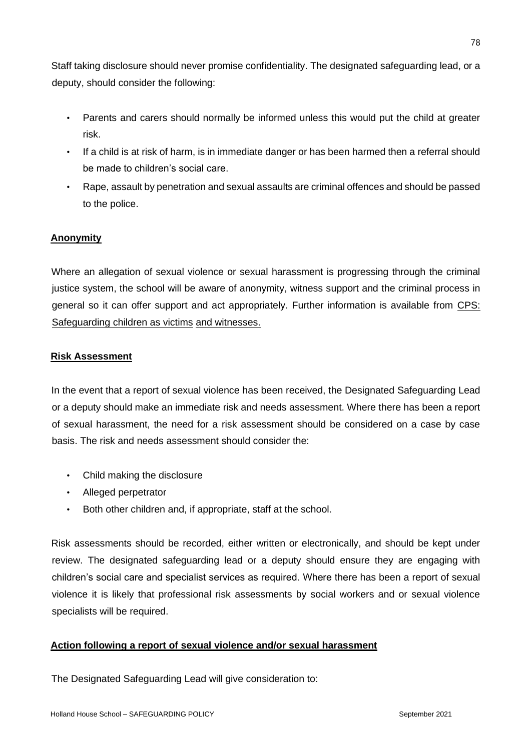Staff taking disclosure should never promise confidentiality. The designated safeguarding lead, or a deputy, should consider the following:

- Parents and carers should normally be informed unless this would put the child at greater risk.
- If a child is at risk of harm, is in immediate danger or has been harmed then a referral should be made to children's social care.
- Rape, assault by penetration and sexual assaults are criminal offences and should be passed to the police.

## Anonymity

Where an allegation of sexual violence or sexual harassment is progressing through the criminal justice system, the school will be aware of anonymity, witness support and the criminal process in general so it can offer support and act appropriately. Further information is available from CPS: Safeguarding children as victims and witnesses.

## Risk Assessment

In the event that a report of sexual violence has been received, the Designated Safeguarding Lead or a deputy should make an immediate risk and needs assessment. Where there has been a report of sexual harassment, the need for a risk assessment should be considered on a case by case basis. The risk and needs assessment should consider the:

- Child making the disclosure
- Alleged perpetrator
- Both other children and, if appropriate, staff at the school.

Risk assessments should be recorded, either written or electronically, and should be kept under review. The designated safeguarding lead or a deputy should ensure they are engaging with children's social care and specialist services as required. Where there has been a report of sexual violence it is likely that professional risk assessments by social workers and or sexual violence specialists will be required.

## Action following a report of sexual violence and/or sexual harassment

The Designated Safeguarding Lead will give consideration to: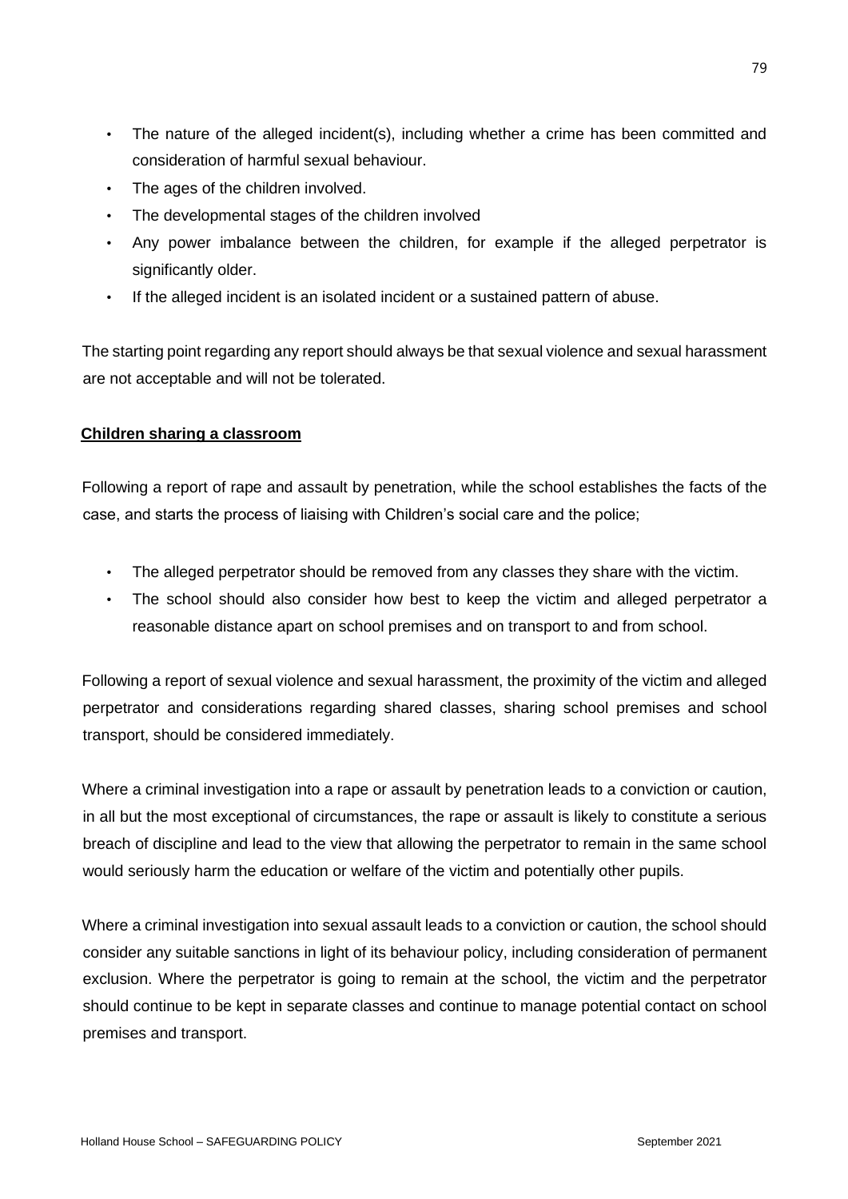- The nature of the alleged incident(s), including whether a crime has been committed and consideration of harmful sexual behaviour.
- The ages of the children involved.
- The developmental stages of the children involved
- Any power imbalance between the children, for example if the alleged perpetrator is significantly older.
- If the alleged incident is an isolated incident or a sustained pattern of abuse.

The starting point regarding any report should always be that sexual violence and sexual harassment are not acceptable and will not be tolerated.

**Children sharing a classroom**

Following a report of rape and assault by penetration, while the school establishes the facts of the case, and starts the process of liaising with Children's social care and the police;

- The alleged perpetrator should be removed from any classes they share with the victim.
- The school should also consider how best to keep the victim and alleged perpetrator a reasonable distance apart on school premises and on transport to and from school.

Following a report of sexual violence and sexual harassment, the proximity of the victim and alleged perpetrator and considerations regarding shared classes, sharing school premises and school transport, should be considered immediately.

Where a criminal investigation into a rape or assault by penetration leads to a conviction or caution, in all but the most exceptional of circumstances, the rape or assault is likely to constitute a serious breach of discipline and lead to the view that allowing the perpetrator to remain in the same school would seriously harm the education or welfare of the victim and potentially other pupils.

Where a criminal investigation into sexual assault leads to a conviction or caution, the school should consider any suitable sanctions in light of its behaviour policy, including consideration of permanent exclusion. Where the perpetrator is going to remain at the school, the victim and the perpetrator should continue to be kept in separate classes and continue to manage potential contact on school premises and transport.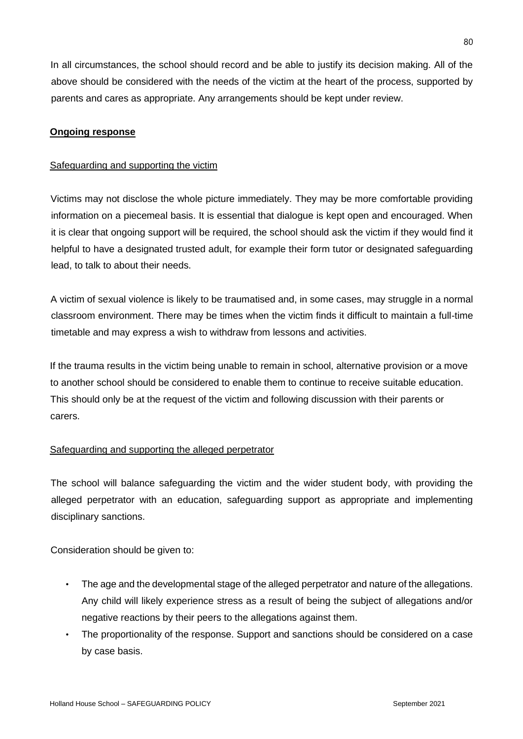In all circumstances, the school should record and be able to justify its decision making. All of the above should be considered with the needs of the victim at the heart of the process, supported by parents and cares as appropriate. Any arrangements should be kept under review.

## **Ongoing response**

### Safeguarding and supporting the victim

Victims may not disclose the whole picture immediately. They may be more comfortable providing information on a piecemeal basis. It is essential that dialogue is kept open and encouraged. When it is clear that ongoing support will be required, the school should ask the victim if they would find it helpful to have a designated trusted adult, for example their form tutor or designated safeguarding lead, to talk to about their needs.

A victim of sexual violence is likely to be traumatised and, in some cases, may struggle in a normal classroom environment. There may be times when the victim finds it difficult to maintain a full-time timetable and may express a wish to withdraw from lessons and activities.

If the trauma results in the victim being unable to remain in school, alternative provision or a move to another school should be considered to enable them to continue to receive suitable education. This should only be at the request of the victim and following discussion with their parents or carers.

### Safeguarding and supporting the alleged perpetrator

The school will balance safeguarding the victim and the wider student body, with providing the alleged perpetrator with an education, safeguarding support as appropriate and implementing disciplinary sanctions.

Consideration should be given to:

- The age and the developmental stage of the alleged perpetrator and nature of the allegations. Any child will likely experience stress as a result of being the subject of allegations and/or negative reactions by their peers to the allegations against them.
- The proportionality of the response. Support and sanctions should be considered on a case by case basis.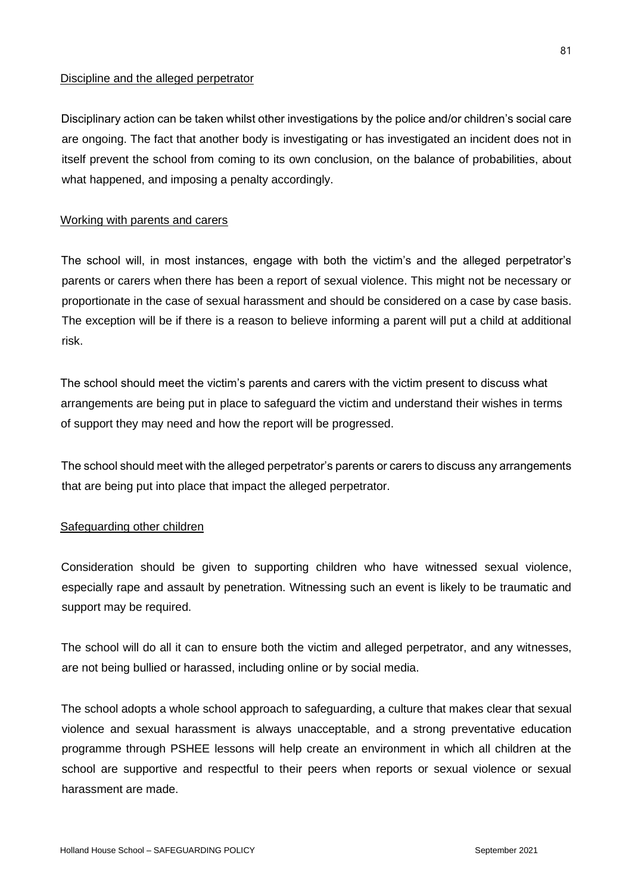Discipline and the alleged perpetrator

Disciplinary action can be taken whilst other investigations by the police and/or children's social care are ongoing. The fact that another body is investigating or has investigated an incident does not in itself prevent the school from coming to its own conclusion, on the balance of probabilities, about what happened, and imposing a penalty accordingly.

Working with parents and carers

The school will, in most instances, engage with both the victim's and the alleged perpetrator's parents or carers when there has been a report of sexual violence. This might not be necessary or proportionate in the case of sexual harassment and should be considered on a case by case basis. The exception will be if there is a reason to believe informing a parent will put a child at additional risk.

The school should meet the victim's parents and carers with the victim present to discuss what arrangements are being put in place to safeguard the victim and understand their wishes in terms of support they may need and how the report will be progressed.

The school should meet with the alleged perpetrator's parents or carers to discuss any arrangements that are being put into place that impact the alleged perpetrator.

Safeguarding other children

Consideration should be given to supporting children who have witnessed sexual violence, especially rape and assault by penetration. Witnessing such an event is likely to be traumatic and support may be required.

The school will do all it can to ensure both the victim and alleged perpetrator, and any witnesses, are not being bullied or harassed, including online or by social media.

The school adopts a whole school approach to safeguarding, a culture that makes clear that sexual violence and sexual harassment is always unacceptable, and a strong preventative education programme through PSHEE lessons will help create an environment in which all children at the school are supportive and respectful to their peers when reports or sexual violence or sexual harassment are made.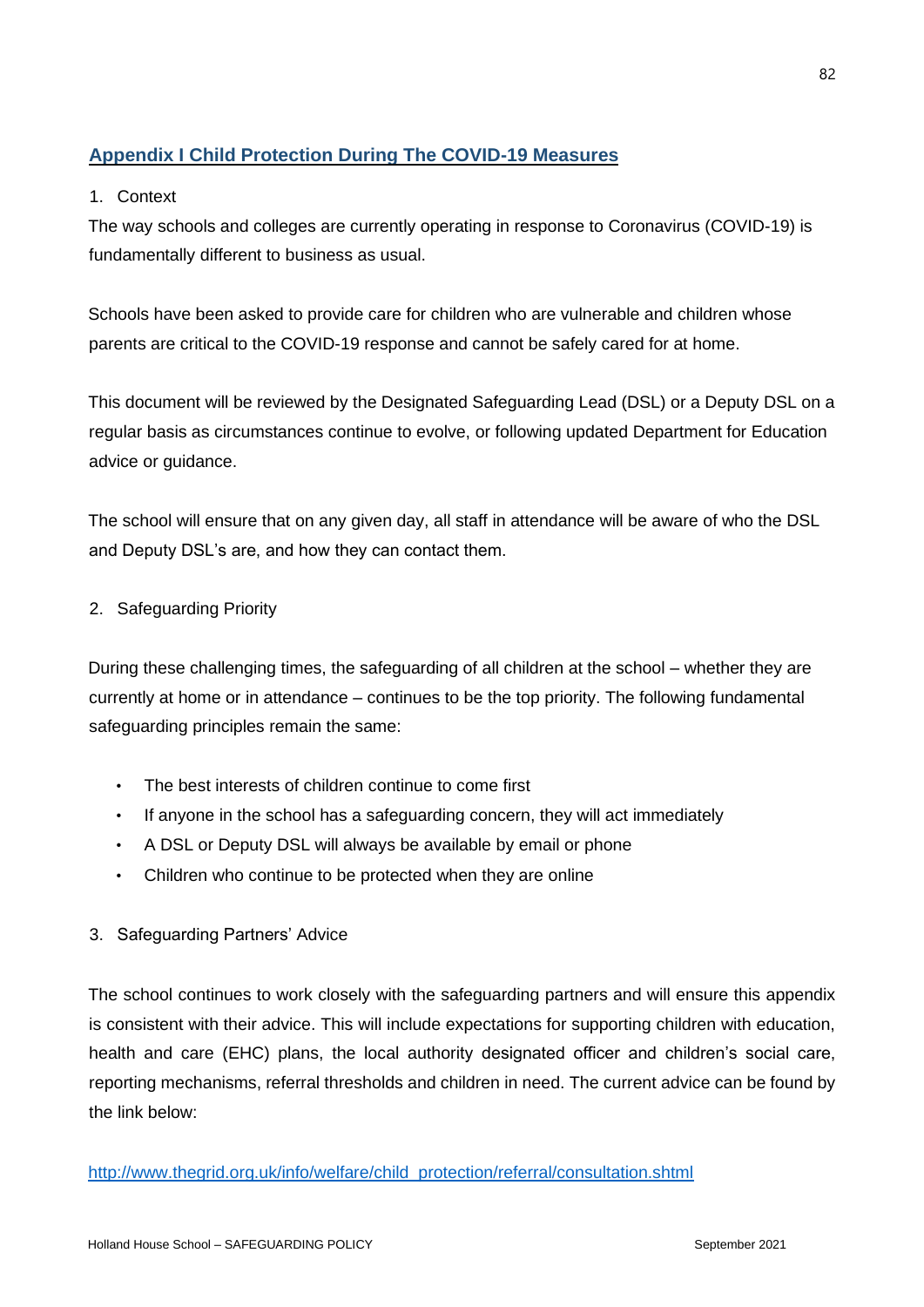## Appendix I Child Protection During The COVID-19 Measures

1. Context

The way schools and colleges are currently operating in response to Coronavirus (COVID-19) is fundamentally different to business as usual.

Schools have been asked to provide care for children who are vulnerable and children whose parents are critical to the COVID-19 response and cannot be safely cared for at home.

This document will be reviewed by the Designated Safeguarding Lead (DSL) or a Deputy DSL on a regular basis as circumstances continue to evolve, or following updated Department for Education advice or guidance.

The school will ensure that on any given day, all staff in attendance will be aware of who the DSL and Deputy DSL's are, and how they can contact them.

2. Safeguarding Priority

During these challenging times, the safeguarding of all children at the school – whether they are currently at home or in attendance – continues to be the top priority. The following fundamental safeguarding principles remain the same:

- The best interests of children continue to come first
- If anyone in the school has a safeguarding concern, they will act immediately
- A DSL or Deputy DSL will always be available by email or phone
- Children who continue to be protected when they are online

3. Safeguarding Partners' Advice

The school continues to work closely with the safeguarding partners and will ensure this appendix is consistent with their advice. This will include expectations for supporting children with education, health and care (EHC) plans, the local authority designated officer and children's social care, reporting mechanisms, referral thresholds and children in need. The current advice can be found by the link below:

http://www.thegrid.org.uk/info/welfare/child_protection/referral/consultation.shtml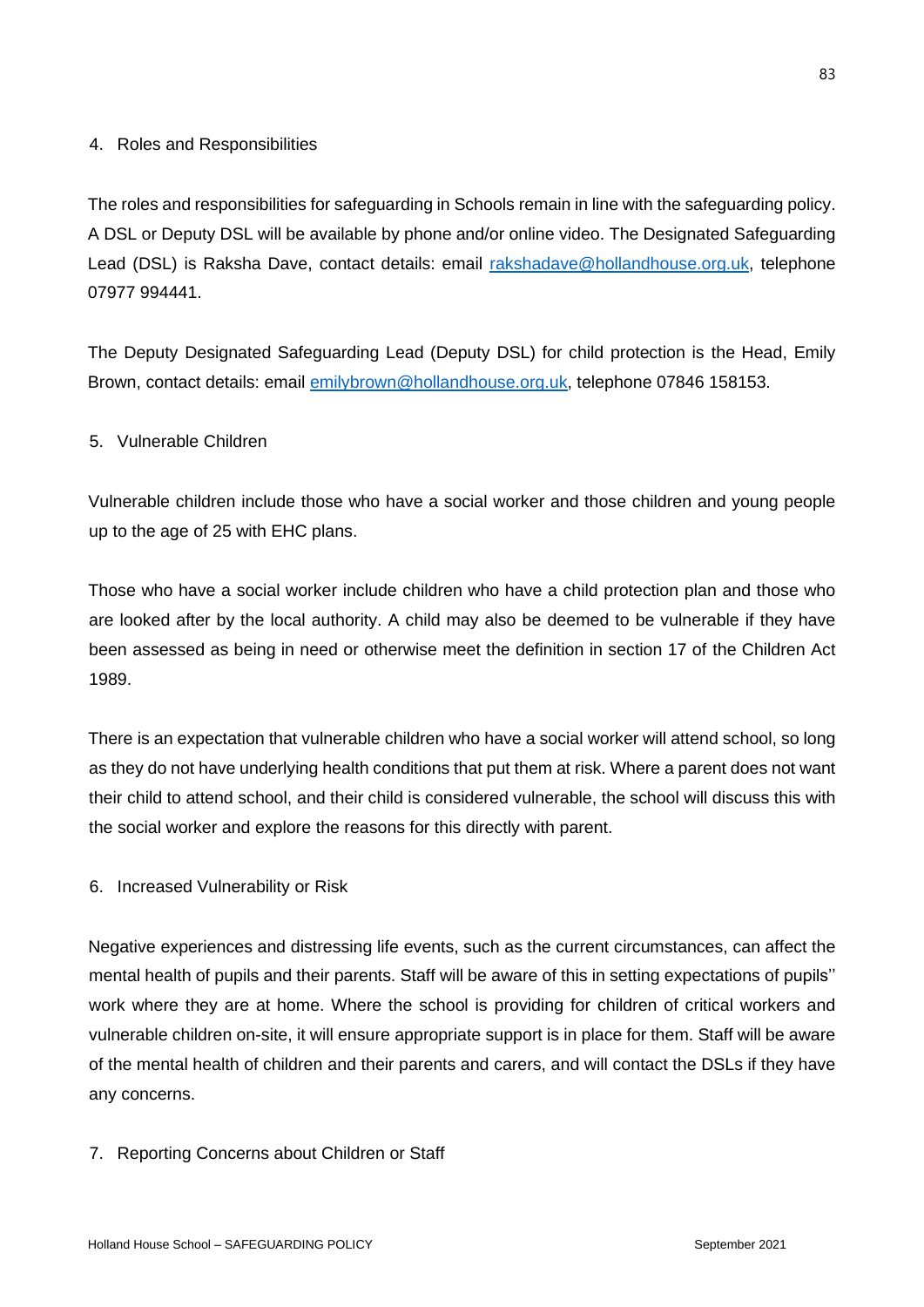4. Roles and Responsibilities

The roles and responsibilities for safeguarding in Schools remain in line with the safeguarding policy. A DSL or Deputy DSL will be available by phone and/or online video. The Designated Safeguarding Lead (DSL) is Raksha Dave, contact details: email rakshadave@hollandhouse.org.uk, telephone 07977 994441.

The Deputy Designated Safeguarding Lead (Deputy DSL) for child protection is the Head, Emily Brown, contact details: email emilybrown@hollandhouse.org.uk, telephone 07846 158153.

5. Vulnerable Children

Vulnerable children include those who have a social worker and those children and young people up to the age of 25 with EHC plans.

Those who have a social worker include children who have a child protection plan and those who are looked after by the local authority. A child may also be deemed to be vulnerable if they have been assessed as being in need or otherwise meet the definition in section 17 of the Children Act 1989.

There is an expectation that vulnerable children who have a social worker will attend school, so long as they do not have underlying health conditions that put them at risk. Where a parent does not want their child to attend school, and their child is considered vulnerable, the school will discuss this with the social worker and explore the reasons for this directly with parent.

6. Increased Vulnerability or Risk

Negative experiences and distressing life events, such as the current circumstances, can affect the mental health of pupils and their parents. Staff will be aware of this in setting expectations of pupils'' work where they are at home. Where the school is providing for children of critical workers and vulnerable children on-site, it will ensure appropriate support is in place for them. Staff will be aware of the mental health of children and their parents and carers, and will contact the DSLs if they have any concerns.

7. Reporting Concerns about Children or Staff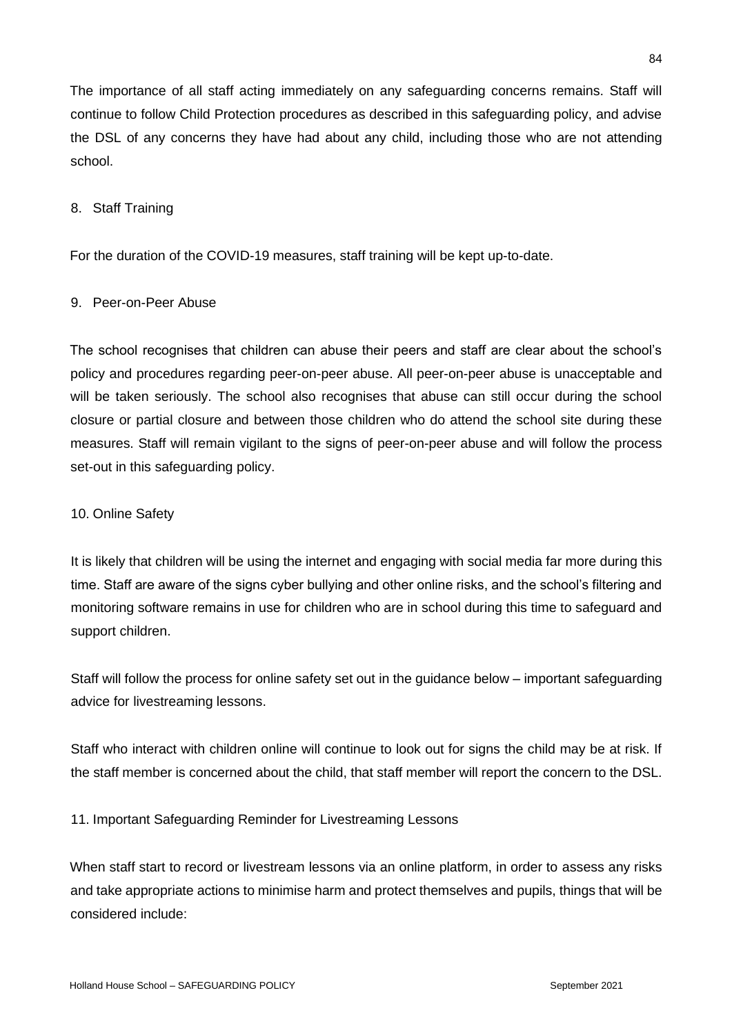The importance of all staff acting immediately on any safeguarding concerns remains. Staff will continue to follow Child Protection procedures as described in this safeguarding policy, and advise the DSL of any concerns they have had about any child, including those who are not attending school.

## 8. Staff Training

For the duration of the COVID-19 measures, staff training will be kept up-to-date.

## 9. Peer-on-Peer Abuse

The school recognises that children can abuse their peers and staff are clear about the school's policy and procedures regarding peer-on-peer abuse. All peer-on-peer abuse is unacceptable and will be taken seriously. The school also recognises that abuse can still occur during the school closure or partial closure and between those children who do attend the school site during these measures. Staff will remain vigilant to the signs of peer-on-peer abuse and will follow the process set-out in this safeguarding policy.

## 10. Online Safety

It is likely that children will be using the internet and engaging with social media far more during this time. Staff are aware of the signs cyber bullying and other online risks, and the school's filtering and monitoring software remains in use for children who are in school during this time to safeguard and support children.

Staff will follow the process for online safety set out in the guidance below – important safeguarding advice for livestreaming lessons.

Staff who interact with children online will continue to look out for signs the child may be at risk. If the staff member is concerned about the child, that staff member will report the concern to the DSL.

## 11. Important Safeguarding Reminder for Livestreaming Lessons

When staff start to record or livestream lessons via an online platform, in order to assess any risks and take appropriate actions to minimise harm and protect themselves and pupils, things that will be considered include: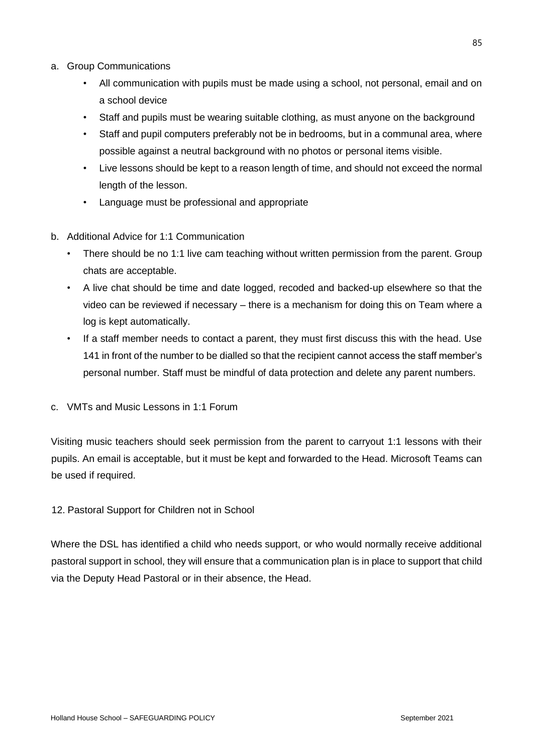a. Group Communications

- All communication with pupils must be made using a school, not personal, email and on a school device
- Staff and pupils must be wearing suitable clothing, as must anyone on the background
- Staff and pupil computers preferably not be in bedrooms, but in a communal area, where possible against a neutral background with no photos or personal items visible.
- Live lessons should be kept to a reason length of time, and should not exceed the normal length of the lesson.
- Language must be professional and appropriate

b. Additional Advice for 1:1 Communication

- There should be no 1:1 live cam teaching without written permission from the parent. Group chats are acceptable.
- A live chat should be time and date logged, recoded and backed-up elsewhere so that the video can be reviewed if necessary – there is a mechanism for doing this on Team where a log is kept automatically.
- If a staff member needs to contact a parent, they must first discuss this with the head. Use 141 in front of the number to be dialled so that the recipient cannot access the staff member's personal number. Staff must be mindful of data protection and delete any parent numbers.

c. VMTs and Music Lessons in 1:1 Forum

Visiting music teachers should seek permission from the parent to carryout 1:1 lessons with their pupils. An email is acceptable, but it must be kept and forwarded to the Head. Microsoft Teams can be used if required.

12. Pastoral Support for Children not in School

Where the DSL has identified a child who needs support, or who would normally receive additional pastoral support in school, they will ensure that a communication plan is in place to support that child via the Deputy Head Pastoral or in their absence, the Head.